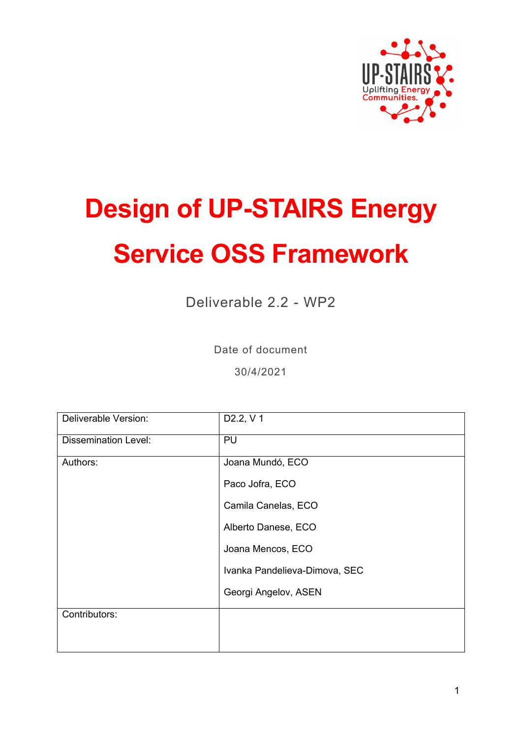# Design of UP-STAIRS Energy Service OSS Framework

Deliverable 2.2 - WP2

Date of document

30/4/2021

| Deliverable Version: | D2.2, V 1 |
| --- | --- |
| Dissemination Level: | PU |
| Authors: | Joana Mundó, ECO<br>Paco Jofra, ECO<br>Camila Canelas, ECO<br>Alberto Danese, ECO<br>Joana Mencos, ECO<br>Ivanka Pandelieva-Dimova, SEC<br>Georgi Angelov, ASEN |
| Contributors: | |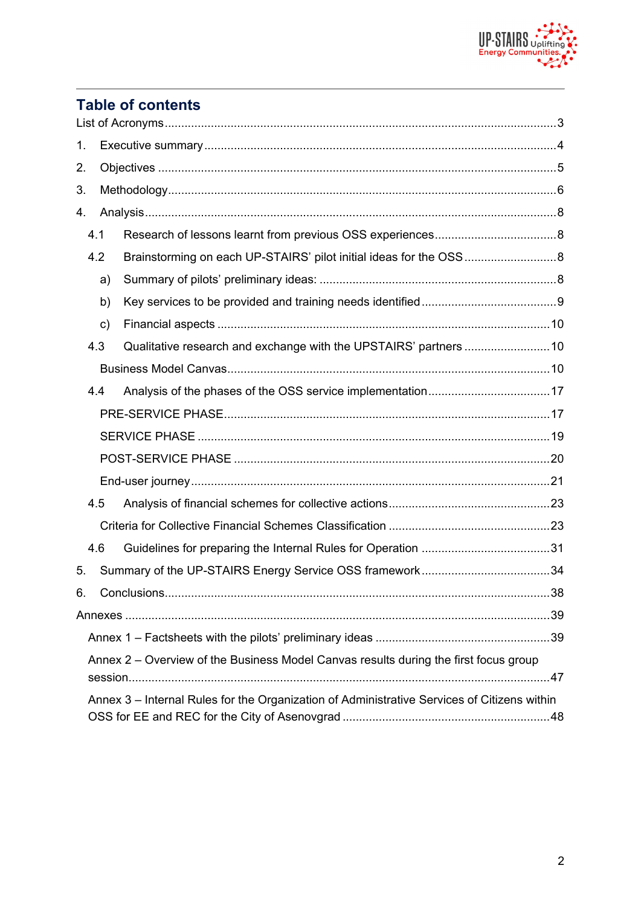## Table of contents

List of Acronyms ..... 3

1. Executive summary ..... 4
2. Objectives ..... 5
3. Methodology ..... 6
4. Analysis ..... 8
   - 4.1 Research of lessons learnt from previous OSS experiences ..... 8
   - 4.2 Brainstorming on each UP-STAIRS' pilot initial ideas for the OSS ..... 8
     - a) Summary of pilots' preliminary ideas: ..... 8
     - b) Key services to be provided and training needs identified ..... 9
     - c) Financial aspects ..... 10
   - 4.3 Qualitative research and exchange with the UPSTAIRS' partners ..... 10
     - Business Model Canvas ..... 10
   - 4.4 Analysis of the phases of the OSS service implementation ..... 17
     - PRE-SERVICE PHASE ..... 17
     - SERVICE PHASE ..... 19
     - POST-SERVICE PHASE ..... 20
     - End-user journey ..... 21
   - 4.5 Analysis of financial schemes for collective actions ..... 23
     - Criteria for Collective Financial Schemes Classification ..... 23
   - 4.6 Guidelines for preparing the Internal Rules for Operation ..... 31
5. Summary of the UP-STAIRS Energy Service OSS framework ..... 34
6. Conclusions ..... 38

Annexes ..... 39

- Annex 1 – Factsheets with the pilots' preliminary ideas ..... 39
- Annex 2 – Overview of the Business Model Canvas results during the first focus group session ..... 47
- Annex 3 – Internal Rules for the Organization of Administrative Services of Citizens within OSS for EE and REC for the City of Asenovgrad ..... 48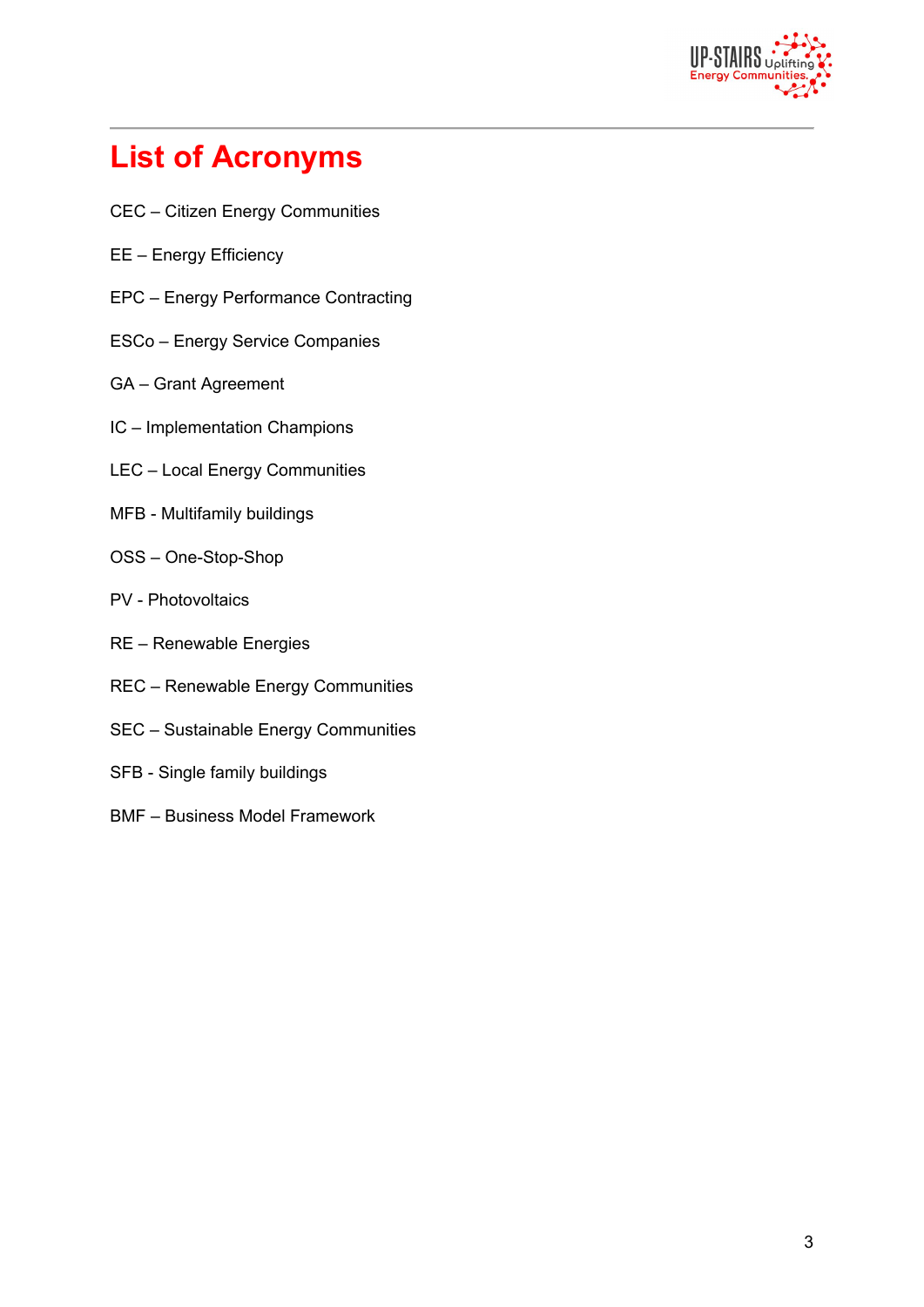# List of Acronyms

CEC – Citizen Energy Communities

EE – Energy Efficiency

EPC – Energy Performance Contracting

ESCo – Energy Service Companies

GA – Grant Agreement

IC – Implementation Champions

LEC – Local Energy Communities

MFB - Multifamily buildings

OSS – One-Stop-Shop

PV - Photovoltaics

RE – Renewable Energies

REC – Renewable Energy Communities

SEC – Sustainable Energy Communities

SFB - Single family buildings

BMF – Business Model Framework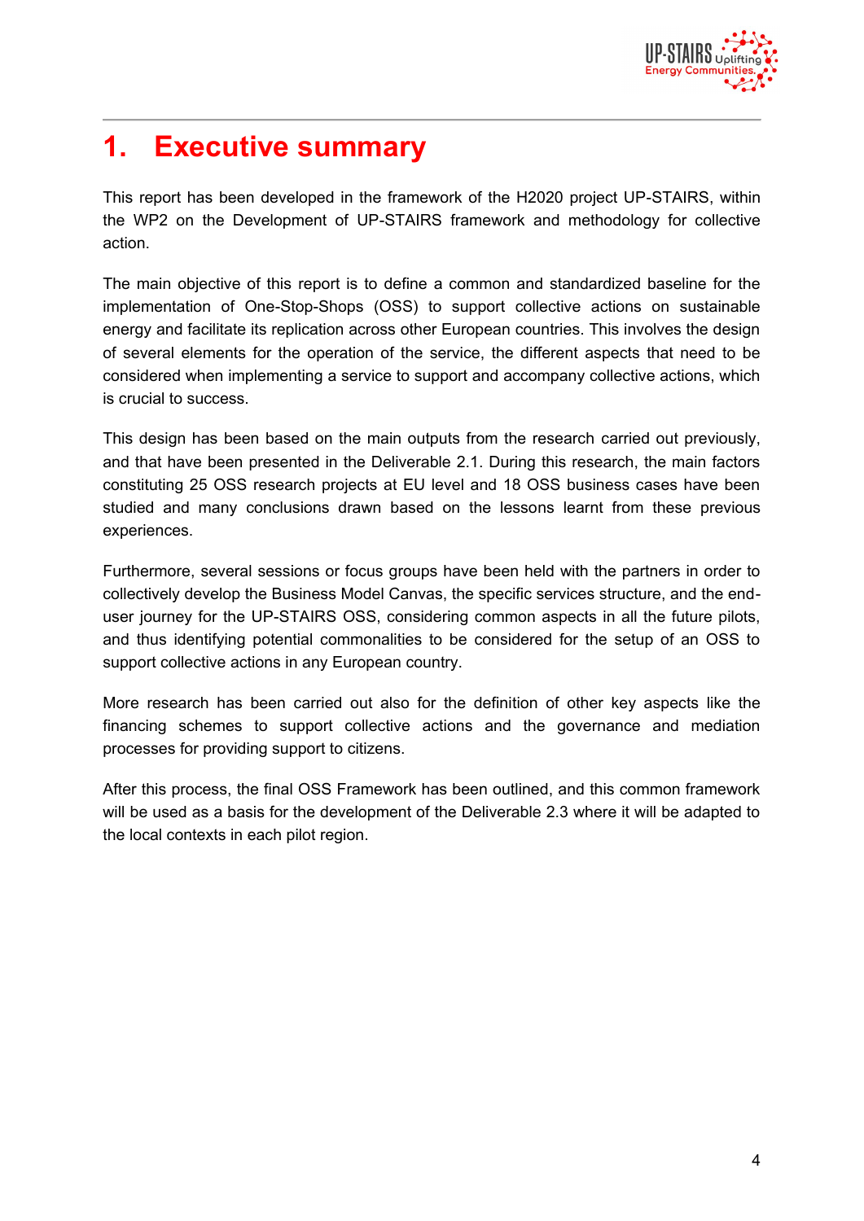# 1. Executive summary

This report has been developed in the framework of the H2020 project UP-STAIRS, within the WP2 on the Development of UP-STAIRS framework and methodology for collective action.

The main objective of this report is to define a common and standardized baseline for the implementation of One-Stop-Shops (OSS) to support collective actions on sustainable energy and facilitate its replication across other European countries. This involves the design of several elements for the operation of the service, the different aspects that need to be considered when implementing a service to support and accompany collective actions, which is crucial to success.

This design has been based on the main outputs from the research carried out previously, and that have been presented in the Deliverable 2.1. During this research, the main factors constituting 25 OSS research projects at EU level and 18 OSS business cases have been studied and many conclusions drawn based on the lessons learnt from these previous experiences.

Furthermore, several sessions or focus groups have been held with the partners in order to collectively develop the Business Model Canvas, the specific services structure, and the end-user journey for the UP-STAIRS OSS, considering common aspects in all the future pilots, and thus identifying potential commonalities to be considered for the setup of an OSS to support collective actions in any European country.

More research has been carried out also for the definition of other key aspects like the financing schemes to support collective actions and the governance and mediation processes for providing support to citizens.

After this process, the final OSS Framework has been outlined, and this common framework will be used as a basis for the development of the Deliverable 2.3 where it will be adapted to the local contexts in each pilot region.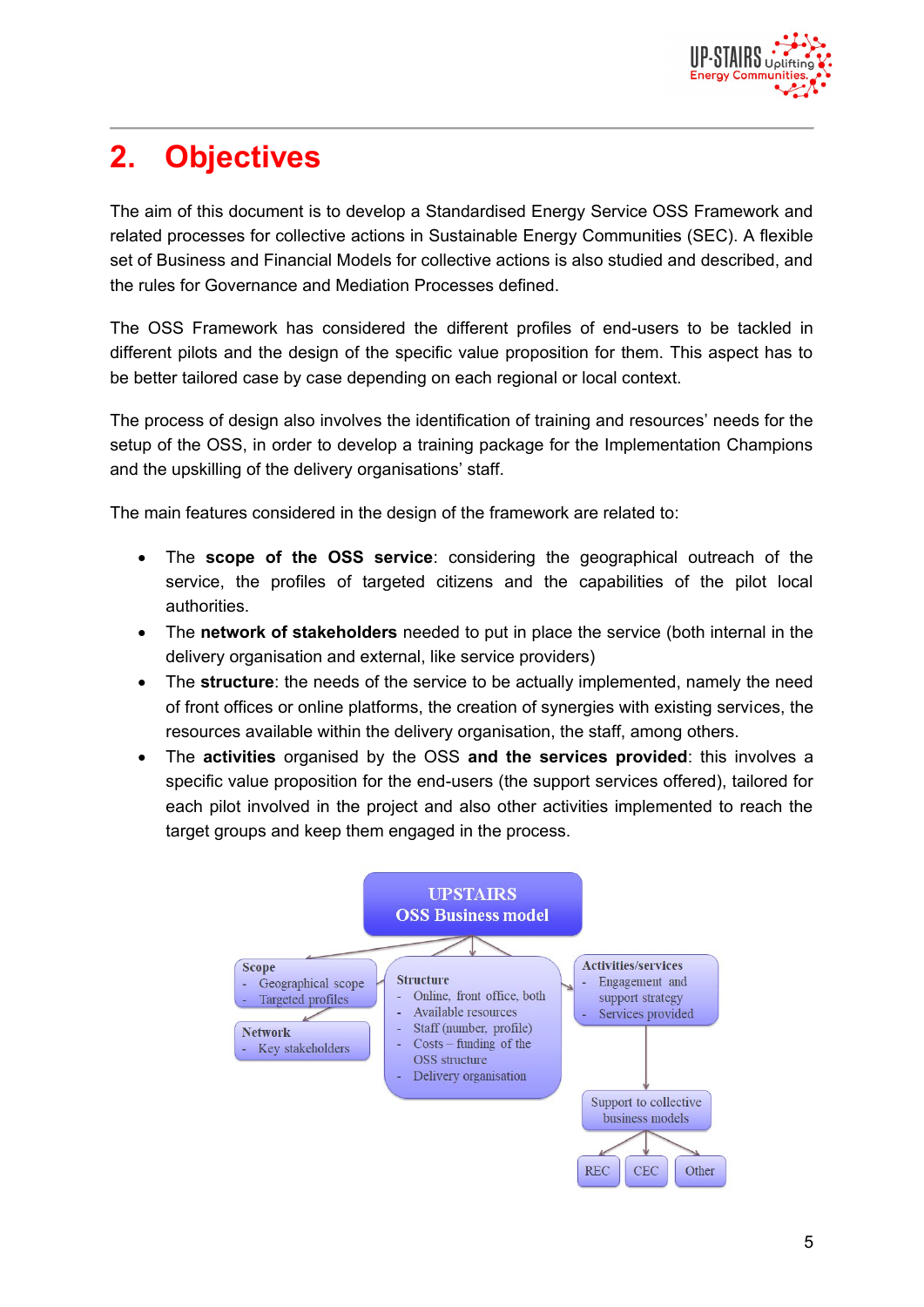# 2. Objectives

The aim of this document is to develop a Standardised Energy Service OSS Framework and related processes for collective actions in Sustainable Energy Communities (SEC). A flexible set of Business and Financial Models for collective actions is also studied and described, and the rules for Governance and Mediation Processes defined.

The OSS Framework has considered the different profiles of end-users to be tackled in different pilots and the design of the specific value proposition for them. This aspect has to be better tailored case by case depending on each regional or local context.

The process of design also involves the identification of training and resources' needs for the setup of the OSS, in order to develop a training package for the Implementation Champions and the upskilling of the delivery organisations' staff.

The main features considered in the design of the framework are related to:

- The **scope of the OSS service**: considering the geographical outreach of the service, the profiles of targeted citizens and the capabilities of the pilot local authorities.
- The **network of stakeholders** needed to put in place the service (both internal in the delivery organisation and external, like service providers)
- The **structure**: the needs of the service to be actually implemented, namely the need of front offices or online platforms, the creation of synergies with existing services, the resources available within the delivery organisation, the staff, among others.
- The **activities** organised by the OSS **and the services provided**: this involves a specific value proposition for the end-users (the support services offered), tailored for each pilot involved in the project and also other activities implemented to reach the target groups and keep them engaged in the process.

**UPSTAIRS OSS Business model**

- **Scope**
  - Geographical scope
  - Targeted profiles
- **Network**
  - Key stakeholders
- **Structure**
  - Online, front office, both
  - Available resources
  - Staff (number, profile)
  - Costs – funding of the OSS structure
  - Delivery organisation
- **Activities/services**
  - Engagement and support strategy
  - Services provided
  - Support to collective business models
    - REC
    - CEC
    - Other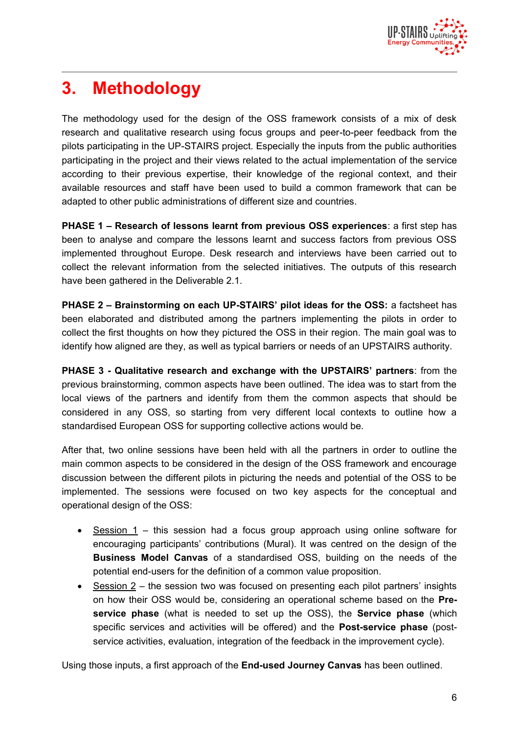# 3. Methodology

The methodology used for the design of the OSS framework consists of a mix of desk research and qualitative research using focus groups and peer-to-peer feedback from the pilots participating in the UP-STAIRS project. Especially the inputs from the public authorities participating in the project and their views related to the actual implementation of the service according to their previous expertise, their knowledge of the regional context, and their available resources and staff have been used to build a common framework that can be adapted to other public administrations of different size and countries.

**PHASE 1 – Research of lessons learnt from previous OSS experiences**: a first step has been to analyse and compare the lessons learnt and success factors from previous OSS implemented throughout Europe. Desk research and interviews have been carried out to collect the relevant information from the selected initiatives. The outputs of this research have been gathered in the Deliverable 2.1.

**PHASE 2 – Brainstorming on each UP-STAIRS' pilot ideas for the OSS:** a factsheet has been elaborated and distributed among the partners implementing the pilots in order to collect the first thoughts on how they pictured the OSS in their region. The main goal was to identify how aligned are they, as well as typical barriers or needs of an UPSTAIRS authority.

**PHASE 3 - Qualitative research and exchange with the UPSTAIRS' partners**: from the previous brainstorming, common aspects have been outlined. The idea was to start from the local views of the partners and identify from them the common aspects that should be considered in any OSS, so starting from very different local contexts to outline how a standardised European OSS for supporting collective actions would be.

After that, two online sessions have been held with all the partners in order to outline the main common aspects to be considered in the design of the OSS framework and encourage discussion between the different pilots in picturing the needs and potential of the OSS to be implemented. The sessions were focused on two key aspects for the conceptual and operational design of the OSS:

- Session 1 – this session had a focus group approach using online software for encouraging participants' contributions (Mural). It was centred on the design of the **Business Model Canvas** of a standardised OSS, building on the needs of the potential end-users for the definition of a common value proposition.
- Session 2 – the session two was focused on presenting each pilot partners' insights on how their OSS would be, considering an operational scheme based on the **Pre-service phase** (what is needed to set up the OSS), the **Service phase** (which specific services and activities will be offered) and the **Post-service phase** (post-service activities, evaluation, integration of the feedback in the improvement cycle).

Using those inputs, a first approach of the **End-used Journey Canvas** has been outlined.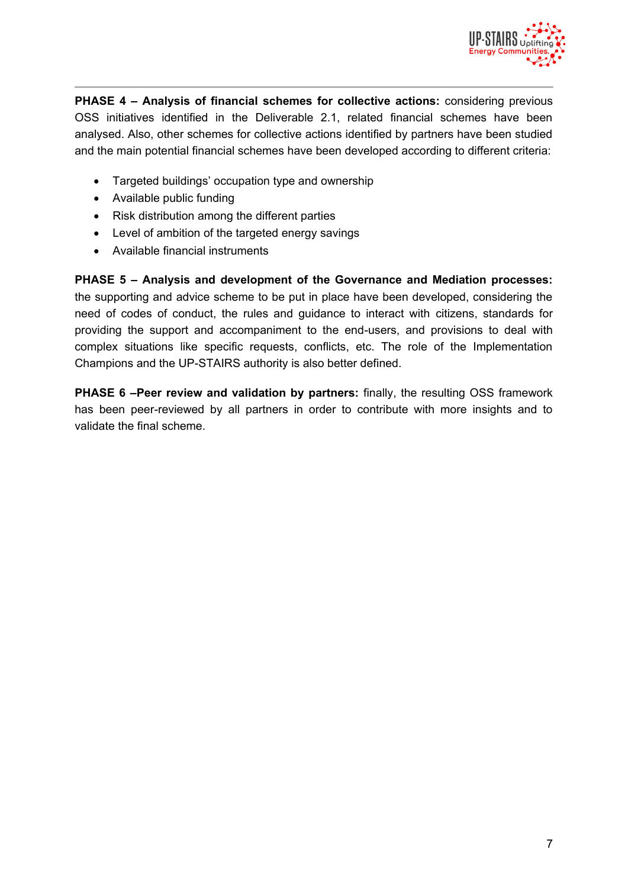**PHASE 4 – Analysis of financial schemes for collective actions:** considering previous OSS initiatives identified in the Deliverable 2.1, related financial schemes have been analysed. Also, other schemes for collective actions identified by partners have been studied and the main potential financial schemes have been developed according to different criteria:

- Targeted buildings' occupation type and ownership
- Available public funding
- Risk distribution among the different parties
- Level of ambition of the targeted energy savings
- Available financial instruments

**PHASE 5 – Analysis and development of the Governance and Mediation processes:** the supporting and advice scheme to be put in place have been developed, considering the need of codes of conduct, the rules and guidance to interact with citizens, standards for providing the support and accompaniment to the end-users, and provisions to deal with complex situations like specific requests, conflicts, etc. The role of the Implementation Champions and the UP-STAIRS authority is also better defined.

**PHASE 6 –Peer review and validation by partners:** finally, the resulting OSS framework has been peer-reviewed by all partners in order to contribute with more insights and to validate the final scheme.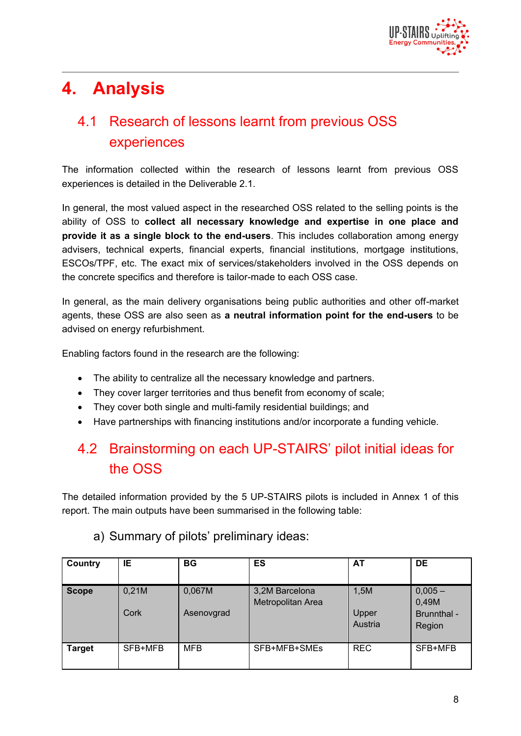# 4. Analysis

## 4.1 Research of lessons learnt from previous OSS experiences

The information collected within the research of lessons learnt from previous OSS experiences is detailed in the Deliverable 2.1.

In general, the most valued aspect in the researched OSS related to the selling points is the ability of OSS to **collect all necessary knowledge and expertise in one place and provide it as a single block to the end-users**. This includes collaboration among energy advisers, technical experts, financial experts, financial institutions, mortgage institutions, ESCOs/TPF, etc. The exact mix of services/stakeholders involved in the OSS depends on the concrete specifics and therefore is tailor-made to each OSS case.

In general, as the main delivery organisations being public authorities and other off-market agents, these OSS are also seen as **a neutral information point for the end-users** to be advised on energy refurbishment.

Enabling factors found in the research are the following:

- The ability to centralize all the necessary knowledge and partners.
- They cover larger territories and thus benefit from economy of scale;
- They cover both single and multi-family residential buildings; and
- Have partnerships with financing institutions and/or incorporate a funding vehicle.

## 4.2 Brainstorming on each UP-STAIRS' pilot initial ideas for the OSS

The detailed information provided by the 5 UP-STAIRS pilots is included in Annex 1 of this report. The main outputs have been summarised in the following table:

a) Summary of pilots' preliminary ideas:

| Country | IE | BG | ES | AT | DE |
|---|---|---|---|---|---|
| **Scope** | 0,21M<br><br>Cork | 0,067M<br><br>Asenovgrad | 3,2M Barcelona Metropolitan Area | 1,5M<br><br>Upper Austria | 0,005 – 0,49M<br>Brunnthal - Region |
| **Target** | SFB+MFB | MFB | SFB+MFB+SMEs | REC | SFB+MFB |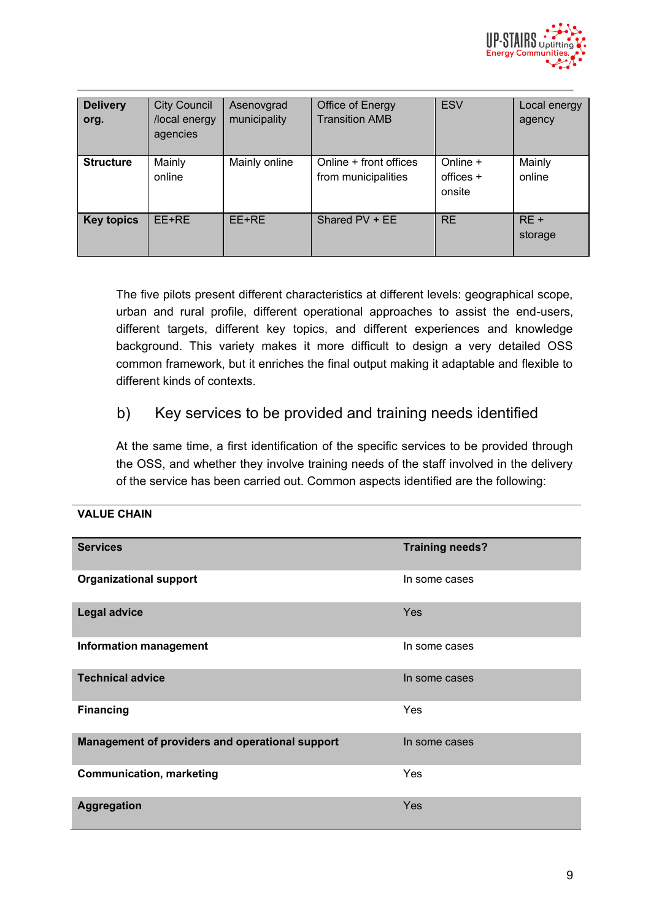| **Delivery org.** | City Council /local energy agencies | Asenovgrad municipality | Office of Energy Transition AMB | ESV | Local energy agency |
|---|---|---|---|---|---|
| **Structure** | Mainly online | Mainly online | Online + front offices from municipalities | Online + offices + onsite | Mainly online |
| **Key topics** | EE+RE | EE+RE | Shared PV + EE | RE | RE + storage |

The five pilots present different characteristics at different levels: geographical scope, urban and rural profile, different operational approaches to assist the end-users, different targets, different key topics, and different experiences and knowledge background. This variety makes it more difficult to design a very detailed OSS common framework, but it enriches the final output making it adaptable and flexible to different kinds of contexts.

## b) Key services to be provided and training needs identified

At the same time, a first identification of the specific services to be provided through the OSS, and whether they involve training needs of the staff involved in the delivery of the service has been carried out. Common aspects identified are the following:

**VALUE CHAIN**

| **Services** | **Training needs?** |
|---|---|
| **Organizational support** | In some cases |
| **Legal advice** | Yes |
| **Information management** | In some cases |
| **Technical advice** | In some cases |
| **Financing** | Yes |
| **Management of providers and operational support** | In some cases |
| **Communication, marketing** | Yes |
| **Aggregation** | Yes |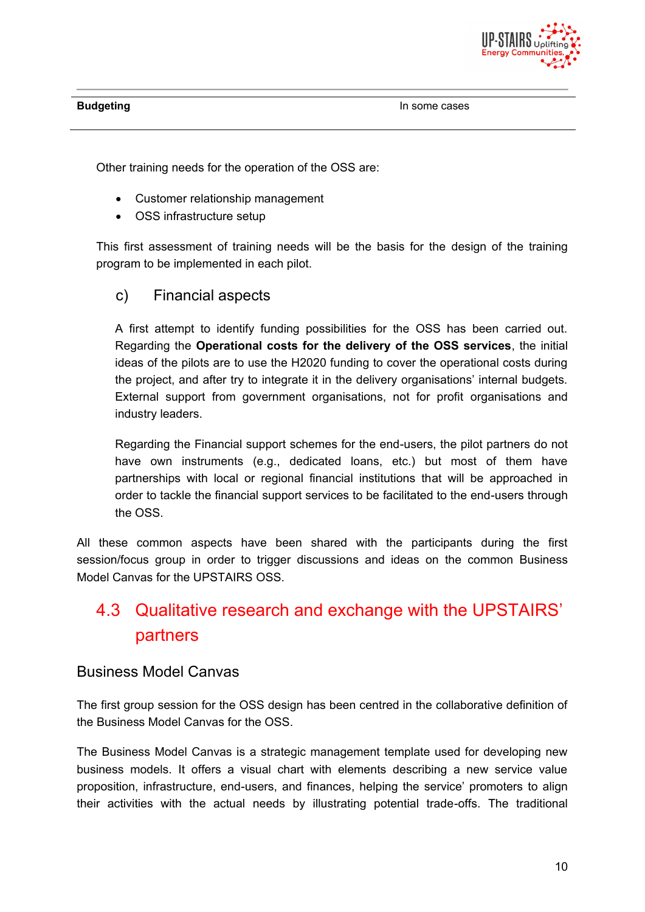| Budgeting | In some cases |
|---|---|

Other training needs for the operation of the OSS are:

- Customer relationship management
- OSS infrastructure setup

This first assessment of training needs will be the basis for the design of the training program to be implemented in each pilot.

### c) Financial aspects

A first attempt to identify funding possibilities for the OSS has been carried out. Regarding the **Operational costs for the delivery of the OSS services**, the initial ideas of the pilots are to use the H2020 funding to cover the operational costs during the project, and after try to integrate it in the delivery organisations' internal budgets. External support from government organisations, not for profit organisations and industry leaders.

Regarding the Financial support schemes for the end-users, the pilot partners do not have own instruments (e.g., dedicated loans, etc.) but most of them have partnerships with local or regional financial institutions that will be approached in order to tackle the financial support services to be facilitated to the end-users through the OSS.

All these common aspects have been shared with the participants during the first session/focus group in order to trigger discussions and ideas on the common Business Model Canvas for the UPSTAIRS OSS.

## 4.3 Qualitative research and exchange with the UPSTAIRS' partners

### Business Model Canvas

The first group session for the OSS design has been centred in the collaborative definition of the Business Model Canvas for the OSS.

The Business Model Canvas is a strategic management template used for developing new business models. It offers a visual chart with elements describing a new service value proposition, infrastructure, end-users, and finances, helping the service' promoters to align their activities with the actual needs by illustrating potential trade-offs. The traditional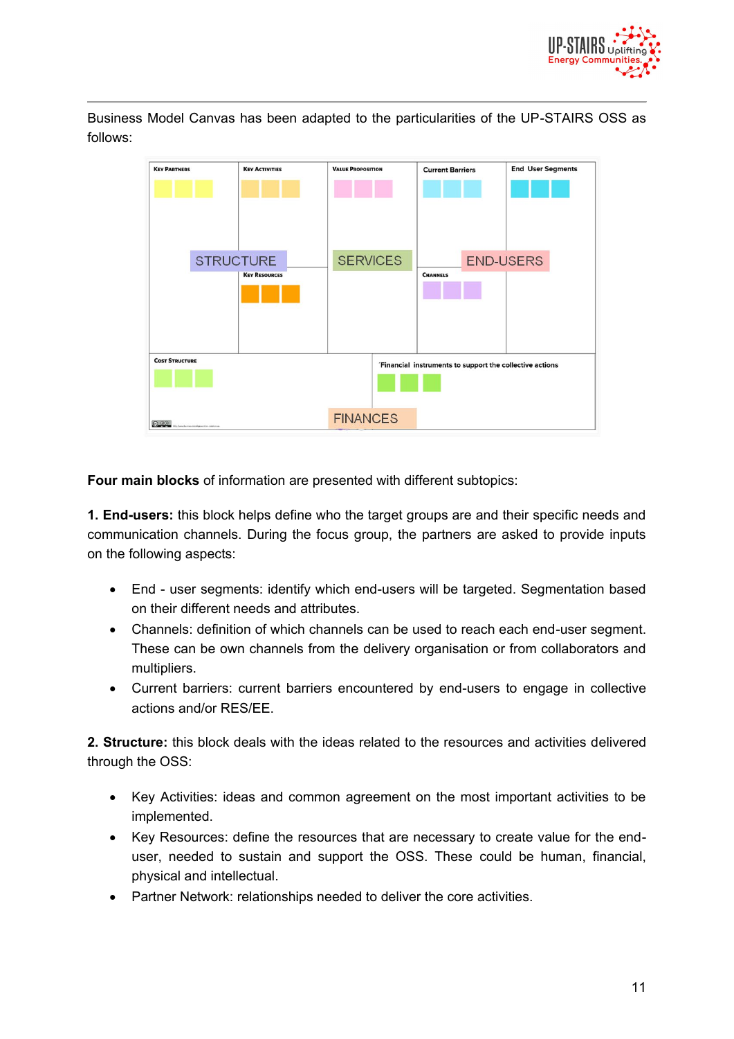Business Model Canvas has been adapted to the particularities of the UP-STAIRS OSS as follows:

**Four main blocks** of information are presented with different subtopics:

**1. End-users:** this block helps define who the target groups are and their specific needs and communication channels. During the focus group, the partners are asked to provide inputs on the following aspects:

- End - user segments: identify which end-users will be targeted. Segmentation based on their different needs and attributes.
- Channels: definition of which channels can be used to reach each end-user segment. These can be own channels from the delivery organisation or from collaborators and multipliers.
- Current barriers: current barriers encountered by end-users to engage in collective actions and/or RES/EE.

**2. Structure:** this block deals with the ideas related to the resources and activities delivered through the OSS:

- Key Activities: ideas and common agreement on the most important activities to be implemented.
- Key Resources: define the resources that are necessary to create value for the end-user, needed to sustain and support the OSS. These could be human, financial, physical and intellectual.
- Partner Network: relationships needed to deliver the core activities.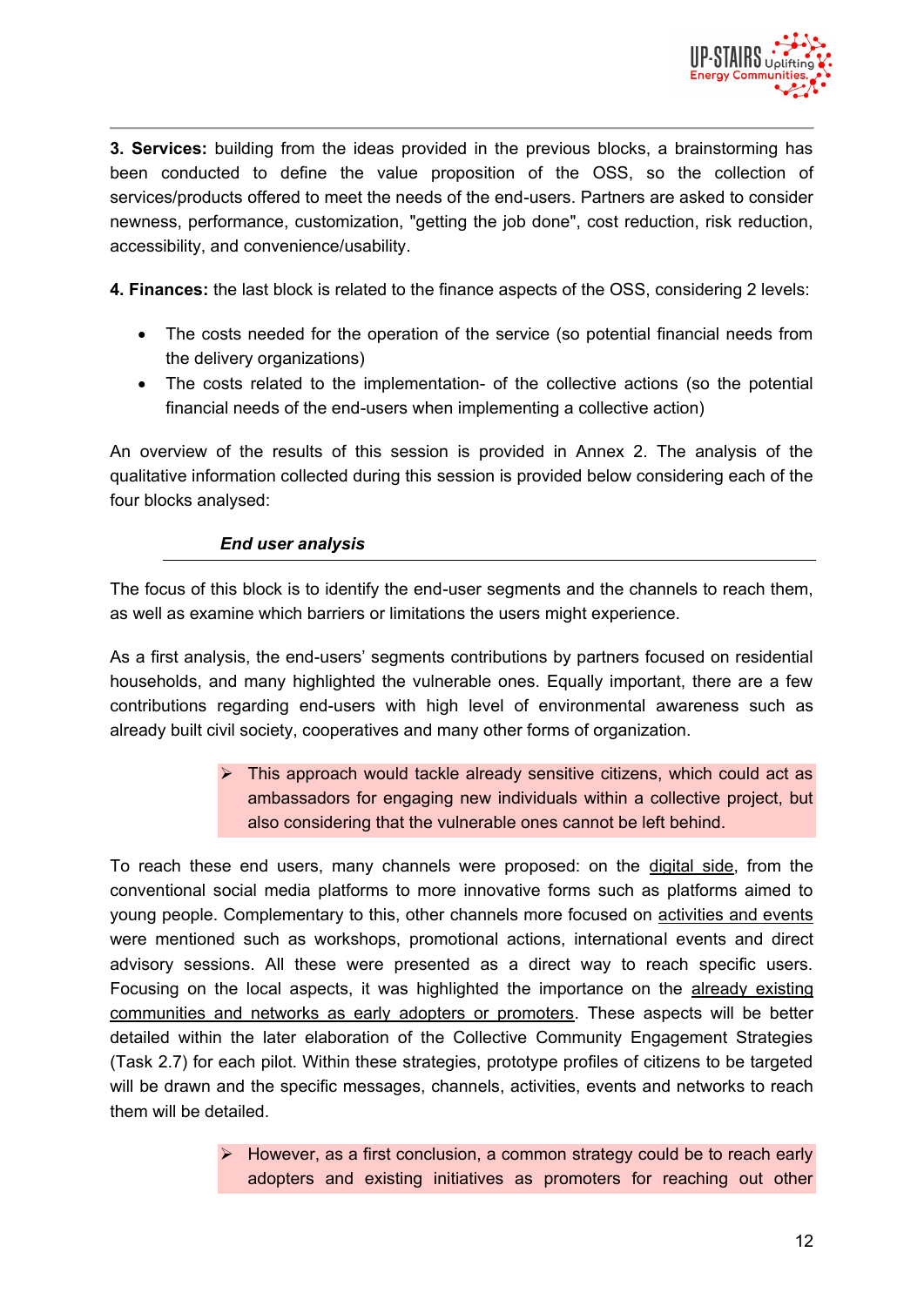**3. Services:** building from the ideas provided in the previous blocks, a brainstorming has been conducted to define the value proposition of the OSS, so the collection of services/products offered to meet the needs of the end-users. Partners are asked to consider newness, performance, customization, "getting the job done", cost reduction, risk reduction, accessibility, and convenience/usability.

**4. Finances:** the last block is related to the finance aspects of the OSS, considering 2 levels:

- The costs needed for the operation of the service (so potential financial needs from the delivery organizations)
- The costs related to the implementation- of the collective actions (so the potential financial needs of the end-users when implementing a collective action)

An overview of the results of this session is provided in Annex 2. The analysis of the qualitative information collected during this session is provided below considering each of the four blocks analysed:

***End user analysis***

The focus of this block is to identify the end-user segments and the channels to reach them, as well as examine which barriers or limitations the users might experience.

As a first analysis, the end-users' segments contributions by partners focused on residential households, and many highlighted the vulnerable ones. Equally important, there are a few contributions regarding end-users with high level of environmental awareness such as already built civil society, cooperatives and many other forms of organization.

> ➢ This approach would tackle already sensitive citizens, which could act as ambassadors for engaging new individuals within a collective project, but also considering that the vulnerable ones cannot be left behind.

To reach these end users, many channels were proposed: on the digital side, from the conventional social media platforms to more innovative forms such as platforms aimed to young people. Complementary to this, other channels more focused on activities and events were mentioned such as workshops, promotional actions, international events and direct advisory sessions. All these were presented as a direct way to reach specific users. Focusing on the local aspects, it was highlighted the importance on the already existing communities and networks as early adopters or promoters. These aspects will be better detailed within the later elaboration of the Collective Community Engagement Strategies (Task 2.7) for each pilot. Within these strategies, prototype profiles of citizens to be targeted will be drawn and the specific messages, channels, activities, events and networks to reach them will be detailed.

> ➢ However, as a first conclusion, a common strategy could be to reach early adopters and existing initiatives as promoters for reaching out other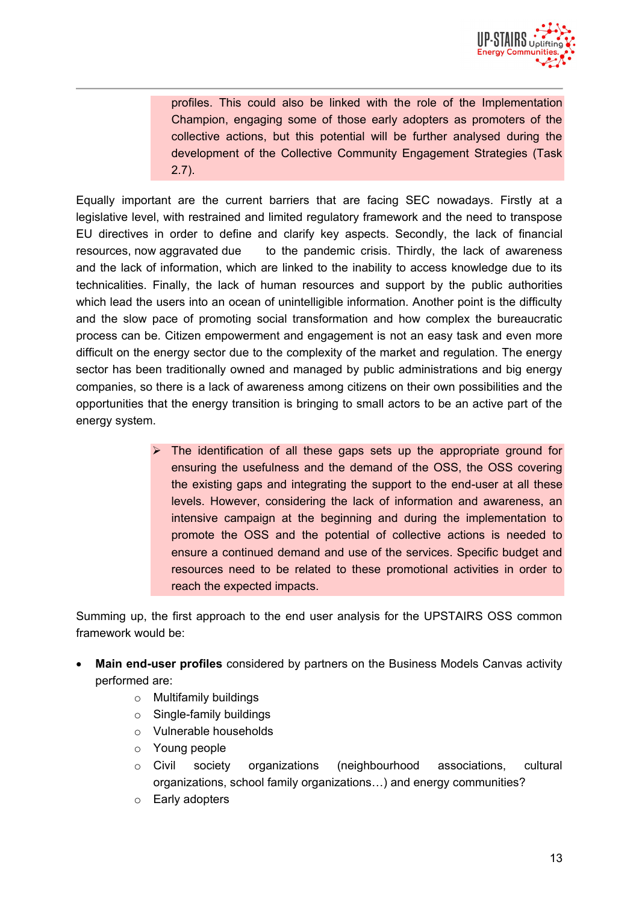profiles. This could also be linked with the role of the Implementation Champion, engaging some of those early adopters as promoters of the collective actions, but this potential will be further analysed during the development of the Collective Community Engagement Strategies (Task 2.7).

Equally important are the current barriers that are facing SEC nowadays. Firstly at a legislative level, with restrained and limited regulatory framework and the need to transpose EU directives in order to define and clarify key aspects. Secondly, the lack of financial resources, now aggravated due to the pandemic crisis. Thirdly, the lack of awareness and the lack of information, which are linked to the inability to access knowledge due to its technicalities. Finally, the lack of human resources and support by the public authorities which lead the users into an ocean of unintelligible information. Another point is the difficulty and the slow pace of promoting social transformation and how complex the bureaucratic process can be. Citizen empowerment and engagement is not an easy task and even more difficult on the energy sector due to the complexity of the market and regulation. The energy sector has been traditionally owned and managed by public administrations and big energy companies, so there is a lack of awareness among citizens on their own possibilities and the opportunities that the energy transition is bringing to small actors to be an active part of the energy system.

> ➢ The identification of all these gaps sets up the appropriate ground for ensuring the usefulness and the demand of the OSS, the OSS covering the existing gaps and integrating the support to the end-user at all these levels. However, considering the lack of information and awareness, an intensive campaign at the beginning and during the implementation to promote the OSS and the potential of collective actions is needed to ensure a continued demand and use of the services. Specific budget and resources need to be related to these promotional activities in order to reach the expected impacts.

Summing up, the first approach to the end user analysis for the UPSTAIRS OSS common framework would be:

- **Main end-user profiles** considered by partners on the Business Models Canvas activity performed are:
  - Multifamily buildings
  - Single-family buildings
  - Vulnerable households
  - Young people
  - Civil society organizations (neighbourhood associations, cultural organizations, school family organizations…) and energy communities?
  - Early adopters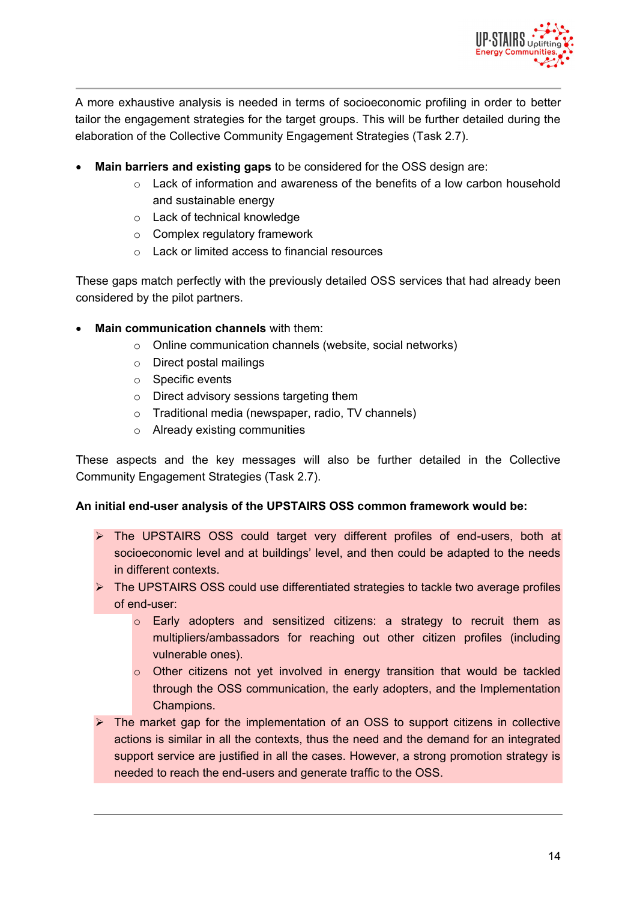A more exhaustive analysis is needed in terms of socioeconomic profiling in order to better tailor the engagement strategies for the target groups. This will be further detailed during the elaboration of the Collective Community Engagement Strategies (Task 2.7).

- **Main barriers and existing gaps** to be considered for the OSS design are:
    - Lack of information and awareness of the benefits of a low carbon household and sustainable energy
    - Lack of technical knowledge
    - Complex regulatory framework
    - Lack or limited access to financial resources

These gaps match perfectly with the previously detailed OSS services that had already been considered by the pilot partners.

- **Main communication channels** with them:
    - Online communication channels (website, social networks)
    - Direct postal mailings
    - Specific events
    - Direct advisory sessions targeting them
    - Traditional media (newspaper, radio, TV channels)
    - Already existing communities

These aspects and the key messages will also be further detailed in the Collective Community Engagement Strategies (Task 2.7).

**An initial end-user analysis of the UPSTAIRS OSS common framework would be:**

- The UPSTAIRS OSS could target very different profiles of end-users, both at socioeconomic level and at buildings' level, and then could be adapted to the needs in different contexts.
- The UPSTAIRS OSS could use differentiated strategies to tackle two average profiles of end-user:
    - Early adopters and sensitized citizens: a strategy to recruit them as multipliers/ambassadors for reaching out other citizen profiles (including vulnerable ones).
    - Other citizens not yet involved in energy transition that would be tackled through the OSS communication, the early adopters, and the Implementation Champions.
- The market gap for the implementation of an OSS to support citizens in collective actions is similar in all the contexts, thus the need and the demand for an integrated support service are justified in all the cases. However, a strong promotion strategy is needed to reach the end-users and generate traffic to the OSS.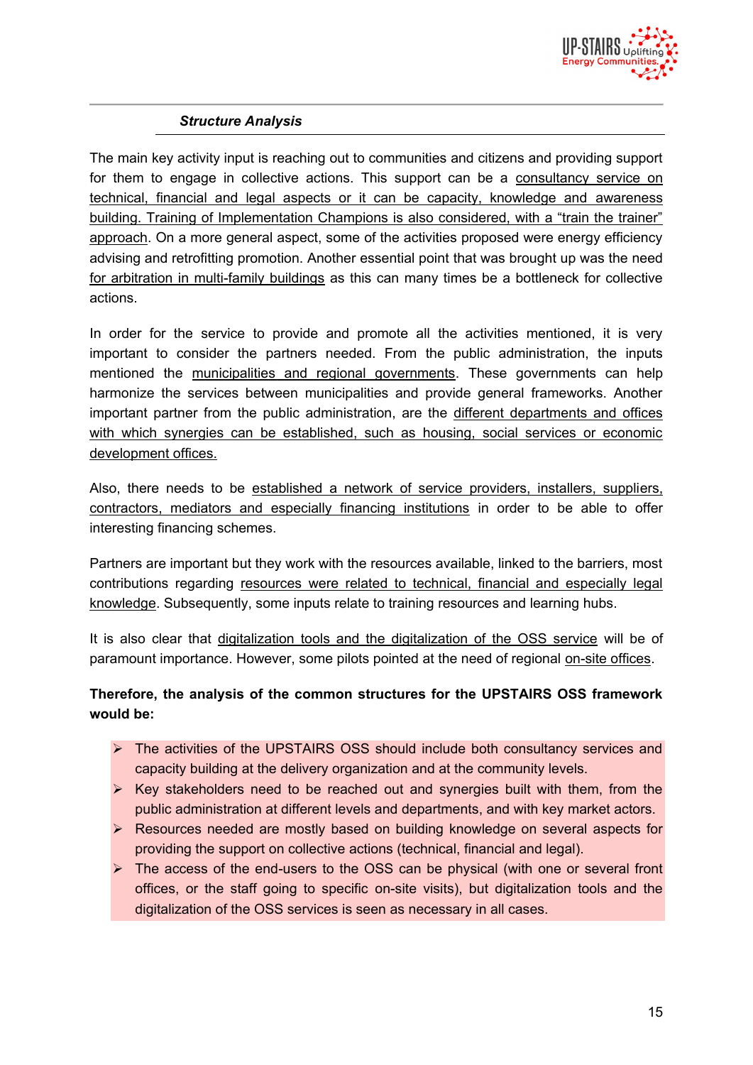### *Structure Analysis*

The main key activity input is reaching out to communities and citizens and providing support for them to engage in collective actions. This support can be a consultancy service on technical, financial and legal aspects or it can be capacity, knowledge and awareness building. Training of Implementation Champions is also considered, with a "train the trainer" approach. On a more general aspect, some of the activities proposed were energy efficiency advising and retrofitting promotion. Another essential point that was brought up was the need for arbitration in multi-family buildings as this can many times be a bottleneck for collective actions.

In order for the service to provide and promote all the activities mentioned, it is very important to consider the partners needed. From the public administration, the inputs mentioned the municipalities and regional governments. These governments can help harmonize the services between municipalities and provide general frameworks. Another important partner from the public administration, are the different departments and offices with which synergies can be established, such as housing, social services or economic development offices.

Also, there needs to be established a network of service providers, installers, suppliers, contractors, mediators and especially financing institutions in order to be able to offer interesting financing schemes.

Partners are important but they work with the resources available, linked to the barriers, most contributions regarding resources were related to technical, financial and especially legal knowledge. Subsequently, some inputs relate to training resources and learning hubs.

It is also clear that digitalization tools and the digitalization of the OSS service will be of paramount importance. However, some pilots pointed at the need of regional on-site offices.

**Therefore, the analysis of the common structures for the UPSTAIRS OSS framework would be:**

- The activities of the UPSTAIRS OSS should include both consultancy services and capacity building at the delivery organization and at the community levels.
- Key stakeholders need to be reached out and synergies built with them, from the public administration at different levels and departments, and with key market actors.
- Resources needed are mostly based on building knowledge on several aspects for providing the support on collective actions (technical, financial and legal).
- The access of the end-users to the OSS can be physical (with one or several front offices, or the staff going to specific on-site visits), but digitalization tools and the digitalization of the OSS services is seen as necessary in all cases.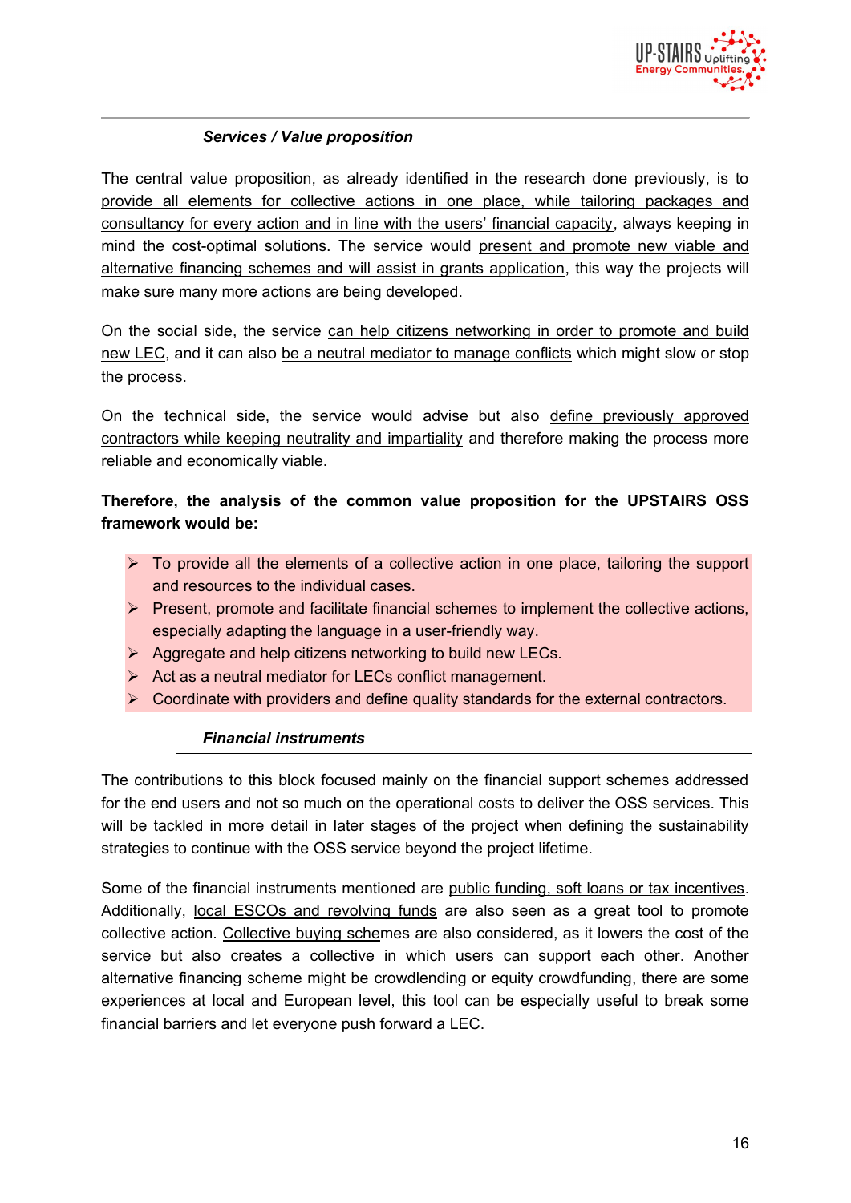### *Services / Value proposition*

The central value proposition, as already identified in the research done previously, is to provide all elements for collective actions in one place, while tailoring packages and consultancy for every action and in line with the users' financial capacity, always keeping in mind the cost-optimal solutions. The service would present and promote new viable and alternative financing schemes and will assist in grants application, this way the projects will make sure many more actions are being developed.

On the social side, the service can help citizens networking in order to promote and build new LEC, and it can also be a neutral mediator to manage conflicts which might slow or stop the process.

On the technical side, the service would advise but also define previously approved contractors while keeping neutrality and impartiality and therefore making the process more reliable and economically viable.

**Therefore, the analysis of the common value proposition for the UPSTAIRS OSS framework would be:**

- To provide all the elements of a collective action in one place, tailoring the support and resources to the individual cases.
- Present, promote and facilitate financial schemes to implement the collective actions, especially adapting the language in a user-friendly way.
- Aggregate and help citizens networking to build new LECs.
- Act as a neutral mediator for LECs conflict management.
- Coordinate with providers and define quality standards for the external contractors.

### *Financial instruments*

The contributions to this block focused mainly on the financial support schemes addressed for the end users and not so much on the operational costs to deliver the OSS services. This will be tackled in more detail in later stages of the project when defining the sustainability strategies to continue with the OSS service beyond the project lifetime.

Some of the financial instruments mentioned are public funding, soft loans or tax incentives. Additionally, local ESCOs and revolving funds are also seen as a great tool to promote collective action. Collective buying schemes are also considered, as it lowers the cost of the service but also creates a collective in which users can support each other. Another alternative financing scheme might be crowdlending or equity crowdfunding, there are some experiences at local and European level, this tool can be especially useful to break some financial barriers and let everyone push forward a LEC.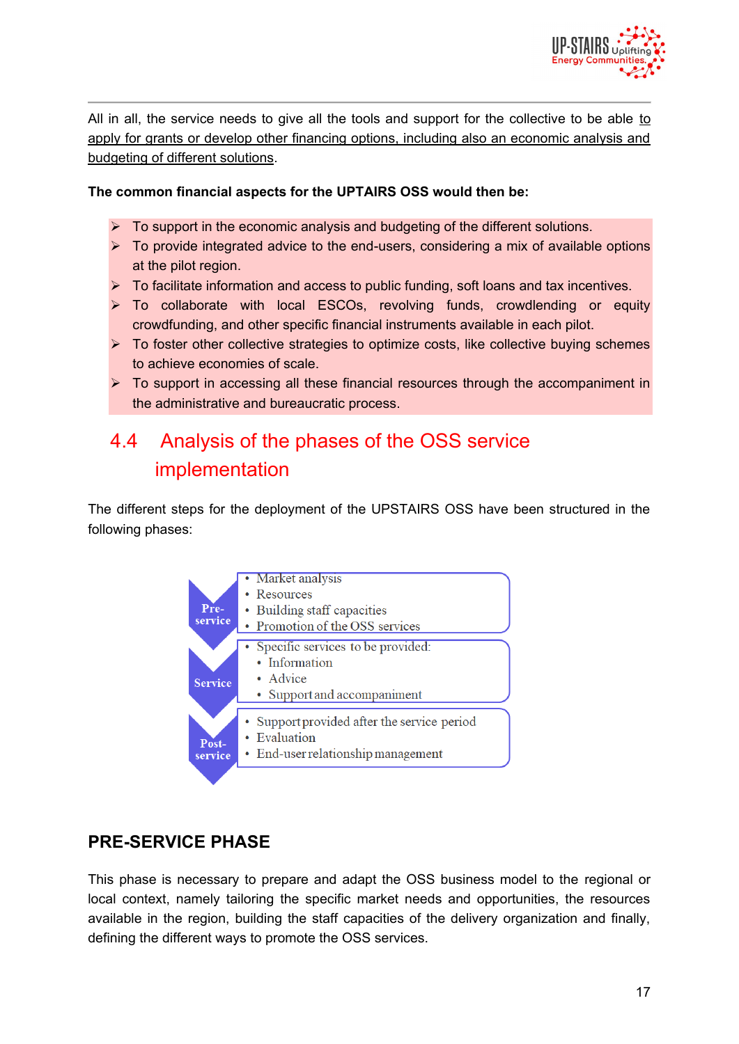All in all, the service needs to give all the tools and support for the collective to be able to apply for grants or develop other financing options, including also an economic analysis and budgeting of different solutions.

**The common financial aspects for the UPTAIRS OSS would then be:**

- To support in the economic analysis and budgeting of the different solutions.
- To provide integrated advice to the end-users, considering a mix of available options at the pilot region.
- To facilitate information and access to public funding, soft loans and tax incentives.
- To collaborate with local ESCOs, revolving funds, crowdlending or equity crowdfunding, and other specific financial instruments available in each pilot.
- To foster other collective strategies to optimize costs, like collective buying schemes to achieve economies of scale.
- To support in accessing all these financial resources through the accompaniment in the administrative and bureaucratic process.

## 4.4 Analysis of the phases of the OSS service implementation

The different steps for the deployment of the UPSTAIRS OSS have been structured in the following phases:

**Pre-service**
- Market analysis
- Resources
- Building staff capacities
- Promotion of the OSS services

**Service**
- Specific services to be provided:
  - Information
  - Advice
  - Support and accompaniment

**Post-service**
- Support provided after the service period
- Evaluation
- End-user relationship management

### PRE-SERVICE PHASE

This phase is necessary to prepare and adapt the OSS business model to the regional or local context, namely tailoring the specific market needs and opportunities, the resources available in the region, building the staff capacities of the delivery organization and finally, defining the different ways to promote the OSS services.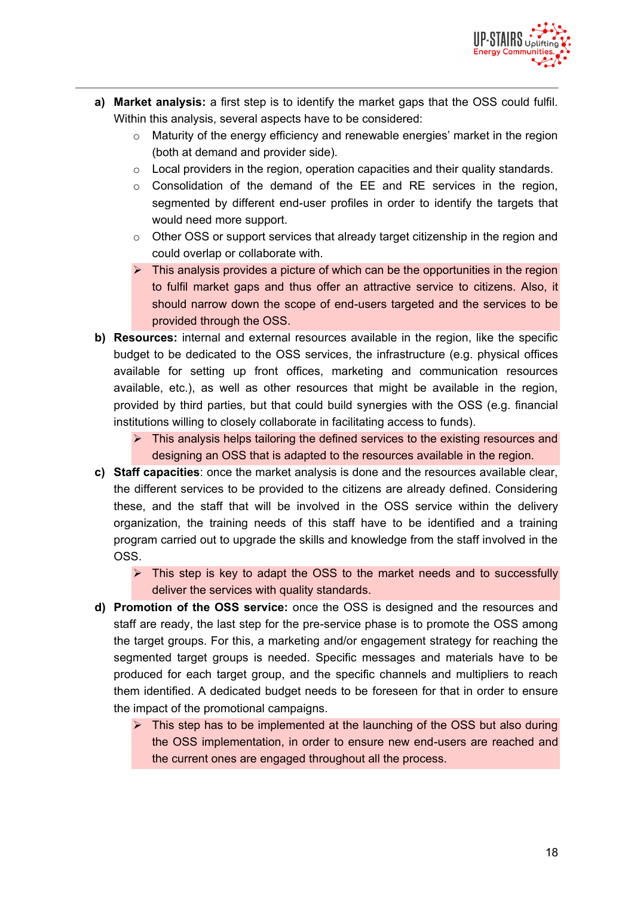a) **Market analysis:** a first step is to identify the market gaps that the OSS could fulfil. Within this analysis, several aspects have to be considered:
   - Maturity of the energy efficiency and renewable energies' market in the region (both at demand and provider side).
   - Local providers in the region, operation capacities and their quality standards.
   - Consolidation of the demand of the EE and RE services in the region, segmented by different end-user profiles in order to identify the targets that would need more support.
   - Other OSS or support services that already target citizenship in the region and could overlap or collaborate with.
   - ➢ This analysis provides a picture of which can be the opportunities in the region to fulfil market gaps and thus offer an attractive service to citizens. Also, it should narrow down the scope of end-users targeted and the services to be provided through the OSS.

b) **Resources:** internal and external resources available in the region, like the specific budget to be dedicated to the OSS services, the infrastructure (e.g. physical offices available for setting up front offices, marketing and communication resources available, etc.), as well as other resources that might be available in the region, provided by third parties, but that could build synergies with the OSS (e.g. financial institutions willing to closely collaborate in facilitating access to funds).
   - ➢ This analysis helps tailoring the defined services to the existing resources and designing an OSS that is adapted to the resources available in the region.

c) **Staff capacities**: once the market analysis is done and the resources available clear, the different services to be provided to the citizens are already defined. Considering these, and the staff that will be involved in the OSS service within the delivery organization, the training needs of this staff have to be identified and a training program carried out to upgrade the skills and knowledge from the staff involved in the OSS.
   - ➢ This step is key to adapt the OSS to the market needs and to successfully deliver the services with quality standards.

d) **Promotion of the OSS service:** once the OSS is designed and the resources and staff are ready, the last step for the pre-service phase is to promote the OSS among the target groups. For this, a marketing and/or engagement strategy for reaching the segmented target groups is needed. Specific messages and materials have to be produced for each target group, and the specific channels and multipliers to reach them identified. A dedicated budget needs to be foreseen for that in order to ensure the impact of the promotional campaigns.
   - ➢ This step has to be implemented at the launching of the OSS but also during the OSS implementation, in order to ensure new end-users are reached and the current ones are engaged throughout all the process.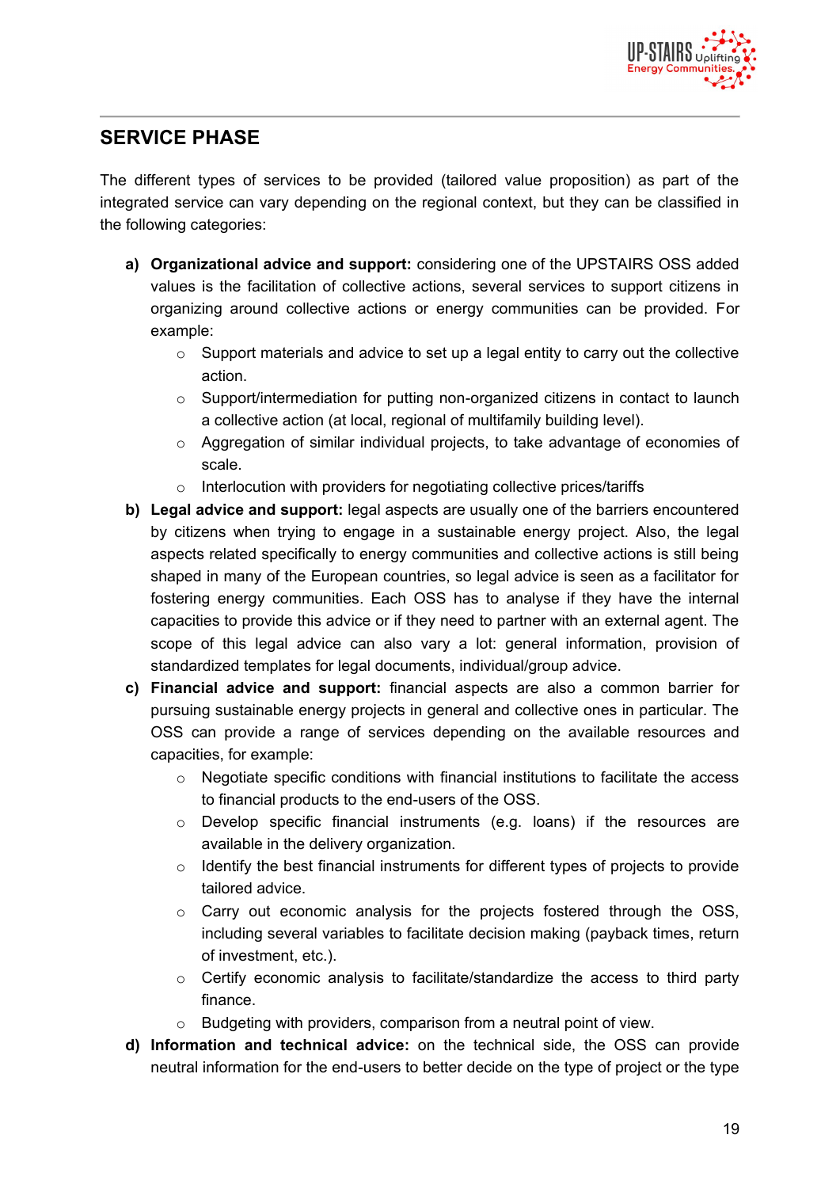## SERVICE PHASE

The different types of services to be provided (tailored value proposition) as part of the integrated service can vary depending on the regional context, but they can be classified in the following categories:

a) **Organizational advice and support:** considering one of the UPSTAIRS OSS added values is the facilitation of collective actions, several services to support citizens in organizing around collective actions or energy communities can be provided. For example:
   - Support materials and advice to set up a legal entity to carry out the collective action.
   - Support/intermediation for putting non-organized citizens in contact to launch a collective action (at local, regional of multifamily building level).
   - Aggregation of similar individual projects, to take advantage of economies of scale.
   - Interlocution with providers for negotiating collective prices/tariffs

b) **Legal advice and support:** legal aspects are usually one of the barriers encountered by citizens when trying to engage in a sustainable energy project. Also, the legal aspects related specifically to energy communities and collective actions is still being shaped in many of the European countries, so legal advice is seen as a facilitator for fostering energy communities. Each OSS has to analyse if they have the internal capacities to provide this advice or if they need to partner with an external agent. The scope of this legal advice can also vary a lot: general information, provision of standardized templates for legal documents, individual/group advice.

c) **Financial advice and support:** financial aspects are also a common barrier for pursuing sustainable energy projects in general and collective ones in particular. The OSS can provide a range of services depending on the available resources and capacities, for example:
   - Negotiate specific conditions with financial institutions to facilitate the access to financial products to the end-users of the OSS.
   - Develop specific financial instruments (e.g. loans) if the resources are available in the delivery organization.
   - Identify the best financial instruments for different types of projects to provide tailored advice.
   - Carry out economic analysis for the projects fostered through the OSS, including several variables to facilitate decision making (payback times, return of investment, etc.).
   - Certify economic analysis to facilitate/standardize the access to third party finance.
   - Budgeting with providers, comparison from a neutral point of view.

d) **Information and technical advice:** on the technical side, the OSS can provide neutral information for the end-users to better decide on the type of project or the type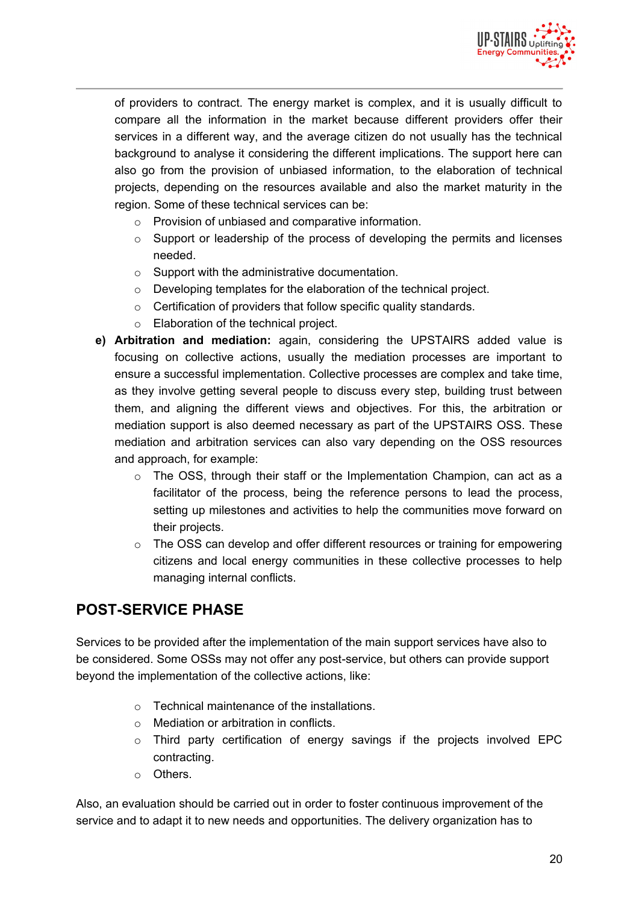of providers to contract. The energy market is complex, and it is usually difficult to compare all the information in the market because different providers offer their services in a different way, and the average citizen do not usually has the technical background to analyse it considering the different implications. The support here can also go from the provision of unbiased information, to the elaboration of technical projects, depending on the resources available and also the market maturity in the region. Some of these technical services can be:

- Provision of unbiased and comparative information.
- Support or leadership of the process of developing the permits and licenses needed.
- Support with the administrative documentation.
- Developing templates for the elaboration of the technical project.
- Certification of providers that follow specific quality standards.
- Elaboration of the technical project.

**e) Arbitration and mediation:** again, considering the UPSTAIRS added value is focusing on collective actions, usually the mediation processes are important to ensure a successful implementation. Collective processes are complex and take time, as they involve getting several people to discuss every step, building trust between them, and aligning the different views and objectives. For this, the arbitration or mediation support is also deemed necessary as part of the UPSTAIRS OSS. These mediation and arbitration services can also vary depending on the OSS resources and approach, for example:

- The OSS, through their staff or the Implementation Champion, can act as a facilitator of the process, being the reference persons to lead the process, setting up milestones and activities to help the communities move forward on their projects.
- The OSS can develop and offer different resources or training for empowering citizens and local energy communities in these collective processes to help managing internal conflicts.

## POST-SERVICE PHASE

Services to be provided after the implementation of the main support services have also to be considered. Some OSSs may not offer any post-service, but others can provide support beyond the implementation of the collective actions, like:

- Technical maintenance of the installations.
- Mediation or arbitration in conflicts.
- Third party certification of energy savings if the projects involved EPC contracting.
- Others.

Also, an evaluation should be carried out in order to foster continuous improvement of the service and to adapt it to new needs and opportunities. The delivery organization has to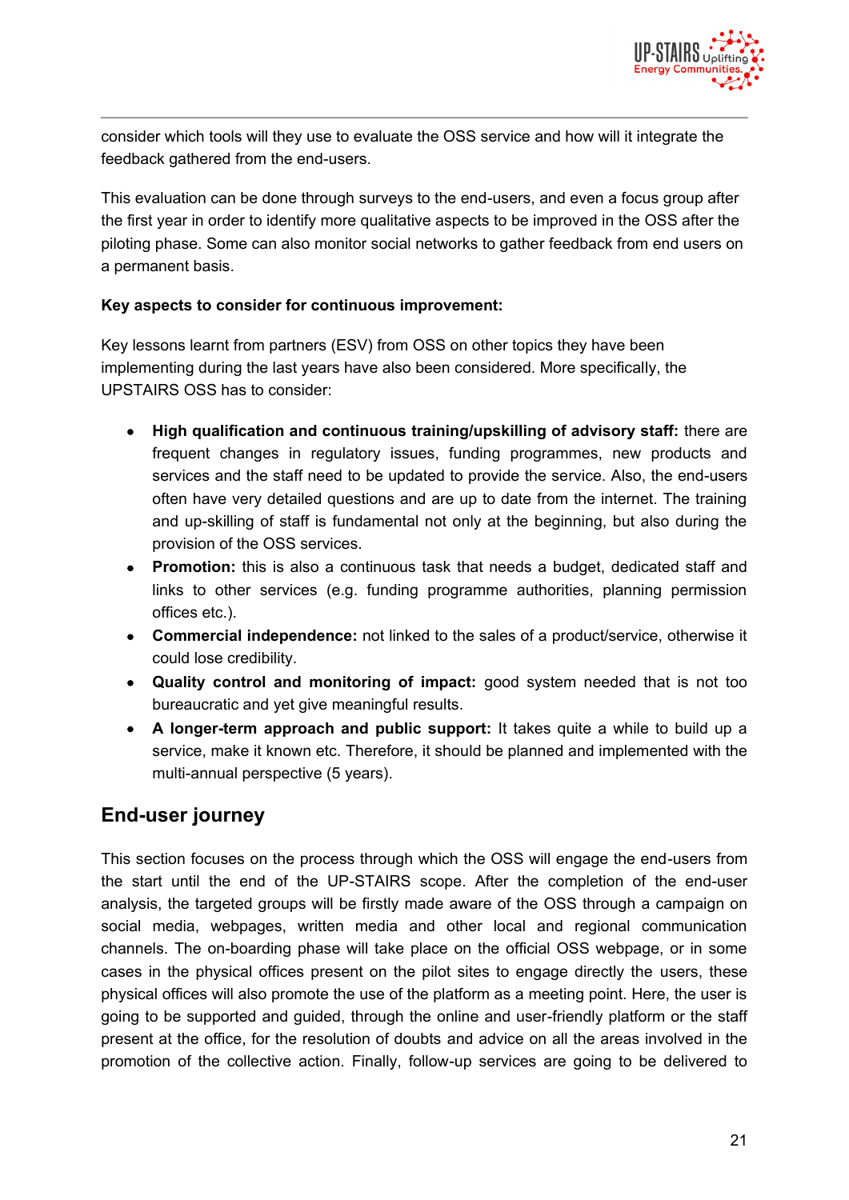consider which tools will they use to evaluate the OSS service and how will it integrate the feedback gathered from the end-users.

This evaluation can be done through surveys to the end-users, and even a focus group after the first year in order to identify more qualitative aspects to be improved in the OSS after the piloting phase. Some can also monitor social networks to gather feedback from end users on a permanent basis.

**Key aspects to consider for continuous improvement:**

Key lessons learnt from partners (ESV) from OSS on other topics they have been implementing during the last years have also been considered. More specifically, the UPSTAIRS OSS has to consider:

- **High qualification and continuous training/upskilling of advisory staff:** there are frequent changes in regulatory issues, funding programmes, new products and services and the staff need to be updated to provide the service. Also, the end-users often have very detailed questions and are up to date from the internet. The training and up-skilling of staff is fundamental not only at the beginning, but also during the provision of the OSS services.
- **Promotion:** this is also a continuous task that needs a budget, dedicated staff and links to other services (e.g. funding programme authorities, planning permission offices etc.).
- **Commercial independence:** not linked to the sales of a product/service, otherwise it could lose credibility.
- **Quality control and monitoring of impact:** good system needed that is not too bureaucratic and yet give meaningful results.
- **A longer-term approach and public support:** It takes quite a while to build up a service, make it known etc. Therefore, it should be planned and implemented with the multi-annual perspective (5 years).

## End-user journey

This section focuses on the process through which the OSS will engage the end-users from the start until the end of the UP-STAIRS scope. After the completion of the end-user analysis, the targeted groups will be firstly made aware of the OSS through a campaign on social media, webpages, written media and other local and regional communication channels. The on-boarding phase will take place on the official OSS webpage, or in some cases in the physical offices present on the pilot sites to engage directly the users, these physical offices will also promote the use of the platform as a meeting point. Here, the user is going to be supported and guided, through the online and user-friendly platform or the staff present at the office, for the resolution of doubts and advice on all the areas involved in the promotion of the collective action. Finally, follow-up services are going to be delivered to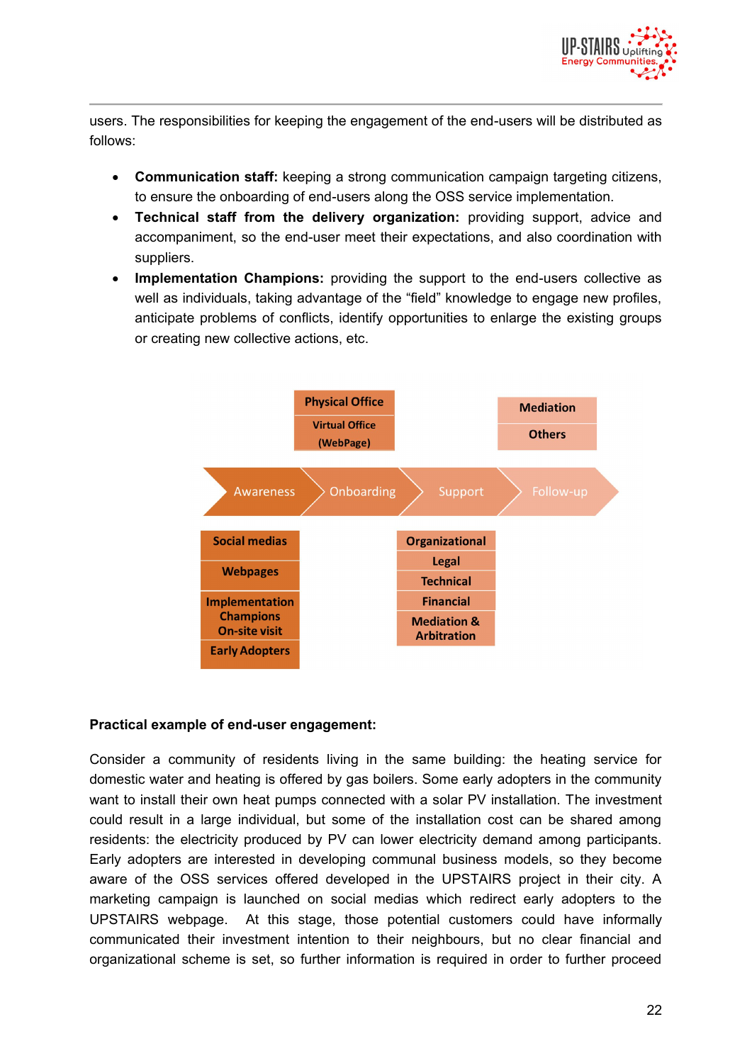users. The responsibilities for keeping the engagement of the end-users will be distributed as follows:

- **Communication staff:** keeping a strong communication campaign targeting citizens, to ensure the onboarding of end-users along the OSS service implementation.
- **Technical staff from the delivery organization:** providing support, advice and accompaniment, so the end-user meet their expectations, and also coordination with suppliers.
- **Implementation Champions:** providing the support to the end-users collective as well as individuals, taking advantage of the "field" knowledge to engage new profiles, anticipate problems of conflicts, identify opportunities to enlarge the existing groups or creating new collective actions, etc.

| Awareness | Onboarding | Support | Follow-up |
|---|---|---|---|
| Social medias | Physical Office | Organizational | Mediation |
| Webpages | Virtual Office (WebPage) | Legal | Others |
| Implementation Champions On-site visit | | Technical | |
| Early Adopters | | Financial | |
| | | Mediation & Arbitration | |

**Practical example of end-user engagement:**

Consider a community of residents living in the same building: the heating service for domestic water and heating is offered by gas boilers. Some early adopters in the community want to install their own heat pumps connected with a solar PV installation. The investment could result in a large individual, but some of the installation cost can be shared among residents: the electricity produced by PV can lower electricity demand among participants. Early adopters are interested in developing communal business models, so they become aware of the OSS services offered developed in the UPSTAIRS project in their city. A marketing campaign is launched on social medias which redirect early adopters to the UPSTAIRS webpage. At this stage, those potential customers could have informally communicated their investment intention to their neighbours, but no clear financial and organizational scheme is set, so further information is required in order to further proceed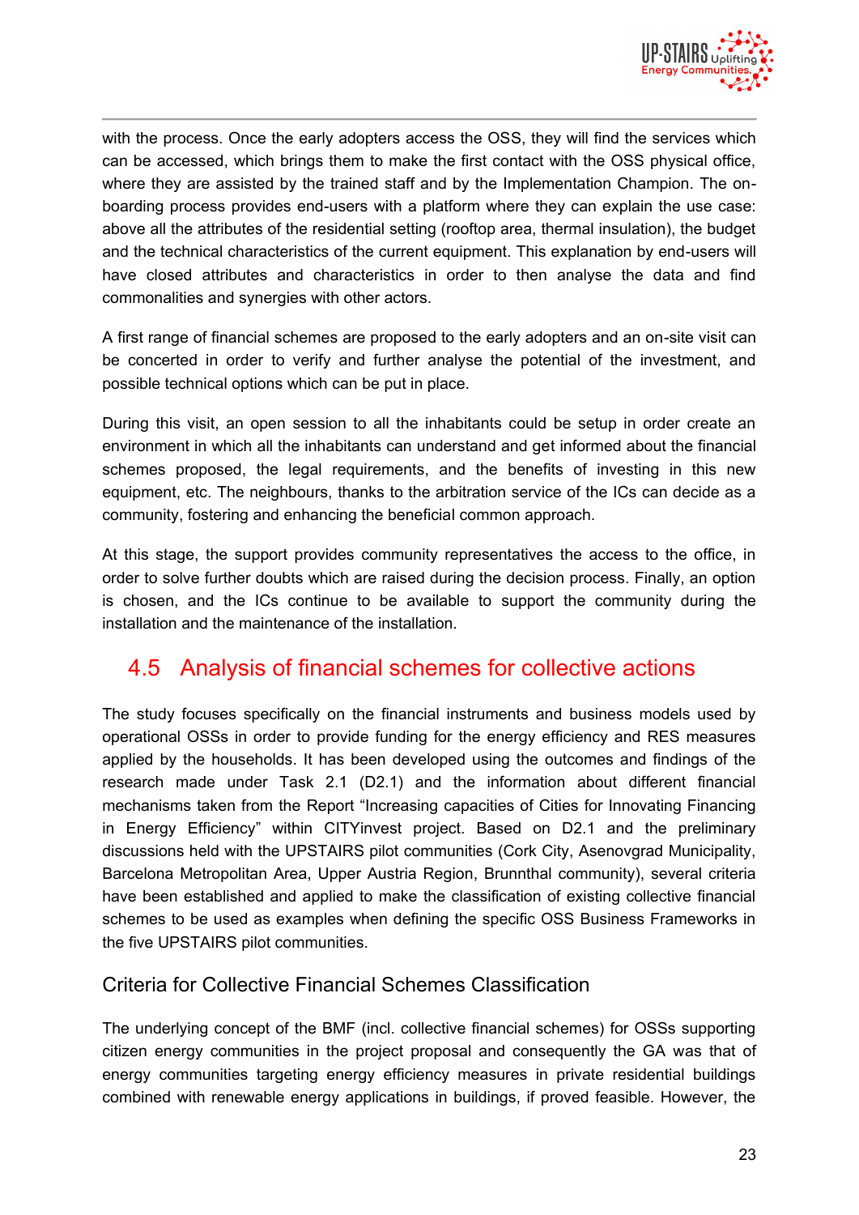with the process. Once the early adopters access the OSS, they will find the services which can be accessed, which brings them to make the first contact with the OSS physical office, where they are assisted by the trained staff and by the Implementation Champion. The on-boarding process provides end-users with a platform where they can explain the use case: above all the attributes of the residential setting (rooftop area, thermal insulation), the budget and the technical characteristics of the current equipment. This explanation by end-users will have closed attributes and characteristics in order to then analyse the data and find commonalities and synergies with other actors.

A first range of financial schemes are proposed to the early adopters and an on-site visit can be concerted in order to verify and further analyse the potential of the investment, and possible technical options which can be put in place.

During this visit, an open session to all the inhabitants could be setup in order create an environment in which all the inhabitants can understand and get informed about the financial schemes proposed, the legal requirements, and the benefits of investing in this new equipment, etc. The neighbours, thanks to the arbitration service of the ICs can decide as a community, fostering and enhancing the beneficial common approach.

At this stage, the support provides community representatives the access to the office, in order to solve further doubts which are raised during the decision process. Finally, an option is chosen, and the ICs continue to be available to support the community during the installation and the maintenance of the installation.

## 4.5 Analysis of financial schemes for collective actions

The study focuses specifically on the financial instruments and business models used by operational OSSs in order to provide funding for the energy efficiency and RES measures applied by the households. It has been developed using the outcomes and findings of the research made under Task 2.1 (D2.1) and the information about different financial mechanisms taken from the Report "Increasing capacities of Cities for Innovating Financing in Energy Efficiency" within CITYinvest project. Based on D2.1 and the preliminary discussions held with the UPSTAIRS pilot communities (Cork City, Asenovgrad Municipality, Barcelona Metropolitan Area, Upper Austria Region, Brunnthal community), several criteria have been established and applied to make the classification of existing collective financial schemes to be used as examples when defining the specific OSS Business Frameworks in the five UPSTAIRS pilot communities.

### Criteria for Collective Financial Schemes Classification

The underlying concept of the BMF (incl. collective financial schemes) for OSSs supporting citizen energy communities in the project proposal and consequently the GA was that of energy communities targeting energy efficiency measures in private residential buildings combined with renewable energy applications in buildings, if proved feasible. However, the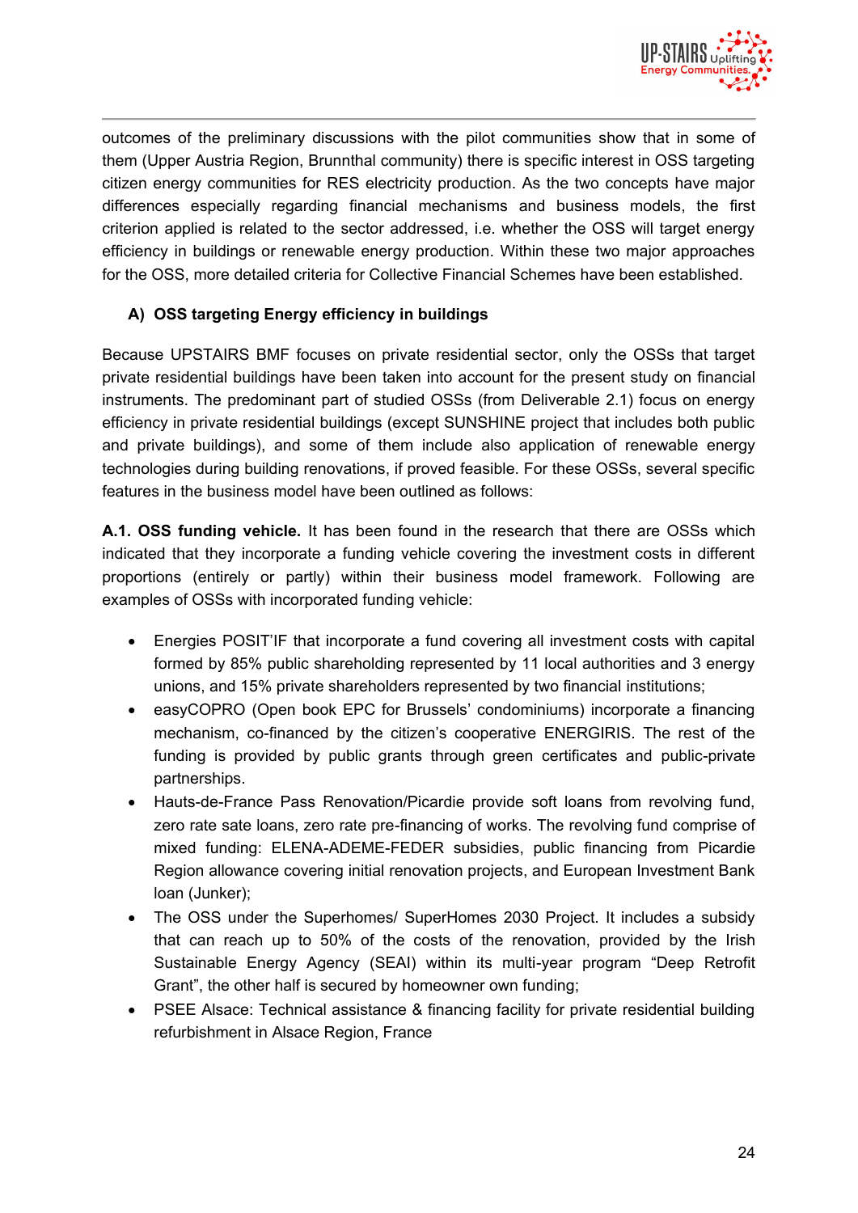outcomes of the preliminary discussions with the pilot communities show that in some of them (Upper Austria Region, Brunnthal community) there is specific interest in OSS targeting citizen energy communities for RES electricity production. As the two concepts have major differences especially regarding financial mechanisms and business models, the first criterion applied is related to the sector addressed, i.e. whether the OSS will target energy efficiency in buildings or renewable energy production. Within these two major approaches for the OSS, more detailed criteria for Collective Financial Schemes have been established.

**A) OSS targeting Energy efficiency in buildings**

Because UPSTAIRS BMF focuses on private residential sector, only the OSSs that target private residential buildings have been taken into account for the present study on financial instruments. The predominant part of studied OSSs (from Deliverable 2.1) focus on energy efficiency in private residential buildings (except SUNSHINE project that includes both public and private buildings), and some of them include also application of renewable energy technologies during building renovations, if proved feasible. For these OSSs, several specific features in the business model have been outlined as follows:

**A.1. OSS funding vehicle.** It has been found in the research that there are OSSs which indicated that they incorporate a funding vehicle covering the investment costs in different proportions (entirely or partly) within their business model framework. Following are examples of OSSs with incorporated funding vehicle:

- Energies POSIT'IF that incorporate a fund covering all investment costs with capital formed by 85% public shareholding represented by 11 local authorities and 3 energy unions, and 15% private shareholders represented by two financial institutions;
- easyCOPRO (Open book EPC for Brussels' condominiums) incorporate a financing mechanism, co-financed by the citizen's cooperative ENERGIRIS. The rest of the funding is provided by public grants through green certificates and public-private partnerships.
- Hauts-de-France Pass Renovation/Picardie provide soft loans from revolving fund, zero rate sate loans, zero rate pre-financing of works. The revolving fund comprise of mixed funding: ELENA-ADEME-FEDER subsidies, public financing from Picardie Region allowance covering initial renovation projects, and European Investment Bank loan (Junker);
- The OSS under the Superhomes/ SuperHomes 2030 Project. It includes a subsidy that can reach up to 50% of the costs of the renovation, provided by the Irish Sustainable Energy Agency (SEAI) within its multi-year program "Deep Retrofit Grant", the other half is secured by homeowner own funding;
- PSEE Alsace: Technical assistance & financing facility for private residential building refurbishment in Alsace Region, France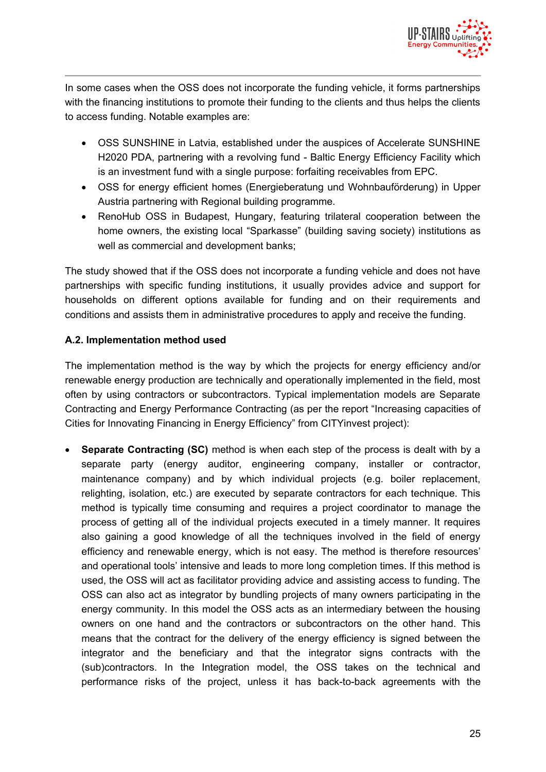In some cases when the OSS does not incorporate the funding vehicle, it forms partnerships with the financing institutions to promote their funding to the clients and thus helps the clients to access funding. Notable examples are:

- OSS SUNSHINE in Latvia, established under the auspices of Accelerate SUNSHINE H2020 PDA, partnering with a revolving fund - Baltic Energy Efficiency Facility which is an investment fund with a single purpose: forfaiting receivables from EPC.
- OSS for energy efficient homes (Energieberatung und Wohnbauförderung) in Upper Austria partnering with Regional building programme.
- RenoHub OSS in Budapest, Hungary, featuring trilateral cooperation between the home owners, the existing local "Sparkasse" (building saving society) institutions as well as commercial and development banks;

The study showed that if the OSS does not incorporate a funding vehicle and does not have partnerships with specific funding institutions, it usually provides advice and support for households on different options available for funding and on their requirements and conditions and assists them in administrative procedures to apply and receive the funding.

#### A.2. Implementation method used

The implementation method is the way by which the projects for energy efficiency and/or renewable energy production are technically and operationally implemented in the field, most often by using contractors or subcontractors. Typical implementation models are Separate Contracting and Energy Performance Contracting (as per the report "Increasing capacities of Cities for Innovating Financing in Energy Efficiency" from CITYinvest project):

- **Separate Contracting (SC)** method is when each step of the process is dealt with by a separate party (energy auditor, engineering company, installer or contractor, maintenance company) and by which individual projects (e.g. boiler replacement, relighting, isolation, etc.) are executed by separate contractors for each technique. This method is typically time consuming and requires a project coordinator to manage the process of getting all of the individual projects executed in a timely manner. It requires also gaining a good knowledge of all the techniques involved in the field of energy efficiency and renewable energy, which is not easy. The method is therefore resources' and operational tools' intensive and leads to more long completion times. If this method is used, the OSS will act as facilitator providing advice and assisting access to funding. The OSS can also act as integrator by bundling projects of many owners participating in the energy community. In this model the OSS acts as an intermediary between the housing owners on one hand and the contractors or subcontractors on the other hand. This means that the contract for the delivery of the energy efficiency is signed between the integrator and the beneficiary and that the integrator signs contracts with the (sub)contractors. In the Integration model, the OSS takes on the technical and performance risks of the project, unless it has back-to-back agreements with the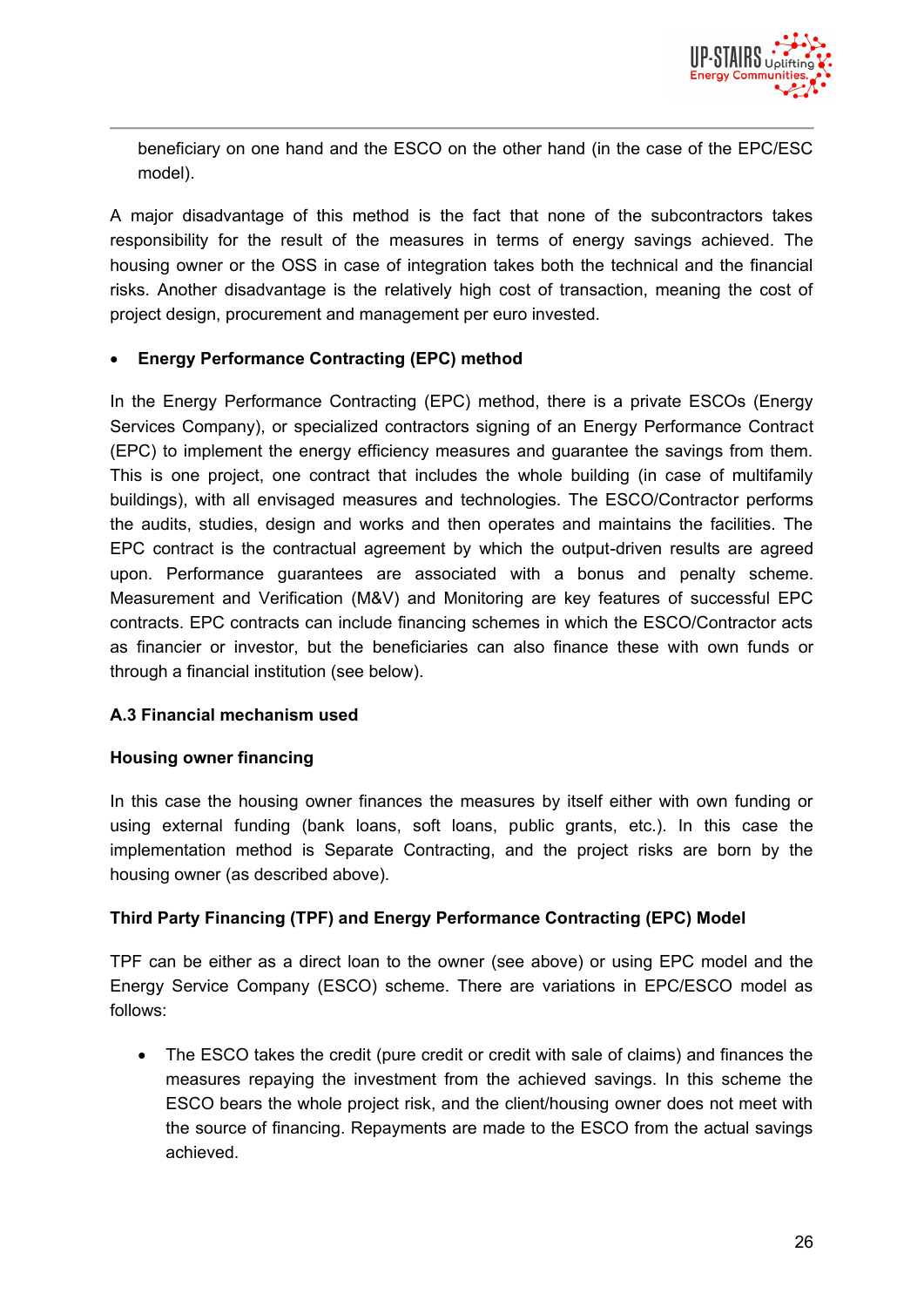beneficiary on one hand and the ESCO on the other hand (in the case of the EPC/ESC model).

A major disadvantage of this method is the fact that none of the subcontractors takes responsibility for the result of the measures in terms of energy savings achieved. The housing owner or the OSS in case of integration takes both the technical and the financial risks. Another disadvantage is the relatively high cost of transaction, meaning the cost of project design, procurement and management per euro invested.

- **Energy Performance Contracting (EPC) method**

In the Energy Performance Contracting (EPC) method, there is a private ESCOs (Energy Services Company), or specialized contractors signing of an Energy Performance Contract (EPC) to implement the energy efficiency measures and guarantee the savings from them. This is one project, one contract that includes the whole building (in case of multifamily buildings), with all envisaged measures and technologies. The ESCO/Contractor performs the audits, studies, design and works and then operates and maintains the facilities. The EPC contract is the contractual agreement by which the output-driven results are agreed upon. Performance guarantees are associated with a bonus and penalty scheme. Measurement and Verification (M&V) and Monitoring are key features of successful EPC contracts. EPC contracts can include financing schemes in which the ESCO/Contractor acts as financier or investor, but the beneficiaries can also finance these with own funds or through a financial institution (see below).

**A.3 Financial mechanism used**

**Housing owner financing**

In this case the housing owner finances the measures by itself either with own funding or using external funding (bank loans, soft loans, public grants, etc.). In this case the implementation method is Separate Contracting, and the project risks are born by the housing owner (as described above).

**Third Party Financing (TPF) and Energy Performance Contracting (EPC) Model**

TPF can be either as a direct loan to the owner (see above) or using EPC model and the Energy Service Company (ESCO) scheme. There are variations in EPC/ESCO model as follows:

- The ESCO takes the credit (pure credit or credit with sale of claims) and finances the measures repaying the investment from the achieved savings. In this scheme the ESCO bears the whole project risk, and the client/housing owner does not meet with the source of financing. Repayments are made to the ESCO from the actual savings achieved.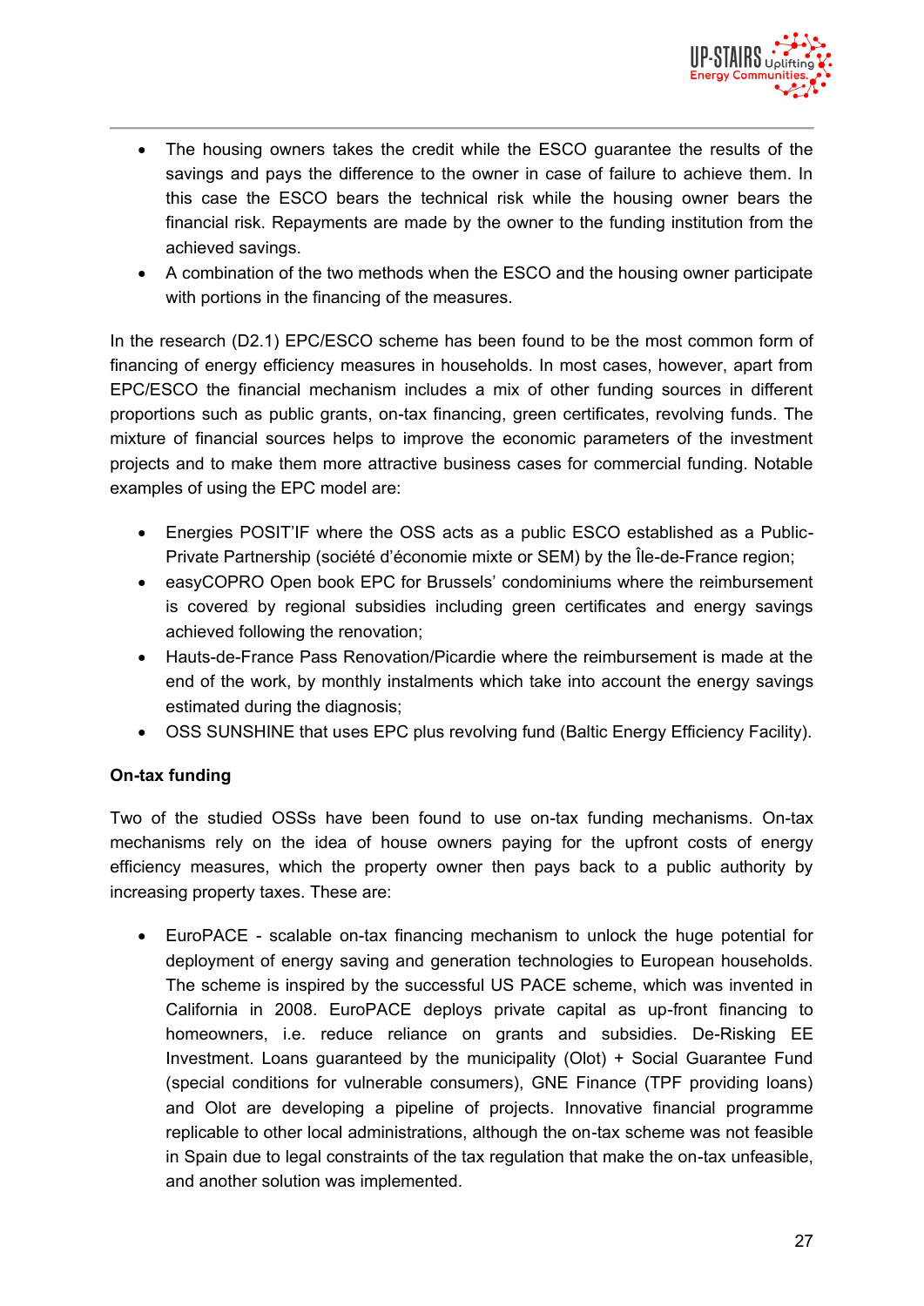- The housing owners takes the credit while the ESCO guarantee the results of the savings and pays the difference to the owner in case of failure to achieve them. In this case the ESCO bears the technical risk while the housing owner bears the financial risk. Repayments are made by the owner to the funding institution from the achieved savings.
- A combination of the two methods when the ESCO and the housing owner participate with portions in the financing of the measures.

In the research (D2.1) EPC/ESCO scheme has been found to be the most common form of financing of energy efficiency measures in households. In most cases, however, apart from EPC/ESCO the financial mechanism includes a mix of other funding sources in different proportions such as public grants, on-tax financing, green certificates, revolving funds. The mixture of financial sources helps to improve the economic parameters of the investment projects and to make them more attractive business cases for commercial funding. Notable examples of using the EPC model are:

- Energies POSIT'IF where the OSS acts as a public ESCO established as a Public-Private Partnership (société d'économie mixte or SEM) by the Île-de-France region;
- easyCOPRO Open book EPC for Brussels' condominiums where the reimbursement is covered by regional subsidies including green certificates and energy savings achieved following the renovation;
- Hauts-de-France Pass Renovation/Picardie where the reimbursement is made at the end of the work, by monthly instalments which take into account the energy savings estimated during the diagnosis;
- OSS SUNSHINE that uses EPC plus revolving fund (Baltic Energy Efficiency Facility).

**On-tax funding**

Two of the studied OSSs have been found to use on-tax funding mechanisms. On-tax mechanisms rely on the idea of house owners paying for the upfront costs of energy efficiency measures, which the property owner then pays back to a public authority by increasing property taxes. These are:

- EuroPACE - scalable on-tax financing mechanism to unlock the huge potential for deployment of energy saving and generation technologies to European households. The scheme is inspired by the successful US PACE scheme, which was invented in California in 2008. EuroPACE deploys private capital as up-front financing to homeowners, i.e. reduce reliance on grants and subsidies. De-Risking EE Investment. Loans guaranteed by the municipality (Olot) + Social Guarantee Fund (special conditions for vulnerable consumers), GNE Finance (TPF providing loans) and Olot are developing a pipeline of projects. Innovative financial programme replicable to other local administrations, although the on-tax scheme was not feasible in Spain due to legal constraints of the tax regulation that make the on-tax unfeasible, and another solution was implemented.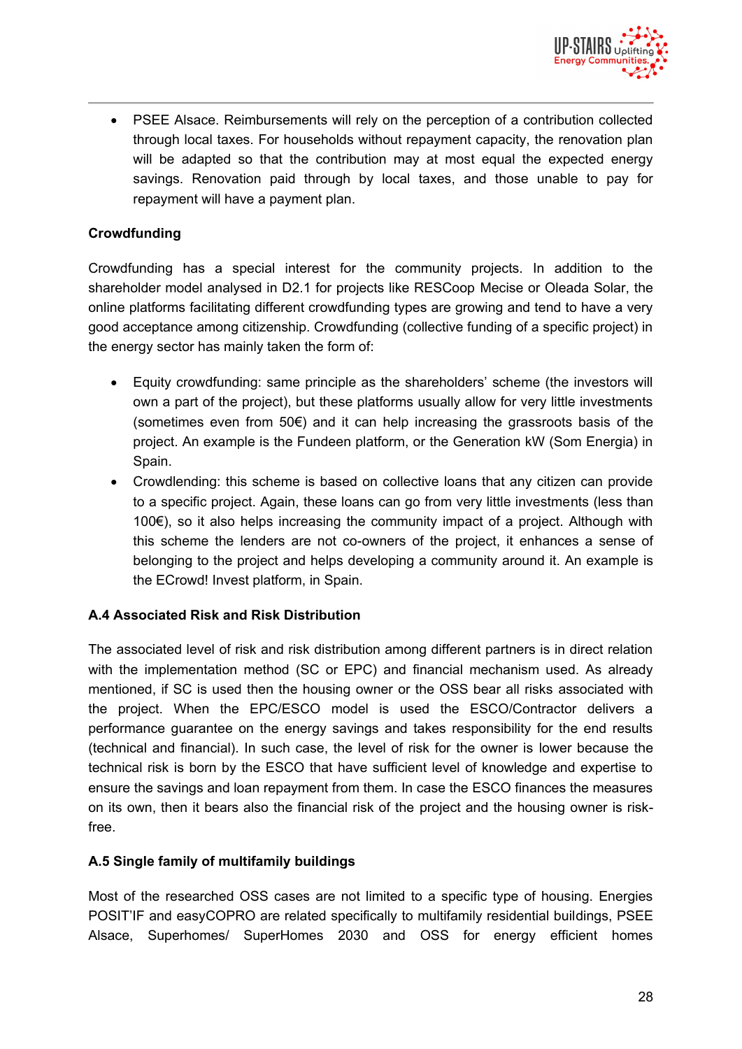- PSEE Alsace. Reimbursements will rely on the perception of a contribution collected through local taxes. For households without repayment capacity, the renovation plan will be adapted so that the contribution may at most equal the expected energy savings. Renovation paid through by local taxes, and those unable to pay for repayment will have a payment plan.

**Crowdfunding**

Crowdfunding has a special interest for the community projects. In addition to the shareholder model analysed in D2.1 for projects like RESCoop Mecise or Oleada Solar, the online platforms facilitating different crowdfunding types are growing and tend to have a very good acceptance among citizenship. Crowdfunding (collective funding of a specific project) in the energy sector has mainly taken the form of:

- Equity crowdfunding: same principle as the shareholders' scheme (the investors will own a part of the project), but these platforms usually allow for very little investments (sometimes even from 50€) and it can help increasing the grassroots basis of the project. An example is the Fundeen platform, or the Generation kW (Som Energia) in Spain.
- Crowdlending: this scheme is based on collective loans that any citizen can provide to a specific project. Again, these loans can go from very little investments (less than 100€), so it also helps increasing the community impact of a project. Although with this scheme the lenders are not co-owners of the project, it enhances a sense of belonging to the project and helps developing a community around it. An example is the ECrowd! Invest platform, in Spain.

**A.4 Associated Risk and Risk Distribution**

The associated level of risk and risk distribution among different partners is in direct relation with the implementation method (SC or EPC) and financial mechanism used. As already mentioned, if SC is used then the housing owner or the OSS bear all risks associated with the project. When the EPC/ESCO model is used the ESCO/Contractor delivers a performance guarantee on the energy savings and takes responsibility for the end results (technical and financial). In such case, the level of risk for the owner is lower because the technical risk is born by the ESCO that have sufficient level of knowledge and expertise to ensure the savings and loan repayment from them. In case the ESCO finances the measures on its own, then it bears also the financial risk of the project and the housing owner is risk-free.

**A.5 Single family of multifamily buildings**

Most of the researched OSS cases are not limited to a specific type of housing. Energies POSIT'IF and easyCOPRO are related specifically to multifamily residential buildings, PSEE Alsace, Superhomes/ SuperHomes 2030 and OSS for energy efficient homes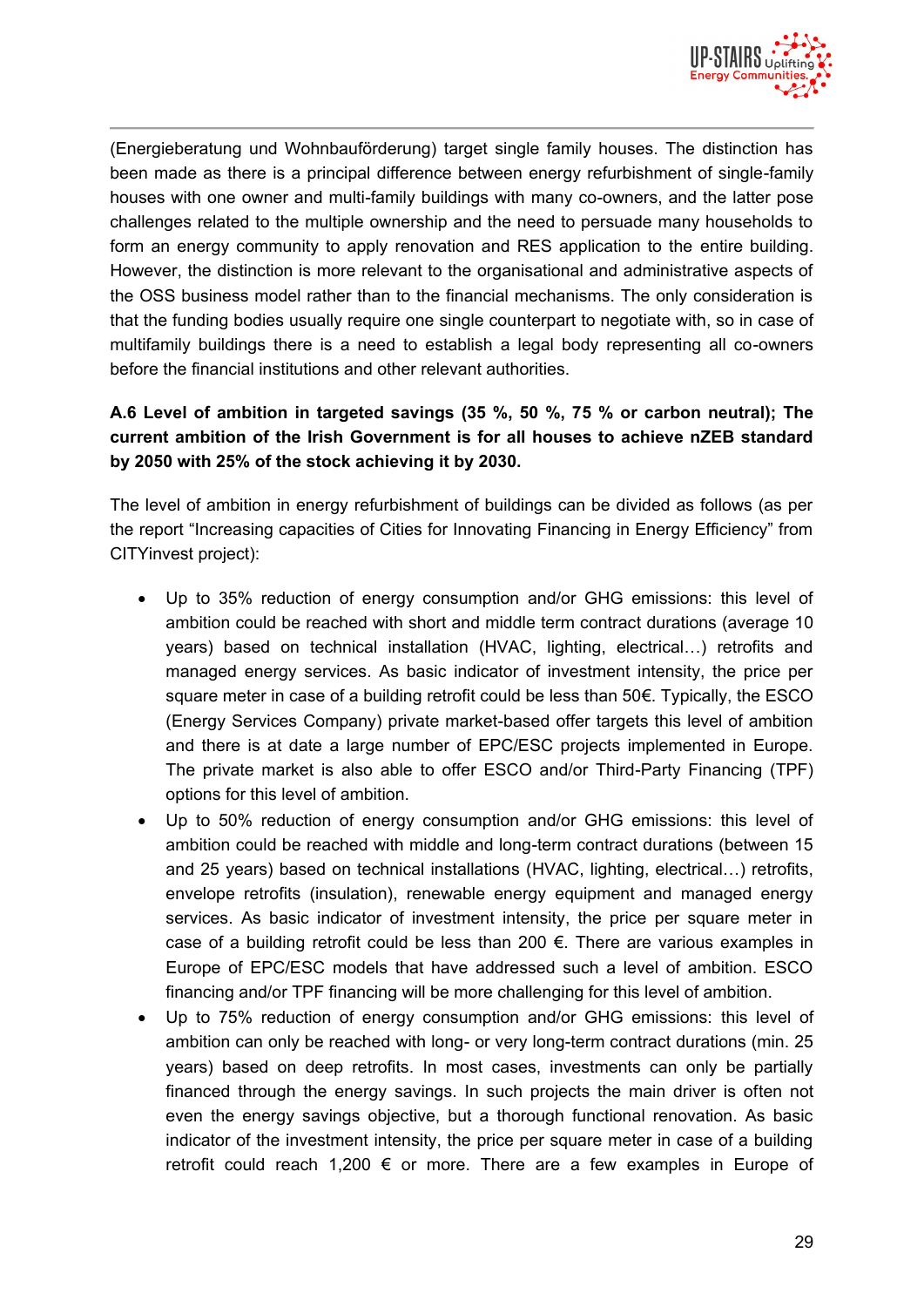(Energieberatung und Wohnbauförderung) target single family houses. The distinction has been made as there is a principal difference between energy refurbishment of single-family houses with one owner and multi-family buildings with many co-owners, and the latter pose challenges related to the multiple ownership and the need to persuade many households to form an energy community to apply renovation and RES application to the entire building. However, the distinction is more relevant to the organisational and administrative aspects of the OSS business model rather than to the financial mechanisms. The only consideration is that the funding bodies usually require one single counterpart to negotiate with, so in case of multifamily buildings there is a need to establish a legal body representing all co-owners before the financial institutions and other relevant authorities.

**A.6 Level of ambition in targeted savings (35 %, 50 %, 75 % or carbon neutral); The current ambition of the Irish Government is for all houses to achieve nZEB standard by 2050 with 25% of the stock achieving it by 2030.**

The level of ambition in energy refurbishment of buildings can be divided as follows (as per the report "Increasing capacities of Cities for Innovating Financing in Energy Efficiency" from CITYinvest project):

- Up to 35% reduction of energy consumption and/or GHG emissions: this level of ambition could be reached with short and middle term contract durations (average 10 years) based on technical installation (HVAC, lighting, electrical…) retrofits and managed energy services. As basic indicator of investment intensity, the price per square meter in case of a building retrofit could be less than 50€. Typically, the ESCO (Energy Services Company) private market-based offer targets this level of ambition and there is at date a large number of EPC/ESC projects implemented in Europe. The private market is also able to offer ESCO and/or Third-Party Financing (TPF) options for this level of ambition.
- Up to 50% reduction of energy consumption and/or GHG emissions: this level of ambition could be reached with middle and long-term contract durations (between 15 and 25 years) based on technical installations (HVAC, lighting, electrical…) retrofits, envelope retrofits (insulation), renewable energy equipment and managed energy services. As basic indicator of investment intensity, the price per square meter in case of a building retrofit could be less than 200 €. There are various examples in Europe of EPC/ESC models that have addressed such a level of ambition. ESCO financing and/or TPF financing will be more challenging for this level of ambition.
- Up to 75% reduction of energy consumption and/or GHG emissions: this level of ambition can only be reached with long- or very long-term contract durations (min. 25 years) based on deep retrofits. In most cases, investments can only be partially financed through the energy savings. In such projects the main driver is often not even the energy savings objective, but a thorough functional renovation. As basic indicator of the investment intensity, the price per square meter in case of a building retrofit could reach 1,200 € or more. There are a few examples in Europe of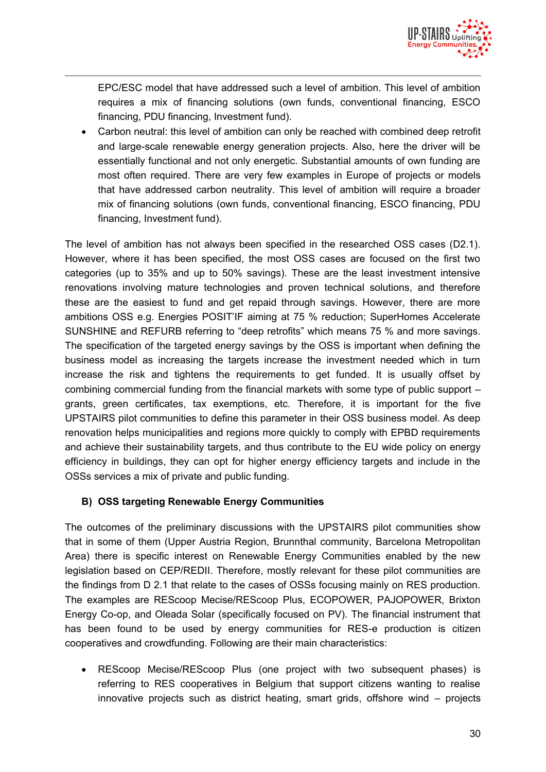EPC/ESC model that have addressed such a level of ambition. This level of ambition requires a mix of financing solutions (own funds, conventional financing, ESCO financing, PDU financing, Investment fund).

- Carbon neutral: this level of ambition can only be reached with combined deep retrofit and large-scale renewable energy generation projects. Also, here the driver will be essentially functional and not only energetic. Substantial amounts of own funding are most often required. There are very few examples in Europe of projects or models that have addressed carbon neutrality. This level of ambition will require a broader mix of financing solutions (own funds, conventional financing, ESCO financing, PDU financing, Investment fund).

The level of ambition has not always been specified in the researched OSS cases (D2.1). However, where it has been specified, the most OSS cases are focused on the first two categories (up to 35% and up to 50% savings). These are the least investment intensive renovations involving mature technologies and proven technical solutions, and therefore these are the easiest to fund and get repaid through savings. However, there are more ambitions OSS e.g. Energies POSIT'IF aiming at 75 % reduction; SuperHomes Accelerate SUNSHINE and REFURB referring to "deep retrofits" which means 75 % and more savings. The specification of the targeted energy savings by the OSS is important when defining the business model as increasing the targets increase the investment needed which in turn increase the risk and tightens the requirements to get funded. It is usually offset by combining commercial funding from the financial markets with some type of public support – grants, green certificates, tax exemptions, etc. Therefore, it is important for the five UPSTAIRS pilot communities to define this parameter in their OSS business model. As deep renovation helps municipalities and regions more quickly to comply with EPBD requirements and achieve their sustainability targets, and thus contribute to the EU wide policy on energy efficiency in buildings, they can opt for higher energy efficiency targets and include in the OSSs services a mix of private and public funding.

**B) OSS targeting Renewable Energy Communities**

The outcomes of the preliminary discussions with the UPSTAIRS pilot communities show that in some of them (Upper Austria Region, Brunnthal community, Barcelona Metropolitan Area) there is specific interest on Renewable Energy Communities enabled by the new legislation based on CEP/REDII. Therefore, mostly relevant for these pilot communities are the findings from D 2.1 that relate to the cases of OSSs focusing mainly on RES production. The examples are REScoop Mecise/REScoop Plus, ECOPOWER, PAJOPOWER, Brixton Energy Co-op, and Oleada Solar (specifically focused on PV). The financial instrument that has been found to be used by energy communities for RES-e production is citizen cooperatives and crowdfunding. Following are their main characteristics:

- REScoop Mecise/REScoop Plus (one project with two subsequent phases) is referring to RES cooperatives in Belgium that support citizens wanting to realise innovative projects such as district heating, smart grids, offshore wind – projects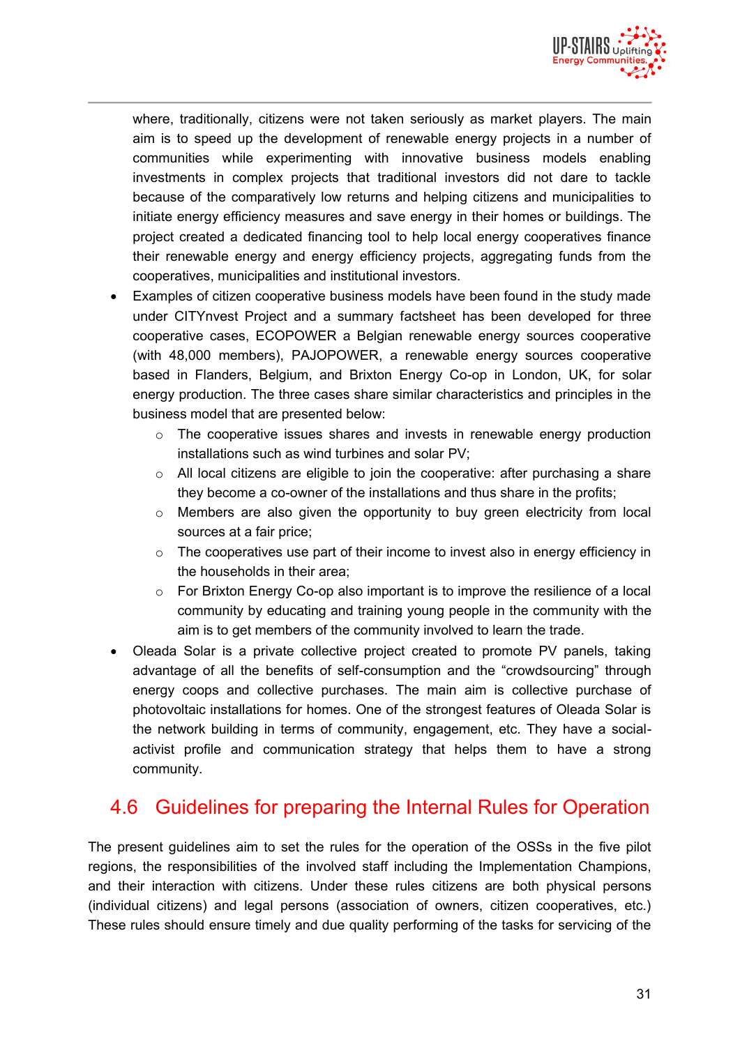where, traditionally, citizens were not taken seriously as market players. The main aim is to speed up the development of renewable energy projects in a number of communities while experimenting with innovative business models enabling investments in complex projects that traditional investors did not dare to tackle because of the comparatively low returns and helping citizens and municipalities to initiate energy efficiency measures and save energy in their homes or buildings. The project created a dedicated financing tool to help local energy cooperatives finance their renewable energy and energy efficiency projects, aggregating funds from the cooperatives, municipalities and institutional investors.

- Examples of citizen cooperative business models have been found in the study made under CITYnvest Project and a summary factsheet has been developed for three cooperative cases, ECOPOWER a Belgian renewable energy sources cooperative (with 48,000 members), PAJOPOWER, a renewable energy sources cooperative based in Flanders, Belgium, and Brixton Energy Co-op in London, UK, for solar energy production. The three cases share similar characteristics and principles in the business model that are presented below:
    - The cooperative issues shares and invests in renewable energy production installations such as wind turbines and solar PV;
    - All local citizens are eligible to join the cooperative: after purchasing a share they become a co-owner of the installations and thus share in the profits;
    - Members are also given the opportunity to buy green electricity from local sources at a fair price;
    - The cooperatives use part of their income to invest also in energy efficiency in the households in their area;
    - For Brixton Energy Co-op also important is to improve the resilience of a local community by educating and training young people in the community with the aim is to get members of the community involved to learn the trade.
- Oleada Solar is a private collective project created to promote PV panels, taking advantage of all the benefits of self-consumption and the “crowdsourcing” through energy coops and collective purchases. The main aim is collective purchase of photovoltaic installations for homes. One of the strongest features of Oleada Solar is the network building in terms of community, engagement, etc. They have a social-activist profile and communication strategy that helps them to have a strong community.

## 4.6 Guidelines for preparing the Internal Rules for Operation

The present guidelines aim to set the rules for the operation of the OSSs in the five pilot regions, the responsibilities of the involved staff including the Implementation Champions, and their interaction with citizens. Under these rules citizens are both physical persons (individual citizens) and legal persons (association of owners, citizen cooperatives, etc.) These rules should ensure timely and due quality performing of the tasks for servicing of the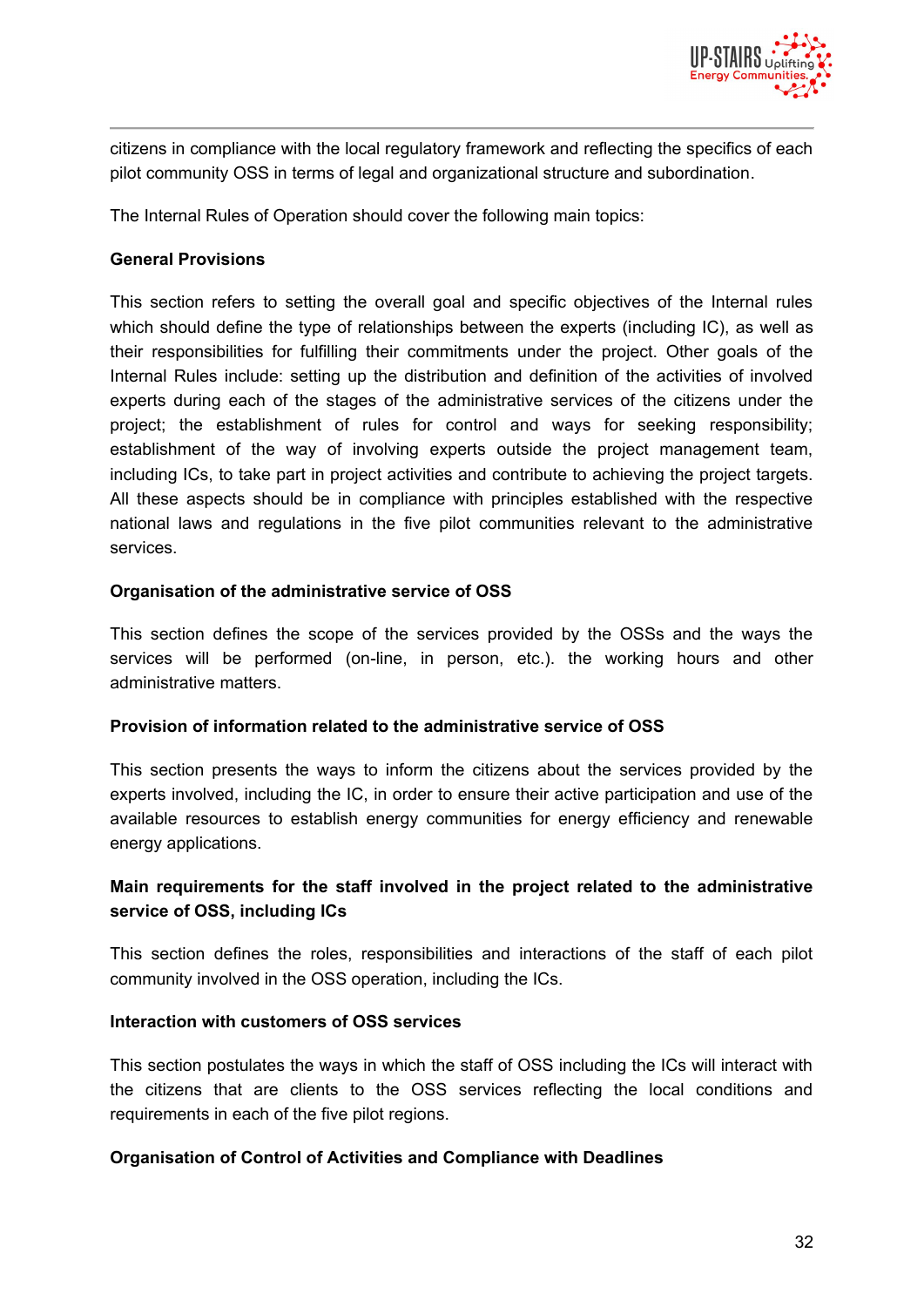citizens in compliance with the local regulatory framework and reflecting the specifics of each pilot community OSS in terms of legal and organizational structure and subordination.

The Internal Rules of Operation should cover the following main topics:

**General Provisions**

This section refers to setting the overall goal and specific objectives of the Internal rules which should define the type of relationships between the experts (including IC), as well as their responsibilities for fulfilling their commitments under the project. Other goals of the Internal Rules include: setting up the distribution and definition of the activities of involved experts during each of the stages of the administrative services of the citizens under the project; the establishment of rules for control and ways for seeking responsibility; establishment of the way of involving experts outside the project management team, including ICs, to take part in project activities and contribute to achieving the project targets. All these aspects should be in compliance with principles established with the respective national laws and regulations in the five pilot communities relevant to the administrative services.

**Organisation of the administrative service of OSS**

This section defines the scope of the services provided by the OSSs and the ways the services will be performed (on-line, in person, etc.). the working hours and other administrative matters.

**Provision of information related to the administrative service of OSS**

This section presents the ways to inform the citizens about the services provided by the experts involved, including the IC, in order to ensure their active participation and use of the available resources to establish energy communities for energy efficiency and renewable energy applications.

**Main requirements for the staff involved in the project related to the administrative service of OSS, including ICs**

This section defines the roles, responsibilities and interactions of the staff of each pilot community involved in the OSS operation, including the ICs.

**Interaction with customers of OSS services**

This section postulates the ways in which the staff of OSS including the ICs will interact with the citizens that are clients to the OSS services reflecting the local conditions and requirements in each of the five pilot regions.

**Organisation of Control of Activities and Compliance with Deadlines**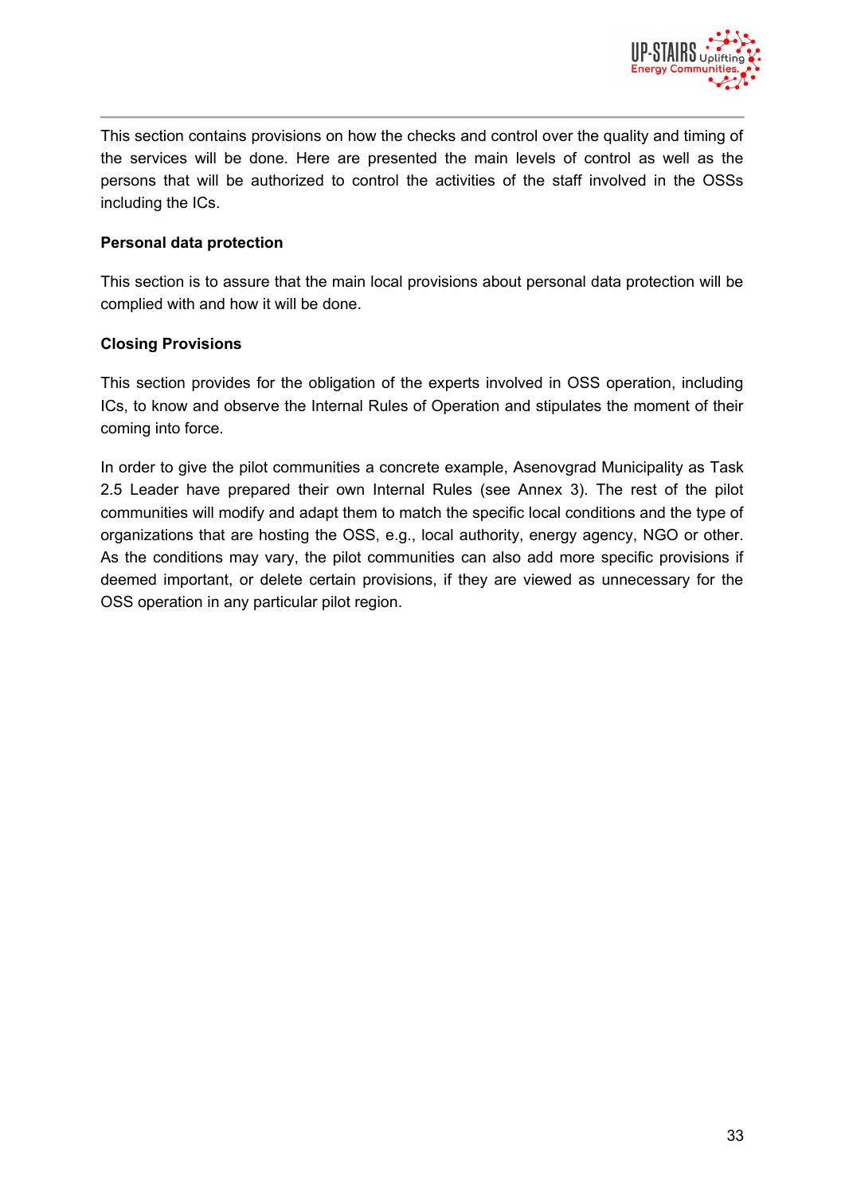This section contains provisions on how the checks and control over the quality and timing of the services will be done. Here are presented the main levels of control as well as the persons that will be authorized to control the activities of the staff involved in the OSSs including the ICs.

**Personal data protection**

This section is to assure that the main local provisions about personal data protection will be complied with and how it will be done.

**Closing Provisions**

This section provides for the obligation of the experts involved in OSS operation, including ICs, to know and observe the Internal Rules of Operation and stipulates the moment of their coming into force.

In order to give the pilot communities a concrete example, Asenovgrad Municipality as Task 2.5 Leader have prepared their own Internal Rules (see Annex 3). The rest of the pilot communities will modify and adapt them to match the specific local conditions and the type of organizations that are hosting the OSS, e.g., local authority, energy agency, NGO or other. As the conditions may vary, the pilot communities can also add more specific provisions if deemed important, or delete certain provisions, if they are viewed as unnecessary for the OSS operation in any particular pilot region.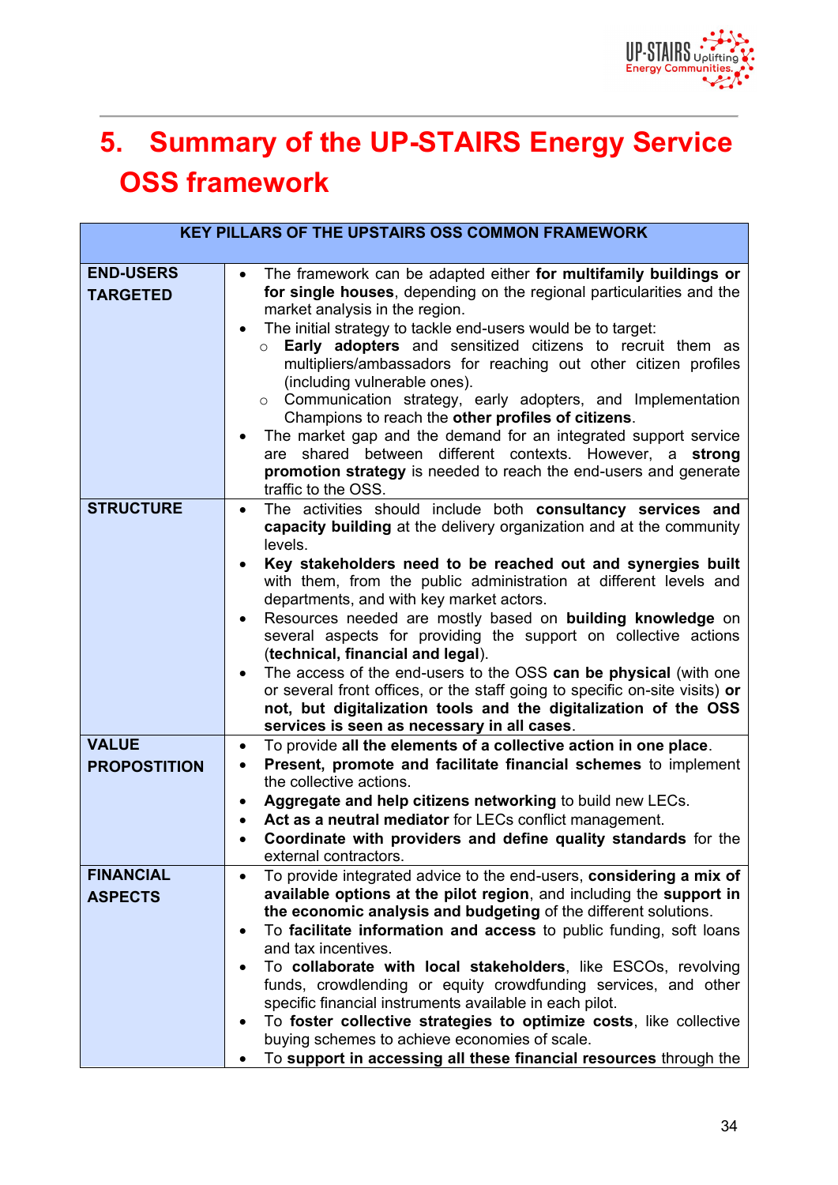# 5. Summary of the UP-STAIRS Energy Service OSS framework

| KEY PILLARS OF THE UPSTAIRS OSS COMMON FRAMEWORK | |
|---|---|
| **END-USERS TARGETED** | • The framework can be adapted either **for multifamily buildings or for single houses**, depending on the regional particularities and the market analysis in the region.<br>• The initial strategy to tackle end-users would be to target:<br>  ○ **Early adopters** and sensitized citizens to recruit them as multipliers/ambassadors for reaching out other citizen profiles (including vulnerable ones).<br>  ○ Communication strategy, early adopters, and Implementation Champions to reach the **other profiles of citizens**.<br>• The market gap and the demand for an integrated support service are shared between different contexts. However, a **strong promotion strategy** is needed to reach the end-users and generate traffic to the OSS. |
| **STRUCTURE** | • The activities should include both **consultancy services and capacity building** at the delivery organization and at the community levels.<br>• **Key stakeholders need to be reached out and synergies built** with them, from the public administration at different levels and departments, and with key market actors.<br>• Resources needed are mostly based on **building knowledge** on several aspects for providing the support on collective actions (**technical, financial and legal**).<br>• The access of the end-users to the OSS **can be physical** (with one or several front offices, or the staff going to specific on-site visits) **or not, but digitalization tools and the digitalization of the OSS services is seen as necessary in all cases**. |
| **VALUE PROPOSTITION** | • To provide **all the elements of a collective action in one place**.<br>• **Present, promote and facilitate financial schemes** to implement the collective actions.<br>• **Aggregate and help citizens networking** to build new LECs.<br>• **Act as a neutral mediator** for LECs conflict management.<br>• **Coordinate with providers and define quality standards** for the external contractors. |
| **FINANCIAL ASPECTS** | • To provide integrated advice to the end-users, **considering a mix of available options at the pilot region**, and including the **support in the economic analysis and budgeting** of the different solutions.<br>• To **facilitate information and access** to public funding, soft loans and tax incentives.<br>• To **collaborate with local stakeholders**, like ESCOs, revolving funds, crowdlending or equity crowdfunding services, and other specific financial instruments available in each pilot.<br>• To **foster collective strategies to optimize costs**, like collective buying schemes to achieve economies of scale.<br>• To **support in accessing all these financial resources** through the |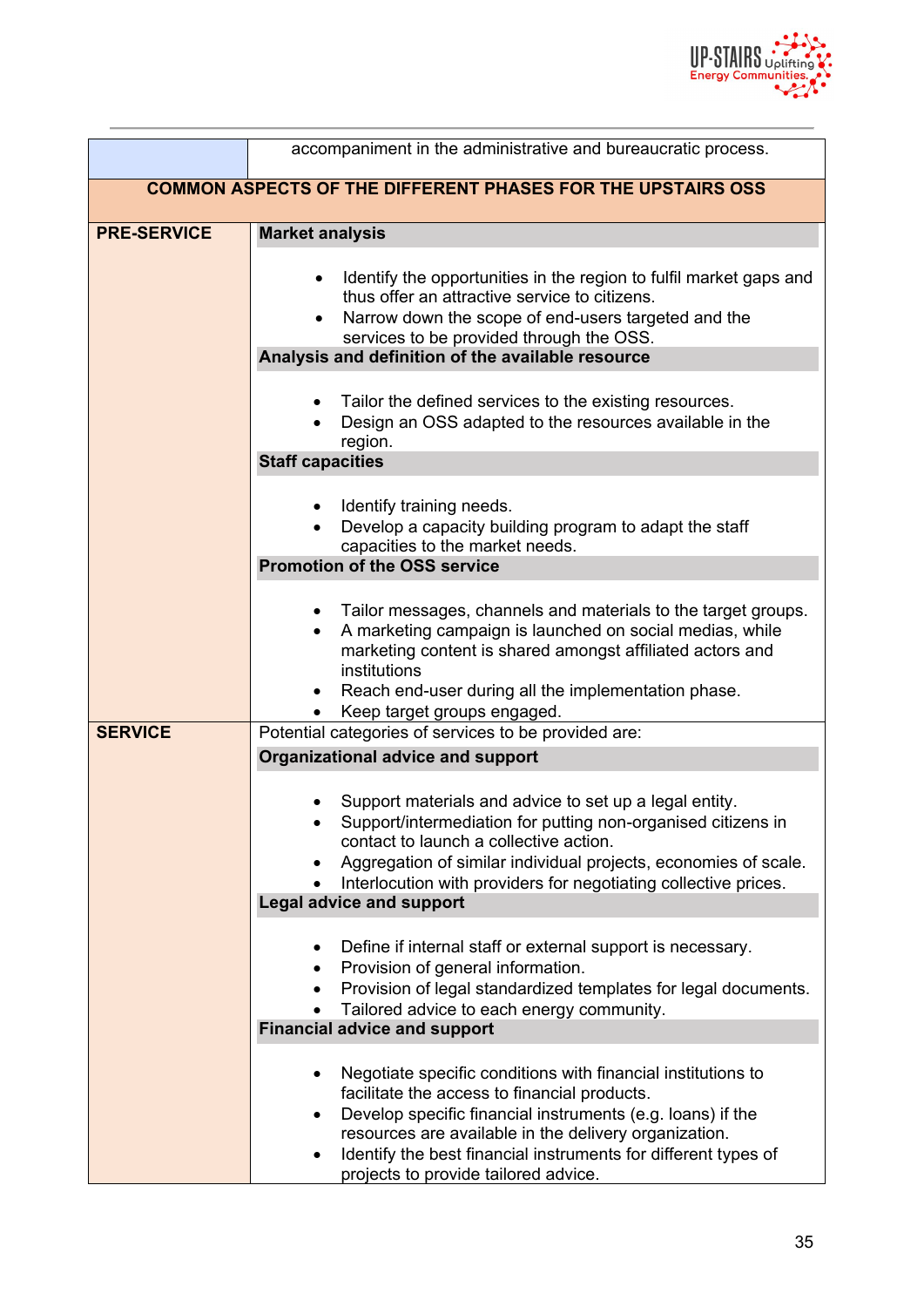| | accompaniment in the administrative and bureaucratic process. |
|---|---|
| **COMMON ASPECTS OF THE DIFFERENT PHASES FOR THE UPSTAIRS OSS** | |
| **PRE-SERVICE** | **Market analysis**<br>• Identify the opportunities in the region to fulfil market gaps and thus offer an attractive service to citizens.<br>• Narrow down the scope of end-users targeted and the services to be provided through the OSS.<br>**Analysis and definition of the available resource**<br>• Tailor the defined services to the existing resources.<br>• Design an OSS adapted to the resources available in the region.<br>**Staff capacities**<br>• Identify training needs.<br>• Develop a capacity building program to adapt the staff capacities to the market needs.<br>**Promotion of the OSS service**<br>• Tailor messages, channels and materials to the target groups.<br>• A marketing campaign is launched on social medias, while marketing content is shared amongst affiliated actors and institutions<br>• Reach end-user during all the implementation phase.<br>• Keep target groups engaged. |
| **SERVICE** | Potential categories of services to be provided are:<br>**Organizational advice and support**<br>• Support materials and advice to set up a legal entity.<br>• Support/intermediation for putting non-organised citizens in contact to launch a collective action.<br>• Aggregation of similar individual projects, economies of scale.<br>• Interlocution with providers for negotiating collective prices.<br>**Legal advice and support**<br>• Define if internal staff or external support is necessary.<br>• Provision of general information.<br>• Provision of legal standardized templates for legal documents.<br>• Tailored advice to each energy community.<br>**Financial advice and support**<br>• Negotiate specific conditions with financial institutions to facilitate the access to financial products.<br>• Develop specific financial instruments (e.g. loans) if the resources are available in the delivery organization.<br>• Identify the best financial instruments for different types of projects to provide tailored advice. |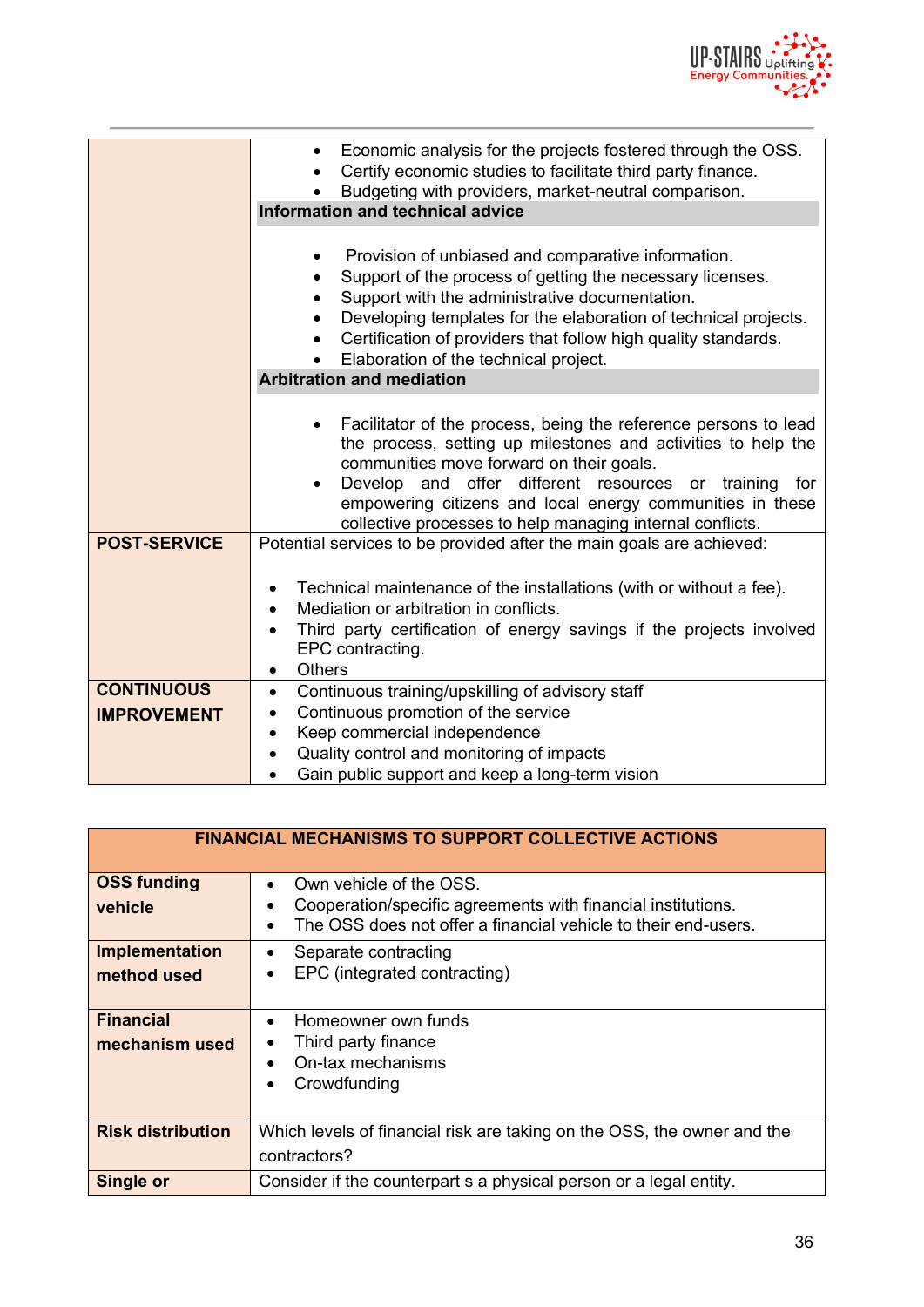| | |
|---|---|
| | • Economic analysis for the projects fostered through the OSS.<br>• Certify economic studies to facilitate third party finance.<br>• Budgeting with providers, market-neutral comparison.<br>**Information and technical advice**<br>• Provision of unbiased and comparative information.<br>• Support of the process of getting the necessary licenses.<br>• Support with the administrative documentation.<br>• Developing templates for the elaboration of technical projects.<br>• Certification of providers that follow high quality standards.<br>• Elaboration of the technical project.<br>**Arbitration and mediation**<br>• Facilitator of the process, being the reference persons to lead the process, setting up milestones and activities to help the communities move forward on their goals.<br>• Develop and offer different resources or training for empowering citizens and local energy communities in these collective processes to help managing internal conflicts. |
| **POST-SERVICE** | Potential services to be provided after the main goals are achieved:<br>• Technical maintenance of the installations (with or without a fee).<br>• Mediation or arbitration in conflicts.<br>• Third party certification of energy savings if the projects involved EPC contracting.<br>• Others |
| **CONTINUOUS IMPROVEMENT** | • Continuous training/upskilling of advisory staff<br>• Continuous promotion of the service<br>• Keep commercial independence<br>• Quality control and monitoring of impacts<br>• Gain public support and keep a long-term vision |

| **FINANCIAL MECHANISMS TO SUPPORT COLLECTIVE ACTIONS** | |
|---|---|
| **OSS funding vehicle** | • Own vehicle of the OSS.<br>• Cooperation/specific agreements with financial institutions.<br>• The OSS does not offer a financial vehicle to their end-users. |
| **Implementation method used** | • Separate contracting<br>• EPC (integrated contracting) |
| **Financial mechanism used** | • Homeowner own funds<br>• Third party finance<br>• On-tax mechanisms<br>• Crowdfunding |
| **Risk distribution** | Which levels of financial risk are taking on the OSS, the owner and the contractors? |
| **Single or** | Consider if the counterpart s a physical person or a legal entity. |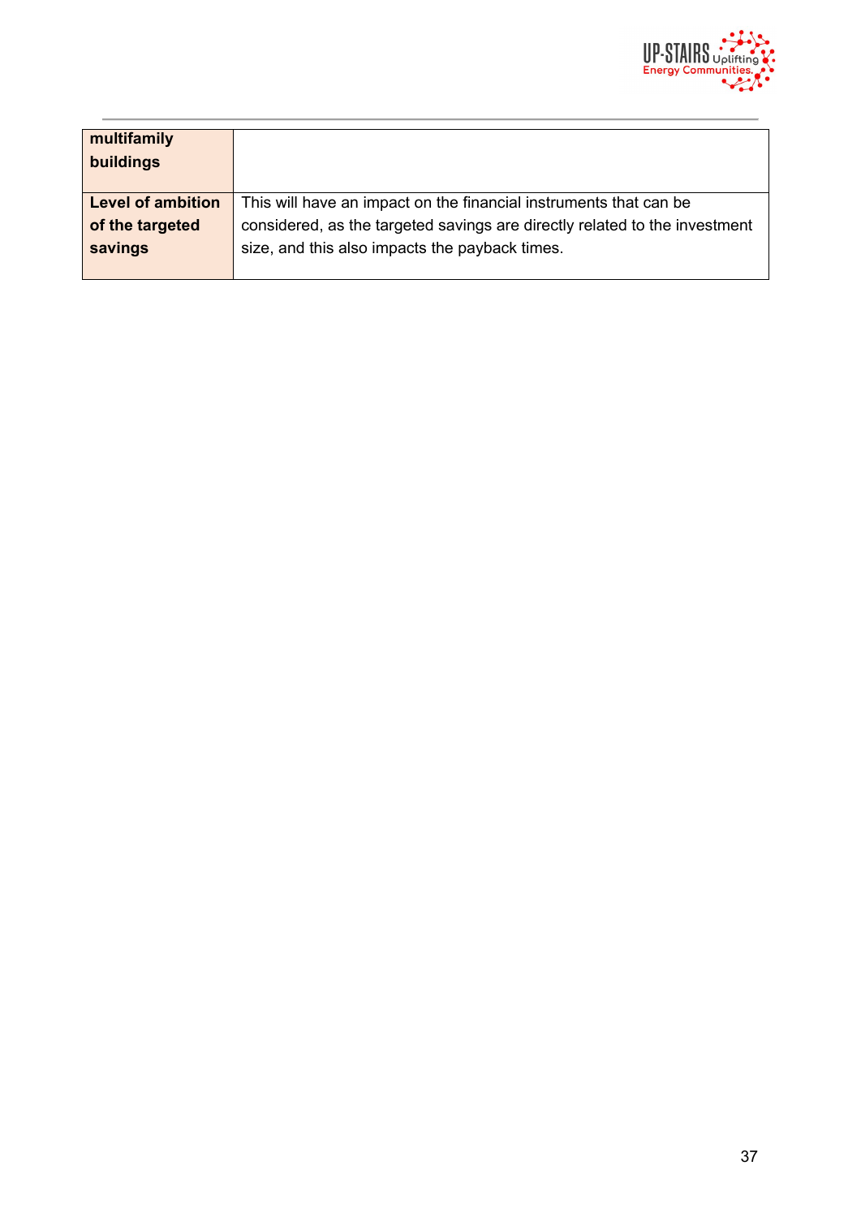| | |
|---|---|
| **multifamily buildings** | |
| **Level of ambition of the targeted savings** | This will have an impact on the financial instruments that can be considered, as the targeted savings are directly related to the investment size, and this also impacts the payback times. |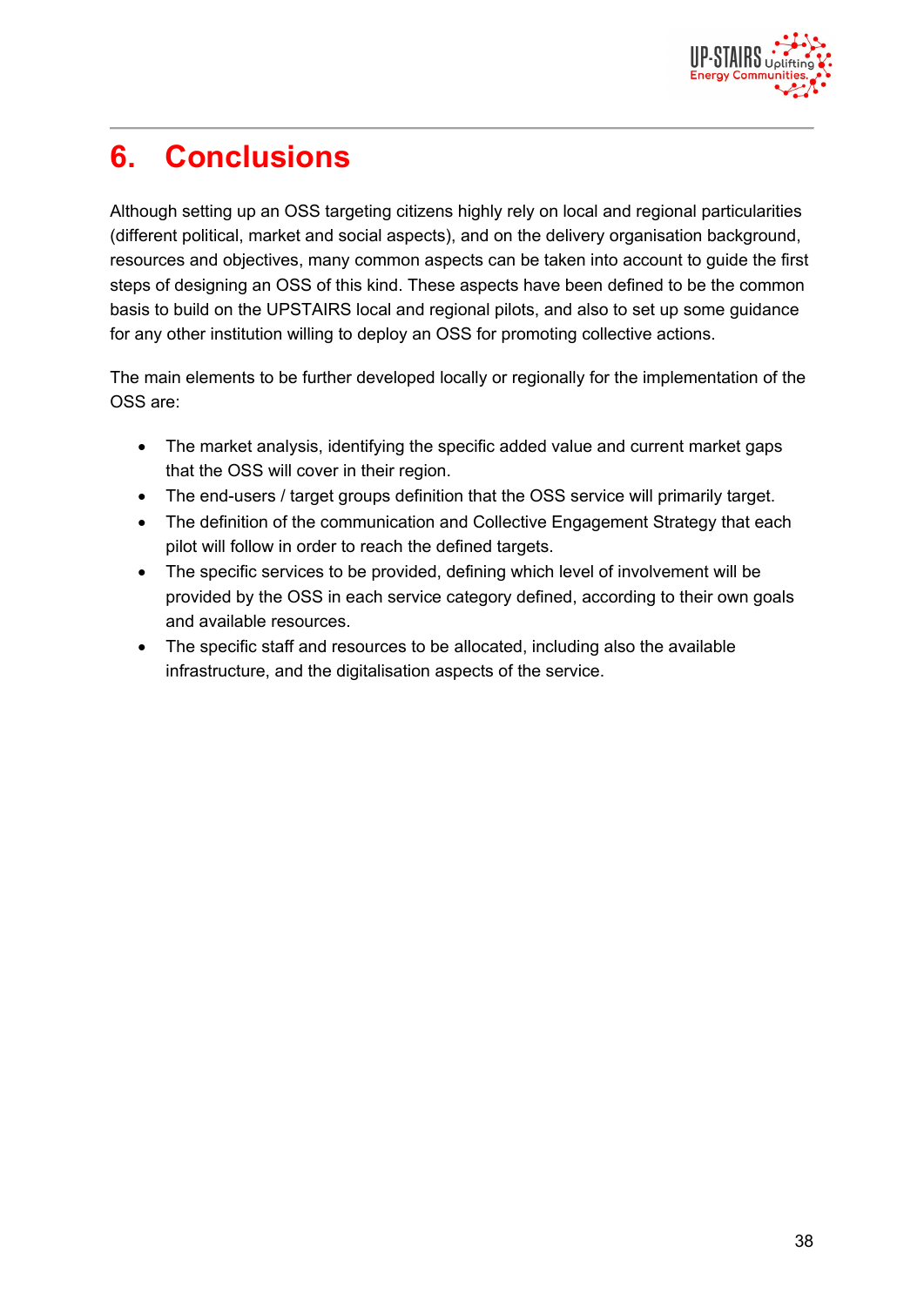# 6. Conclusions

Although setting up an OSS targeting citizens highly rely on local and regional particularities (different political, market and social aspects), and on the delivery organisation background, resources and objectives, many common aspects can be taken into account to guide the first steps of designing an OSS of this kind. These aspects have been defined to be the common basis to build on the UPSTAIRS local and regional pilots, and also to set up some guidance for any other institution willing to deploy an OSS for promoting collective actions.

The main elements to be further developed locally or regionally for the implementation of the OSS are:

- The market analysis, identifying the specific added value and current market gaps that the OSS will cover in their region.
- The end-users / target groups definition that the OSS service will primarily target.
- The definition of the communication and Collective Engagement Strategy that each pilot will follow in order to reach the defined targets.
- The specific services to be provided, defining which level of involvement will be provided by the OSS in each service category defined, according to their own goals and available resources.
- The specific staff and resources to be allocated, including also the available infrastructure, and the digitalisation aspects of the service.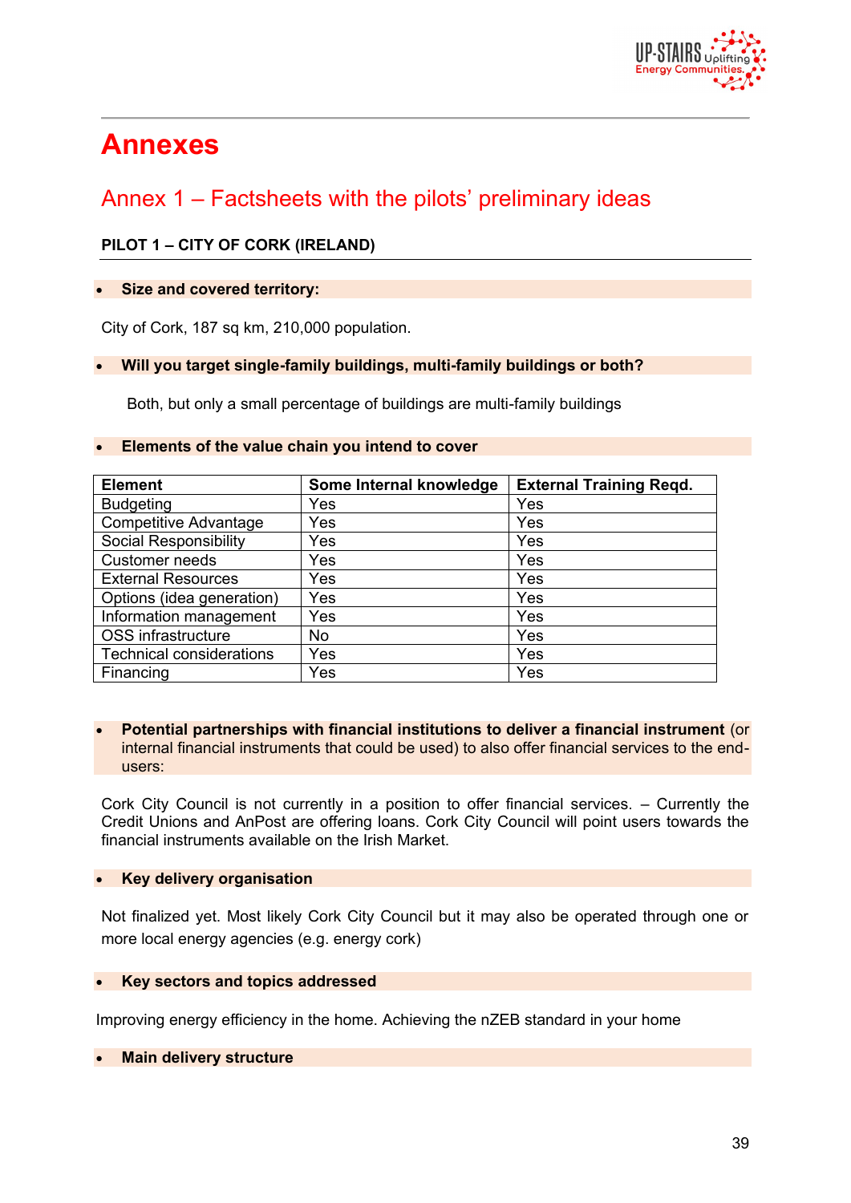# Annexes

## Annex 1 – Factsheets with the pilots' preliminary ideas

**PILOT 1 – CITY OF CORK (IRELAND)**

- **Size and covered territory:**

City of Cork, 187 sq km, 210,000 population.

- **Will you target single-family buildings, multi-family buildings or both?**

Both, but only a small percentage of buildings are multi-family buildings

- **Elements of the value chain you intend to cover**

| Element | Some Internal knowledge | External Training Reqd. |
|---|---|---|
| Budgeting | Yes | Yes |
| Competitive Advantage | Yes | Yes |
| Social Responsibility | Yes | Yes |
| Customer needs | Yes | Yes |
| External Resources | Yes | Yes |
| Options (idea generation) | Yes | Yes |
| Information management | Yes | Yes |
| OSS infrastructure | No | Yes |
| Technical considerations | Yes | Yes |
| Financing | Yes | Yes |

- **Potential partnerships with financial institutions to deliver a financial instrument** (or internal financial instruments that could be used) to also offer financial services to the end-users:

Cork City Council is not currently in a position to offer financial services. – Currently the Credit Unions and AnPost are offering loans. Cork City Council will point users towards the financial instruments available on the Irish Market.

- **Key delivery organisation**

Not finalized yet. Most likely Cork City Council but it may also be operated through one or more local energy agencies (e.g. energy cork)

- **Key sectors and topics addressed**

Improving energy efficiency in the home. Achieving the nZEB standard in your home

- **Main delivery structure**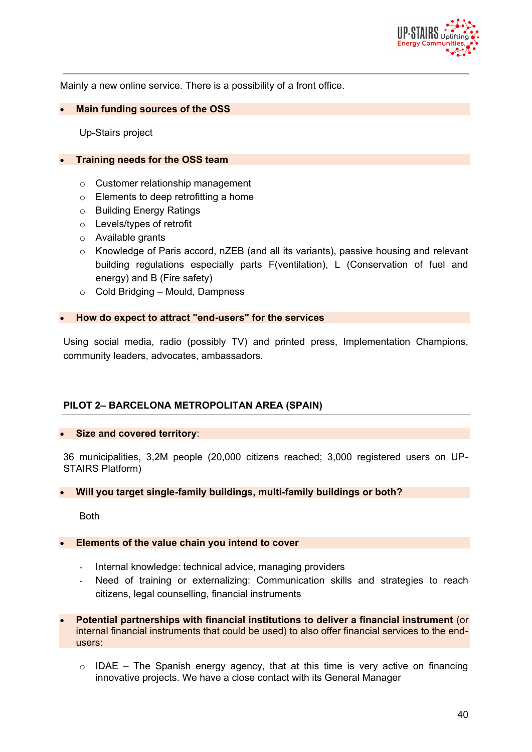Mainly a new online service. There is a possibility of a front office.

- **Main funding sources of the OSS**

  Up-Stairs project

- **Training needs for the OSS team**

  - Customer relationship management
  - Elements to deep retrofitting a home
  - Building Energy Ratings
  - Levels/types of retrofit
  - Available grants
  - Knowledge of Paris accord, nZEB (and all its variants), passive housing and relevant building regulations especially parts F(ventilation), L (Conservation of fuel and energy) and B (Fire safety)
  - Cold Bridging – Mould, Dampness

- **How do expect to attract "end-users" for the services**

Using social media, radio (possibly TV) and printed press, Implementation Champions, community leaders, advocates, ambassadors.

### PILOT 2– BARCELONA METROPOLITAN AREA (SPAIN)

- **Size and covered territory**:

36 municipalities, 3,2M people (20,000 citizens reached; 3,000 registered users on UP-STAIRS Platform)

- **Will you target single-family buildings, multi-family buildings or both?**

  Both

- **Elements of the value chain you intend to cover**

  - Internal knowledge: technical advice, managing providers
  - Need of training or externalizing: Communication skills and strategies to reach citizens, legal counselling, financial instruments

- **Potential partnerships with financial institutions to deliver a financial instrument** (or internal financial instruments that could be used) to also offer financial services to the end-users:

  - IDAE – The Spanish energy agency, that at this time is very active on financing innovative projects. We have a close contact with its General Manager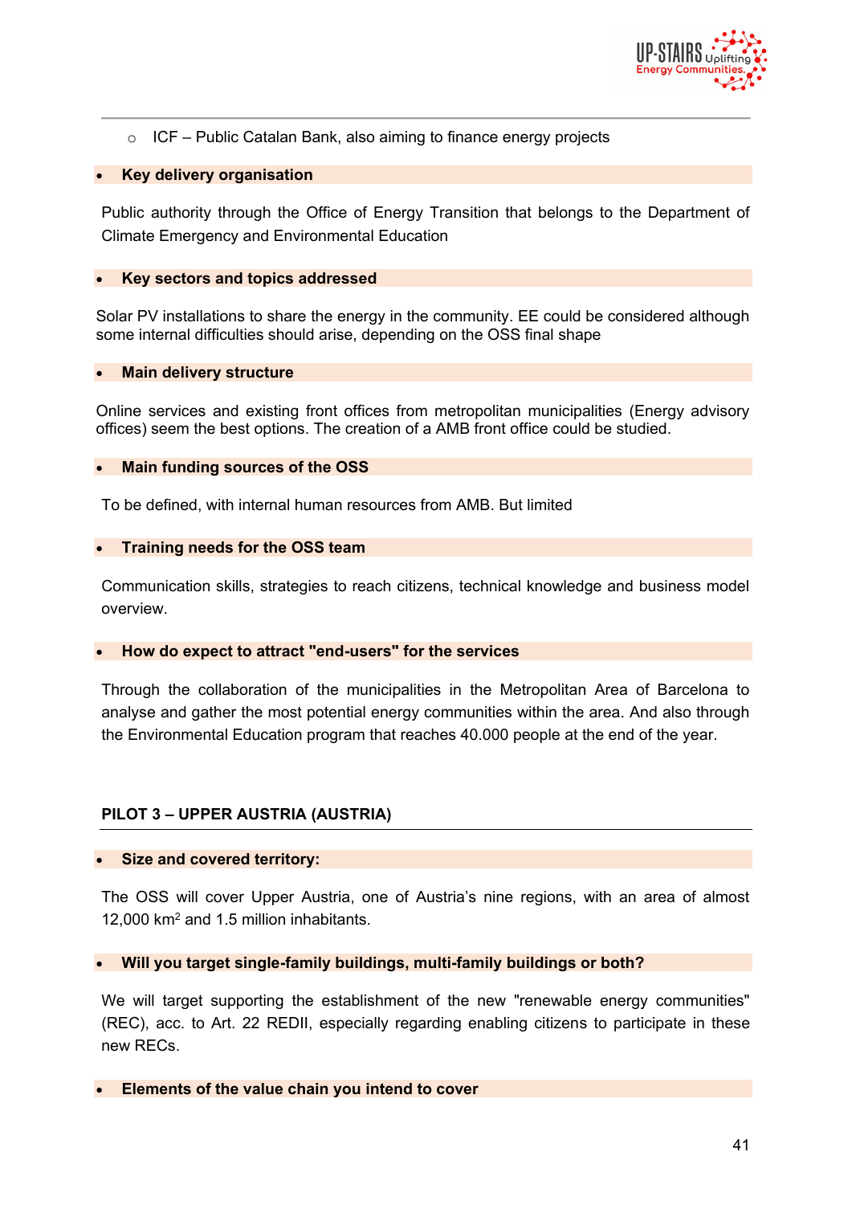- ICF – Public Catalan Bank, also aiming to finance energy projects

- **Key delivery organisation**

Public authority through the Office of Energy Transition that belongs to the Department of Climate Emergency and Environmental Education

- **Key sectors and topics addressed**

Solar PV installations to share the energy in the community. EE could be considered although some internal difficulties should arise, depending on the OSS final shape

- **Main delivery structure**

Online services and existing front offices from metropolitan municipalities (Energy advisory offices) seem the best options. The creation of a AMB front office could be studied.

- **Main funding sources of the OSS**

To be defined, with internal human resources from AMB. But limited

- **Training needs for the OSS team**

Communication skills, strategies to reach citizens, technical knowledge and business model overview.

- **How do expect to attract "end-users" for the services**

Through the collaboration of the municipalities in the Metropolitan Area of Barcelona to analyse and gather the most potential energy communities within the area. And also through the Environmental Education program that reaches 40.000 people at the end of the year.

### PILOT 3 – UPPER AUSTRIA (AUSTRIA)

- **Size and covered territory:**

The OSS will cover Upper Austria, one of Austria's nine regions, with an area of almost 12,000 km$^2$ and 1.5 million inhabitants.

- **Will you target single-family buildings, multi-family buildings or both?**

We will target supporting the establishment of the new "renewable energy communities" (REC), acc. to Art. 22 REDII, especially regarding enabling citizens to participate in these new RECs.

- **Elements of the value chain you intend to cover**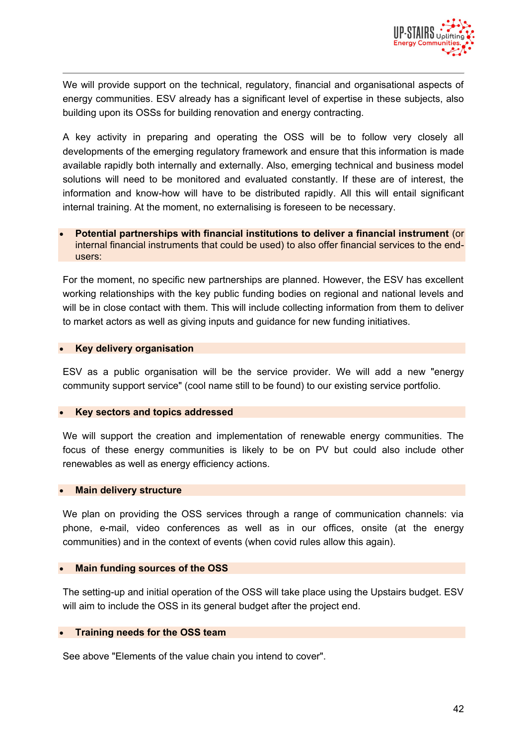We will provide support on the technical, regulatory, financial and organisational aspects of energy communities. ESV already has a significant level of expertise in these subjects, also building upon its OSSs for building renovation and energy contracting.

A key activity in preparing and operating the OSS will be to follow very closely all developments of the emerging regulatory framework and ensure that this information is made available rapidly both internally and externally. Also, emerging technical and business model solutions will need to be monitored and evaluated constantly. If these are of interest, the information and know-how will have to be distributed rapidly. All this will entail significant internal training. At the moment, no externalising is foreseen to be necessary.

- **Potential partnerships with financial institutions to deliver a financial instrument** (or internal financial instruments that could be used) to also offer financial services to the end-users:

For the moment, no specific new partnerships are planned. However, the ESV has excellent working relationships with the key public funding bodies on regional and national levels and will be in close contact with them. This will include collecting information from them to deliver to market actors as well as giving inputs and guidance for new funding initiatives.

- **Key delivery organisation**

ESV as a public organisation will be the service provider. We will add a new "energy community support service" (cool name still to be found) to our existing service portfolio.

- **Key sectors and topics addressed**

We will support the creation and implementation of renewable energy communities. The focus of these energy communities is likely to be on PV but could also include other renewables as well as energy efficiency actions.

- **Main delivery structure**

We plan on providing the OSS services through a range of communication channels: via phone, e-mail, video conferences as well as in our offices, onsite (at the energy communities) and in the context of events (when covid rules allow this again).

- **Main funding sources of the OSS**

The setting-up and initial operation of the OSS will take place using the Upstairs budget. ESV will aim to include the OSS in its general budget after the project end.

- **Training needs for the OSS team**

See above "Elements of the value chain you intend to cover".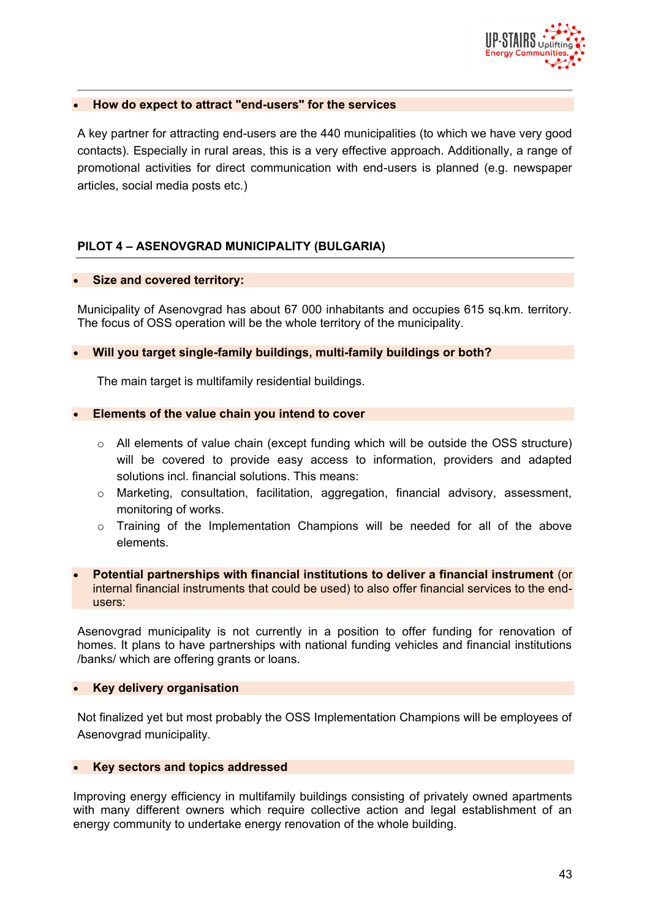- **How do expect to attract "end-users" for the services**

A key partner for attracting end-users are the 440 municipalities (to which we have very good contacts). Especially in rural areas, this is a very effective approach. Additionally, a range of promotional activities for direct communication with end-users is planned (e.g. newspaper articles, social media posts etc.)

## PILOT 4 – ASENOVGRAD MUNICIPALITY (BULGARIA)

- **Size and covered territory:**

Municipality of Asenovgrad has about 67 000 inhabitants and occupies 615 sq.km. territory. The focus of OSS operation will be the whole territory of the municipality.

- **Will you target single-family buildings, multi-family buildings or both?**

The main target is multifamily residential buildings.

- **Elements of the value chain you intend to cover**

  - All elements of value chain (except funding which will be outside the OSS structure) will be covered to provide easy access to information, providers and adapted solutions incl. financial solutions. This means:
  - Marketing, consultation, facilitation, aggregation, financial advisory, assessment, monitoring of works.
  - Training of the Implementation Champions will be needed for all of the above elements.

- **Potential partnerships with financial institutions to deliver a financial instrument** (or internal financial instruments that could be used) to also offer financial services to the end-users:

Asenovgrad municipality is not currently in a position to offer funding for renovation of homes. It plans to have partnerships with national funding vehicles and financial institutions /banks/ which are offering grants or loans.

- **Key delivery organisation**

Not finalized yet but most probably the OSS Implementation Champions will be employees of Asenovgrad municipality.

- **Key sectors and topics addressed**

Improving energy efficiency in multifamily buildings consisting of privately owned apartments with many different owners which require collective action and legal establishment of an energy community to undertake energy renovation of the whole building.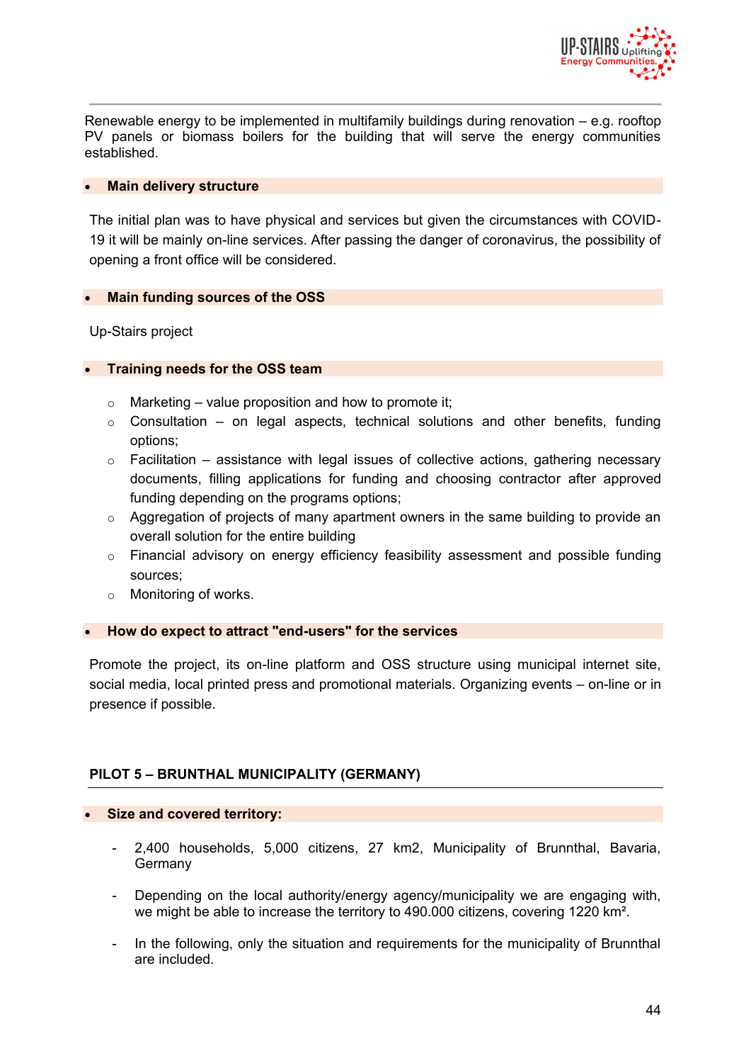Renewable energy to be implemented in multifamily buildings during renovation – e.g. rooftop PV panels or biomass boilers for the building that will serve the energy communities established.

- **Main delivery structure**

The initial plan was to have physical and services but given the circumstances with COVID-19 it will be mainly on-line services. After passing the danger of coronavirus, the possibility of opening a front office will be considered.

- **Main funding sources of the OSS**

Up-Stairs project

- **Training needs for the OSS team**

  - Marketing – value proposition and how to promote it;
  - Consultation – on legal aspects, technical solutions and other benefits, funding options;
  - Facilitation – assistance with legal issues of collective actions, gathering necessary documents, filling applications for funding and choosing contractor after approved funding depending on the programs options;
  - Aggregation of projects of many apartment owners in the same building to provide an overall solution for the entire building
  - Financial advisory on energy efficiency feasibility assessment and possible funding sources;
  - Monitoring of works.

- **How do expect to attract "end-users" for the services**

Promote the project, its on-line platform and OSS structure using municipal internet site, social media, local printed press and promotional materials. Organizing events – on-line or in presence if possible.

## PILOT 5 – BRUNTHAL MUNICIPALITY (GERMANY)

- **Size and covered territory:**

  - 2,400 households, 5,000 citizens, 27 km2, Municipality of Brunnthal, Bavaria, Germany
  - Depending on the local authority/energy agency/municipality we are engaging with, we might be able to increase the territory to 490.000 citizens, covering 1220 km².
  - In the following, only the situation and requirements for the municipality of Brunnthal are included.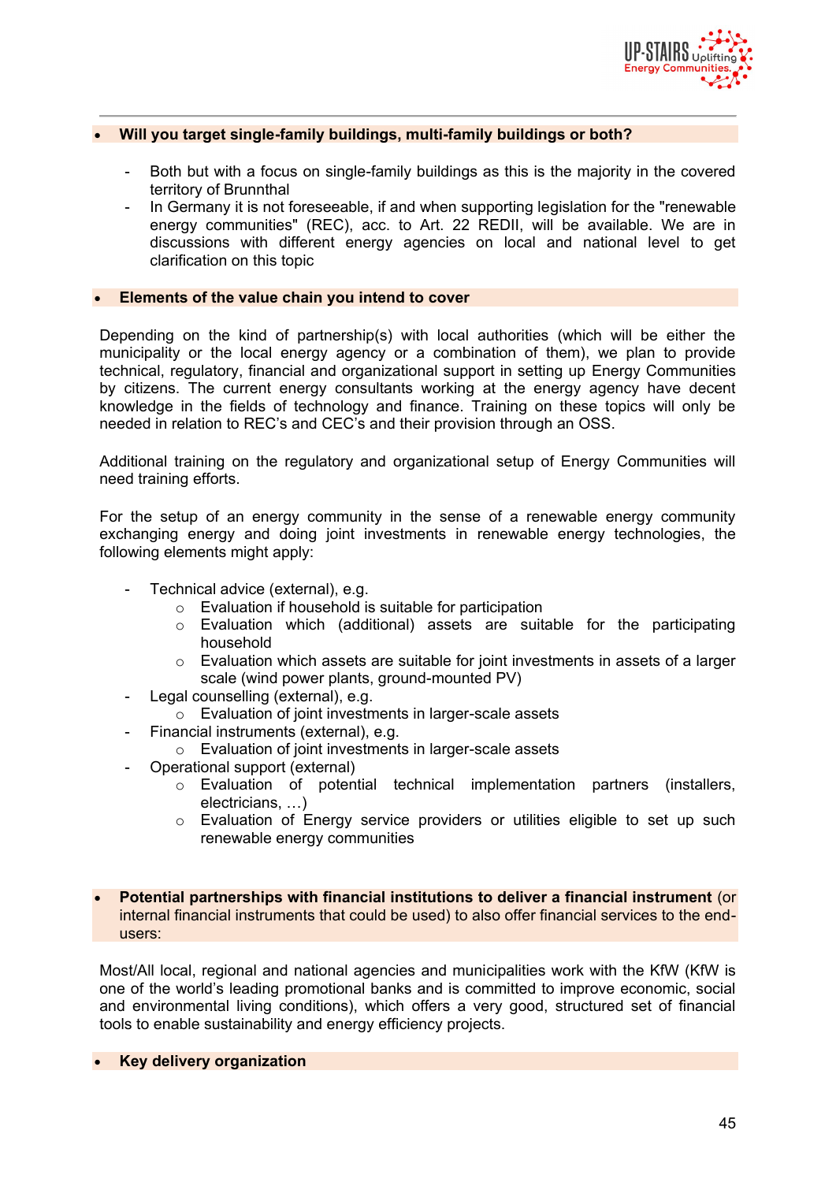- **Will you target single-family buildings, multi-family buildings or both?**

  - Both but with a focus on single-family buildings as this is the majority in the covered territory of Brunnthal
  - In Germany it is not foreseeable, if and when supporting legislation for the "renewable energy communities" (REC), acc. to Art. 22 REDII, will be available. We are in discussions with different energy agencies on local and national level to get clarification on this topic

- **Elements of the value chain you intend to cover**

Depending on the kind of partnership(s) with local authorities (which will be either the municipality or the local energy agency or a combination of them), we plan to provide technical, regulatory, financial and organizational support in setting up Energy Communities by citizens. The current energy consultants working at the energy agency have decent knowledge in the fields of technology and finance. Training on these topics will only be needed in relation to REC's and CEC's and their provision through an OSS.

Additional training on the regulatory and organizational setup of Energy Communities will need training efforts.

For the setup of an energy community in the sense of a renewable energy community exchanging energy and doing joint investments in renewable energy technologies, the following elements might apply:

- Technical advice (external), e.g.
  - Evaluation if household is suitable for participation
  - Evaluation which (additional) assets are suitable for the participating household
  - Evaluation which assets are suitable for joint investments in assets of a larger scale (wind power plants, ground-mounted PV)
- Legal counselling (external), e.g.
  - Evaluation of joint investments in larger-scale assets
- Financial instruments (external), e.g.
  - Evaluation of joint investments in larger-scale assets
- Operational support (external)
  - Evaluation of potential technical implementation partners (installers, electricians, …)
  - Evaluation of Energy service providers or utilities eligible to set up such renewable energy communities

- **Potential partnerships with financial institutions to deliver a financial instrument** (or internal financial instruments that could be used) to also offer financial services to the end-users:

Most/All local, regional and national agencies and municipalities work with the KfW (KfW is one of the world's leading promotional banks and is committed to improve economic, social and environmental living conditions), which offers a very good, structured set of financial tools to enable sustainability and energy efficiency projects.

- **Key delivery organization**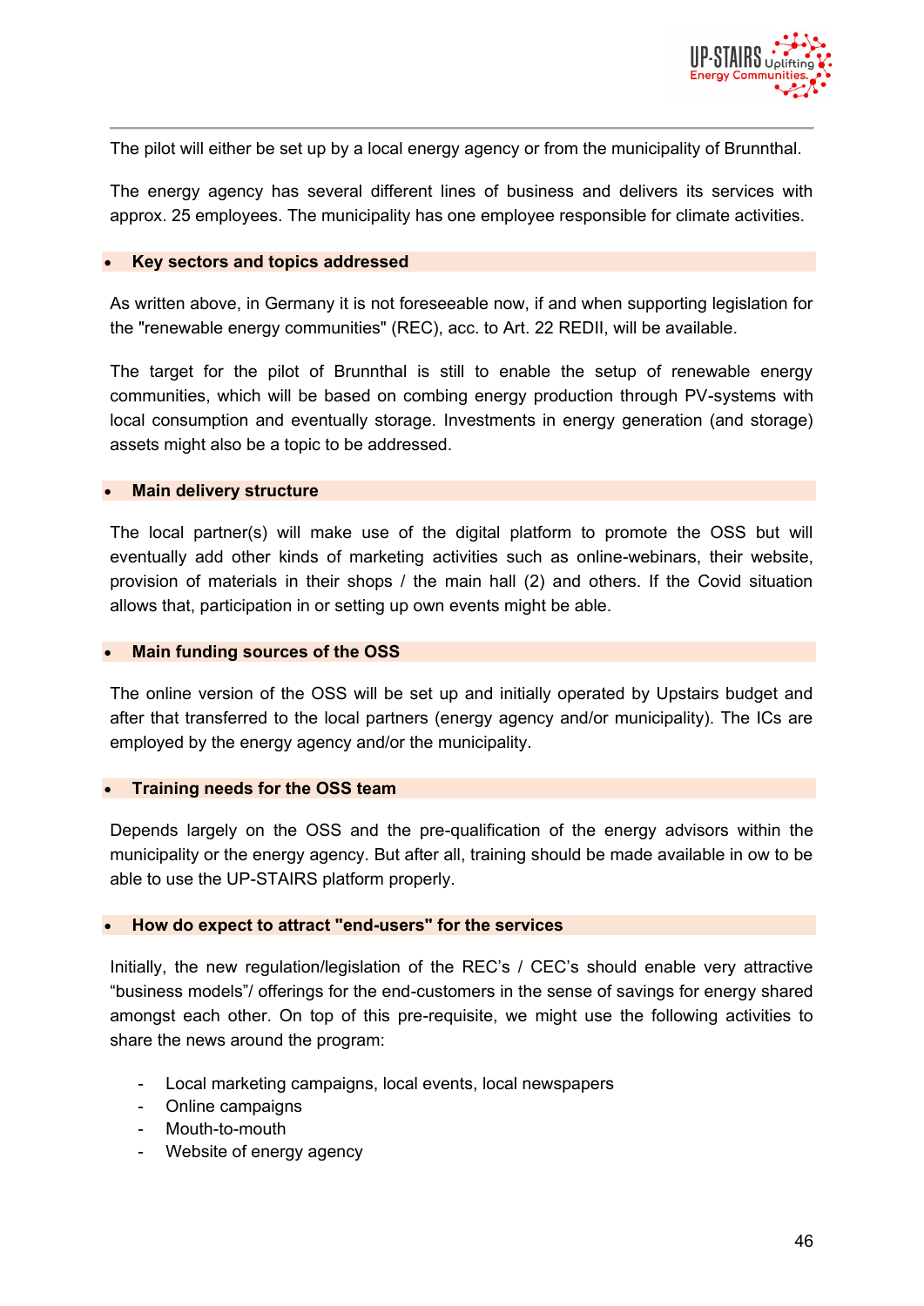The pilot will either be set up by a local energy agency or from the municipality of Brunnthal.

The energy agency has several different lines of business and delivers its services with approx. 25 employees. The municipality has one employee responsible for climate activities.

- **Key sectors and topics addressed**

As written above, in Germany it is not foreseeable now, if and when supporting legislation for the "renewable energy communities" (REC), acc. to Art. 22 REDII, will be available.

The target for the pilot of Brunnthal is still to enable the setup of renewable energy communities, which will be based on combing energy production through PV-systems with local consumption and eventually storage. Investments in energy generation (and storage) assets might also be a topic to be addressed.

- **Main delivery structure**

The local partner(s) will make use of the digital platform to promote the OSS but will eventually add other kinds of marketing activities such as online-webinars, their website, provision of materials in their shops / the main hall (2) and others. If the Covid situation allows that, participation in or setting up own events might be able.

- **Main funding sources of the OSS**

The online version of the OSS will be set up and initially operated by Upstairs budget and after that transferred to the local partners (energy agency and/or municipality). The ICs are employed by the energy agency and/or the municipality.

- **Training needs for the OSS team**

Depends largely on the OSS and the pre-qualification of the energy advisors within the municipality or the energy agency. But after all, training should be made available in ow to be able to use the UP-STAIRS platform properly.

- **How do expect to attract "end-users" for the services**

Initially, the new regulation/legislation of the REC's / CEC's should enable very attractive "business models"/ offerings for the end-customers in the sense of savings for energy shared amongst each other. On top of this pre-requisite, we might use the following activities to share the news around the program:

- Local marketing campaigns, local events, local newspapers
- Online campaigns
- Mouth-to-mouth
- Website of energy agency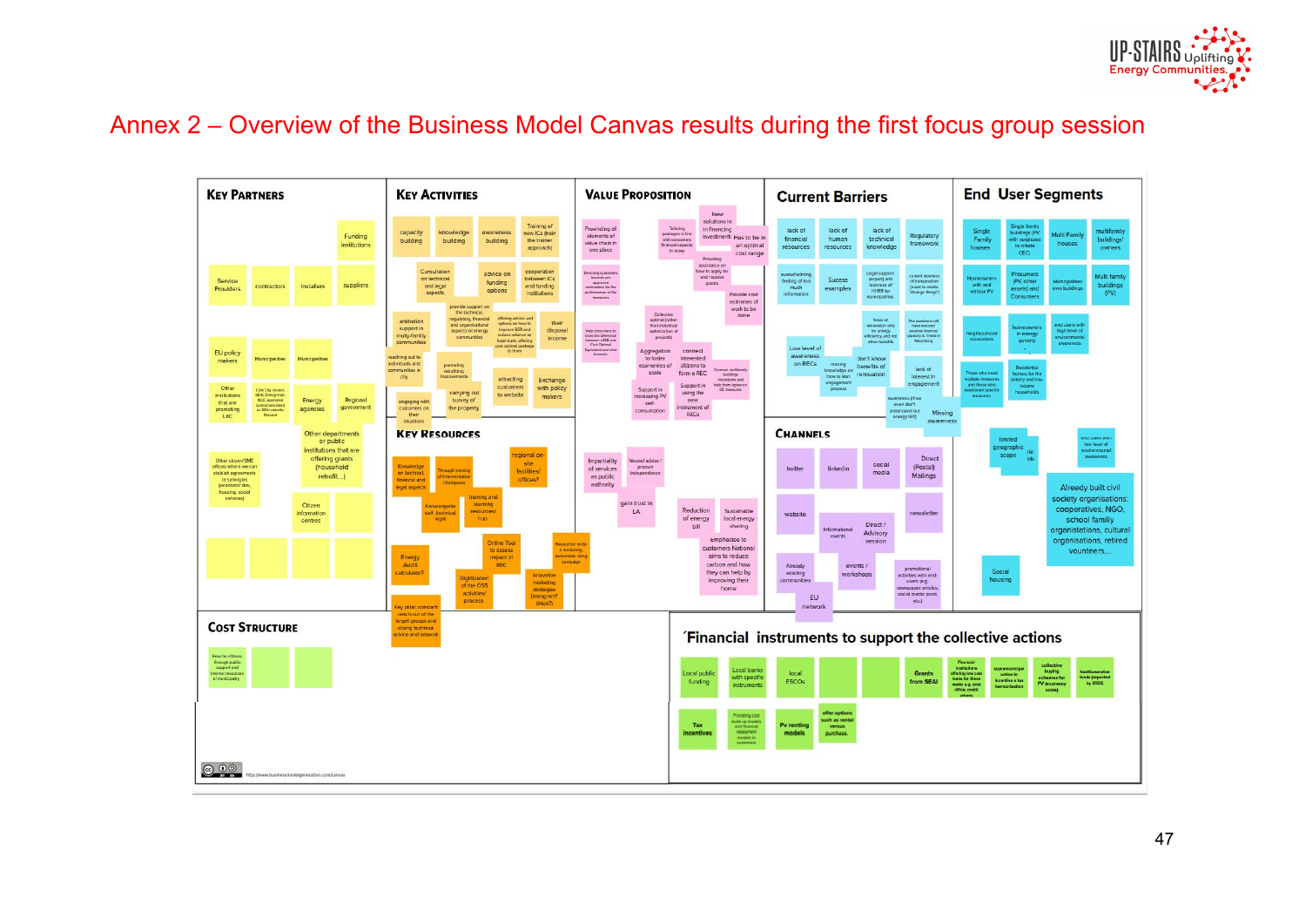# Annex 2 – Overview of the Business Model Canvas results during the first focus group session

## Key Partners

- Funding institutions
- Service Providers
- contractors
- Installers
- suppliers
- EU policy makers
- Municipalities
- Municipalities
- Other institutions that are promoting LEC
- City City recent SEAI Energy Hub, NCC approved contractors listed on SEAI website, Retrofit
- Energy agencies
- Regional government
- Other departments or public institutions that are offering grants (household retrofit...)
- Other citizen/SME offices where we can stablish agreements or synergies (economic dev, housing, social services)
- Citizen information centres

## Key Activities

- capacity building
- knowledge building
- awareness building
- Training of new ICs (train the trainer approach)
- Consultation on technical and legal aspects
- advice on funding options
- cooperation between ICs and funding institutions
- provide support on the technical, regulatory, financial and organisational aspects of energy communities
- offering advice and options on how to improve BER and reduce reliance on fossil fuels, offering cost optimal package to them
- arbitration support in multi-family communities
- their disposal income
- reaching out to individuals and communities in city
- promoting retrofitting improvements
- attracting customers to website
- Exchange with policy makers
- carrying out survey of the property
- engaging with customers on their situations

## Key Resources

- Knowledge on technical, financial and legal aspects
- Through training of Intermediation Champions
- regional on-site facilities/ offices?
- training and learning resources/ hub
- Knowledgeable staff (technical, legal)
- Energy Audit calculator?
- Online Tool to assess impact of REC
- Resources to do a marketing awareness raising campaign
- Digitalization of the OSS activities/ process
- Innovative marketing strategies (instagram? tiktok?)
- Key pillar: constant reach out of the target groups and strong technical advice and network

## Value Proposition

- Providing all elements of value chain in one place
- Tailoring packages in line with consumers financial capacity to repay
- New solutions in in financing investments
- Has to be in an optimal cost range
- Providing assistance on how to apply for and receive grants
- Provide cost estimates of work to be done
- Directing customers towards pre approved contractors for the performance of the measures
- Collective optimal (rather than individual optimization of projects)
- Help consumers to know the difference between nZEB and Cost Optimal Equivalent and other measures
- Aggregation to foster economies of scale
- connect interested citizens to form a REC
- Connect multifamily buildings members and help them agree on CE measures
- Support in increasing PV self-consumption
- Support in using the new instrument of RECs
- Impartiality of services as public authority
- Neutral advise / product independence
- gain trust in LA
- Reduction of energy bill
- Sustainable local energy sharing
- emphasise to customers National aims to reduce carbon and how they can help by improving their home

## Current Barriers

- lack of financial resources
- lack of human resources
- lack of technical knowledge
- Regulatory framework
- overwhelming feeling of too much information
- Success examples
- Legal support, support and lackness of HHRR for municipalities
- current slowness of transposition (need to create 'storage things'?)
- focus on renovation only for energy efficiency and not other benefits
- The pandemic will have reduced people's financial capacity to invest in renovating
- Low level of awareness on RECs
- missing knowledge on how to start engagement process
- don't know benefits of renovation
- lack of interest in engagement
- awareness (they even don't understand our energy bill)
- Missing awareness

## End User Segments

- Single Family houses
- Single family buildings (PV with surpluses to create CEC)
- Multi Family houses
- multifamily buildings' owners
- Homeowners with and without PV
- Prosumers (PV, other assets) and Consumers
- Municipalities own buildings
- Multi family buildings (PV)
- Neighbourhood associations
- homeowners in energy poverty
- end users with high level of environmental awareness
- Those who need multiple measures and those who need/want specific measures
- Residential homes, for the elderly and low-income households
- limited geographic scope
- end users with low level of environmental awareness
- Already built civil society organisations: cooperatives, NGO, school familly organistations, cultural organisations, retired vounteers,...
- Social housing

## Channels

- twitter
- linkedin
- social media
- Direct (Postal) Mailings
- website
- Informational events
- Direct / Advisory session
- newsletter
- Already existing communities
- events / workshops
- promotional activities with end-users (eg. newspaper articles, social media posts etc.)
- EU network

## Cost Structure

- Free for citizens through public support and internal resources of municipality

## Financial instruments to support the collective actions

- Local public funding
- Local banks with specific instruments
- local ESCOs
- Grants from SEAI
- Financial institutions offering low cost loans for these works e.g. post office, credit unions
- supramunicipal action to incentive a tax harmonisation
- collective buying schemes for PV (economy scale)
- NextGeneration funds (expected by 2022)
- Tax incentives
- Providing cost build up models and financial repayment models to customers
- Pv renting models
- offer options such as rental versus purchase.

http://www.businessmodelgeneration.com/canvas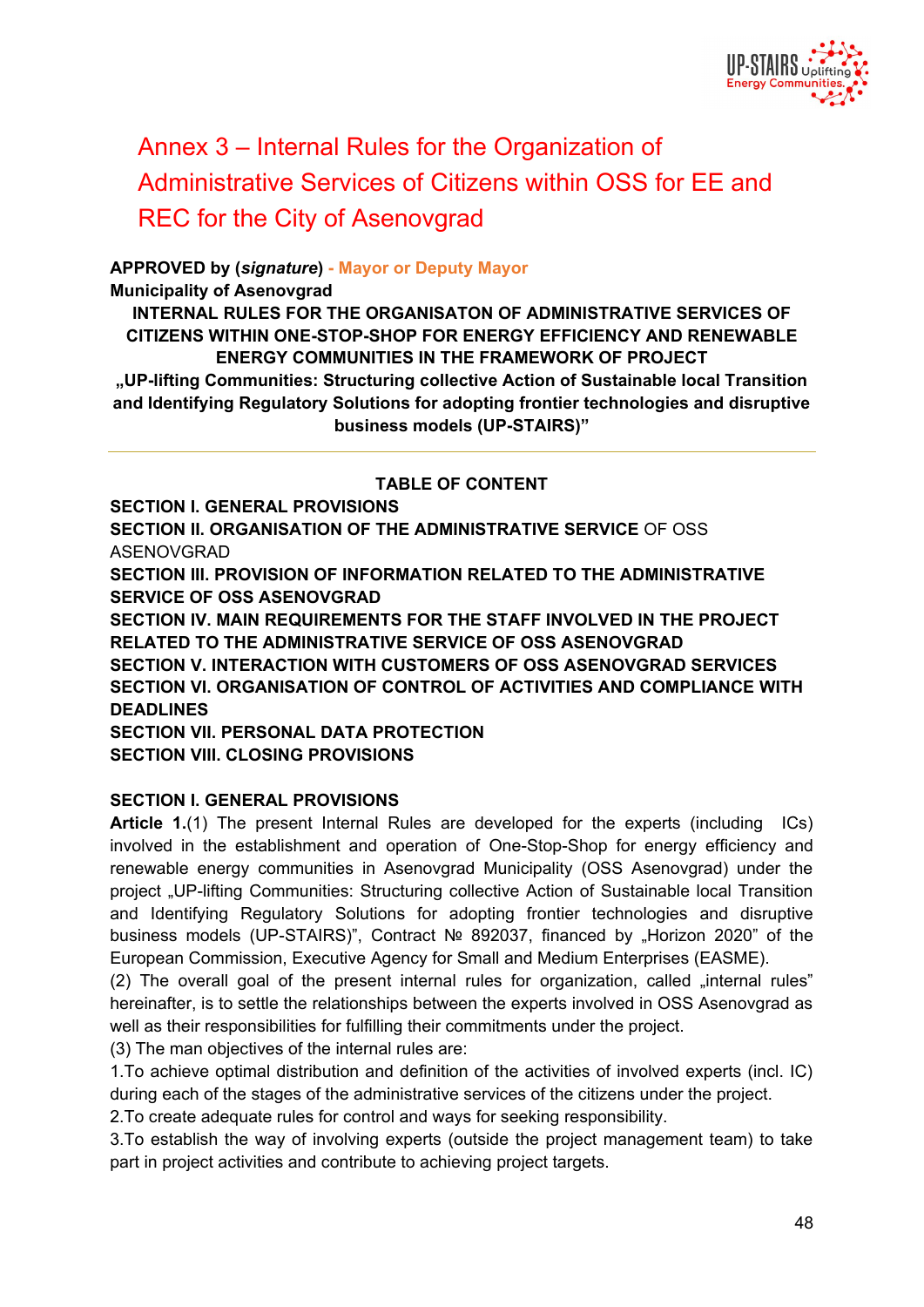# Annex 3 – Internal Rules for the Organization of Administrative Services of Citizens within OSS for EE and REC for the City of Asenovgrad

**APPROVED by (*signature*) - Mayor or Deputy Mayor**

**Municipality of Asenovgrad**

**INTERNAL RULES FOR THE ORGANISATON OF ADMINISTRATIVE SERVICES OF CITIZENS WITHIN ONE-STOP-SHOP FOR ENERGY EFFICIENCY AND RENEWABLE ENERGY COMMUNITIES IN THE FRAMEWORK OF PROJECT „UP-lifting Communities: Structuring collective Action of Sustainable local Transition and Identifying Regulatory Solutions for adopting frontier technologies and disruptive business models (UP-STAIRS)"**

---

**TABLE OF CONTENT**

**SECTION I. GENERAL PROVISIONS**

**SECTION II. ORGANISATION OF THE ADMINISTRATIVE SERVICE** OF OSS ASENOVGRAD

**SECTION III. PROVISION OF INFORMATION RELATED TO THE ADMINISTRATIVE SERVICE OF OSS ASENOVGRAD**

**SECTION IV. MAIN REQUIREMENTS FOR THE STAFF INVOLVED IN THE PROJECT RELATED TO THE ADMINISTRATIVE SERVICE OF OSS ASENOVGRAD**

**SECTION V. INTERACTION WITH CUSTOMERS OF OSS ASENOVGRAD SERVICES**

**SECTION VI. ORGANISATION OF CONTROL OF ACTIVITIES AND COMPLIANCE WITH DEADLINES**

**SECTION VII. PERSONAL DATA PROTECTION**

**SECTION VIII. CLOSING PROVISIONS**

**SECTION I. GENERAL PROVISIONS**

**Article 1.**(1) The present Internal Rules are developed for the experts (including ICs) involved in the establishment and operation of One-Stop-Shop for energy efficiency and renewable energy communities in Asenovgrad Municipality (OSS Asenovgrad) under the project „UP-lifting Communities: Structuring collective Action of Sustainable local Transition and Identifying Regulatory Solutions for adopting frontier technologies and disruptive business models (UP-STAIRS)", Contract № 892037, financed by „Horizon 2020" of the European Commission, Executive Agency for Small and Medium Enterprises (EASME).

(2) The overall goal of the present internal rules for organization, called „internal rules" hereinafter, is to settle the relationships between the experts involved in OSS Asenovgrad as well as their responsibilities for fulfilling their commitments under the project.

(3) The man objectives of the internal rules are:

1.To achieve optimal distribution and definition of the activities of involved experts (incl. IC) during each of the stages of the administrative services of the citizens under the project.

2.To create adequate rules for control and ways for seeking responsibility.

3.To establish the way of involving experts (outside the project management team) to take part in project activities and contribute to achieving project targets.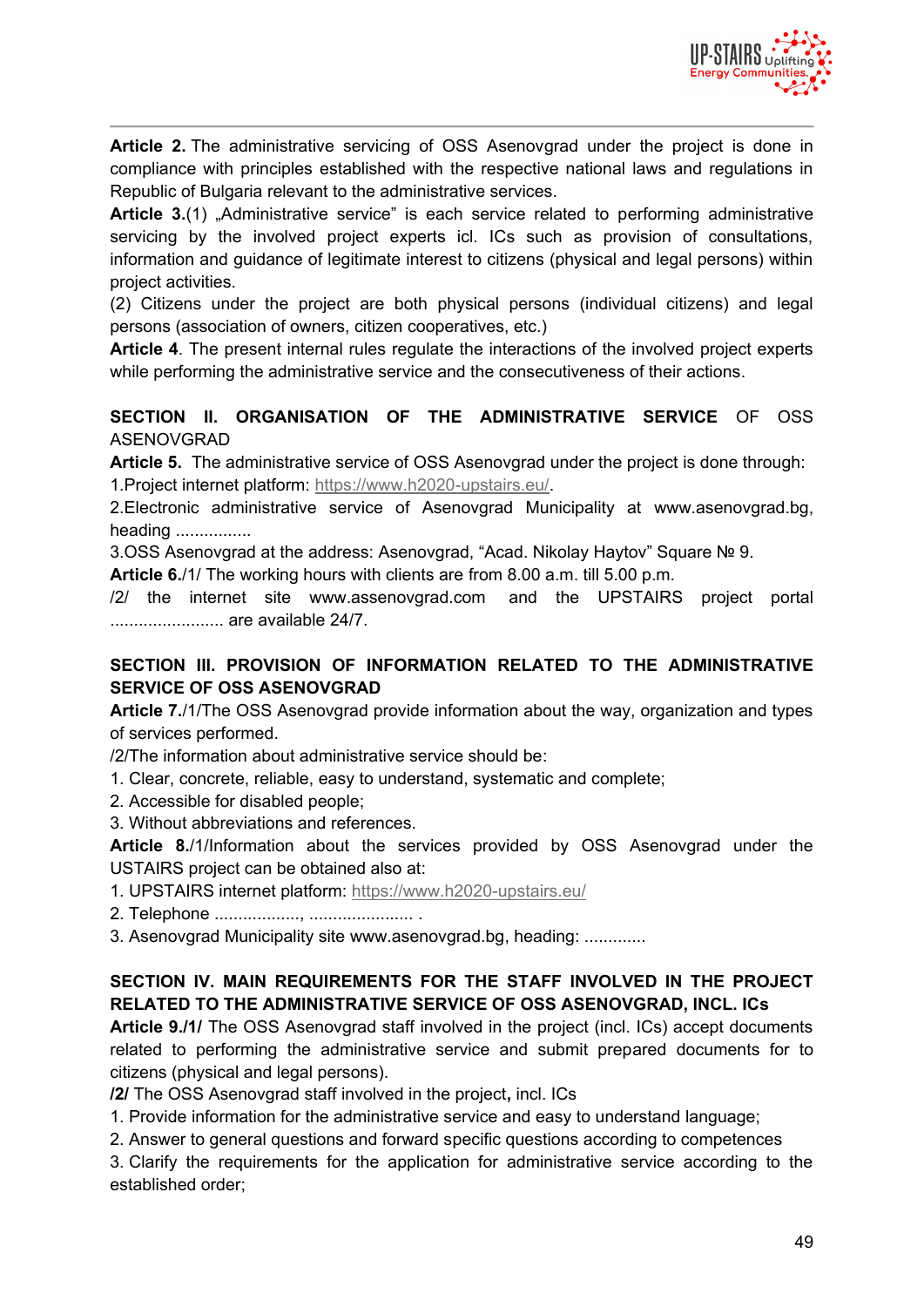**Article 2.** The administrative servicing of OSS Asenovgrad under the project is done in compliance with principles established with the respective national laws and regulations in Republic of Bulgaria relevant to the administrative services.

**Article 3.**(1) „Administrative service" is each service related to performing administrative servicing by the involved project experts icl. ICs such as provision of consultations, information and guidance of legitimate interest to citizens (physical and legal persons) within project activities.

(2) Citizens under the project are both physical persons (individual citizens) and legal persons (association of owners, citizen cooperatives, etc.)

**Article 4**. The present internal rules regulate the interactions of the involved project experts while performing the administrative service and the consecutiveness of their actions.

## SECTION II. ORGANISATION OF THE ADMINISTRATIVE SERVICE OF OSS ASENOVGRAD

**Article 5.** The administrative service of OSS Asenovgrad under the project is done through:

1.Project internet platform: https://www.h2020-upstairs.eu/.

2.Electronic administrative service of Asenovgrad Municipality at www.asenovgrad.bg, heading ................

3.OSS Asenovgrad at the address: Asenovgrad, "Acad. Nikolay Haytov" Square № 9.

**Article 6.**/1/ The working hours with clients are from 8.00 a.m. till 5.00 p.m.

/2/ the internet site www.assenovgrad.com and the UPSTAIRS project portal ........................ are available 24/7.

## SECTION III. PROVISION OF INFORMATION RELATED TO THE ADMINISTRATIVE SERVICE OF OSS ASENOVGRAD

**Article 7.**/1/The OSS Asenovgrad provide information about the way, organization and types of services performed.

/2/The information about administrative service should be:

1. Clear, concrete, reliable, easy to understand, systematic and complete;
2. Accessible for disabled people;
3. Without abbreviations and references.

**Article 8.**/1/Information about the services provided by OSS Asenovgrad under the USTAIRS project can be obtained also at:

1. UPSTAIRS internet platform: https://www.h2020-upstairs.eu/
2. Telephone .................., ...................... .
3. Asenovgrad Municipality site www.asenovgrad.bg, heading: .............

## SECTION IV. MAIN REQUIREMENTS FOR THE STAFF INVOLVED IN THE PROJECT RELATED TO THE ADMINISTRATIVE SERVICE OF OSS ASENOVGRAD, INCL. ICs

**Article 9./1/** The OSS Asenovgrad staff involved in the project (incl. ICs) accept documents related to performing the administrative service and submit prepared documents for to citizens (physical and legal persons).

**/2/** The OSS Asenovgrad staff involved in the project**,** incl. ICs

1. Provide information for the administrative service and easy to understand language;
2. Answer to general questions and forward specific questions according to competences
3. Clarify the requirements for the application for administrative service according to the established order;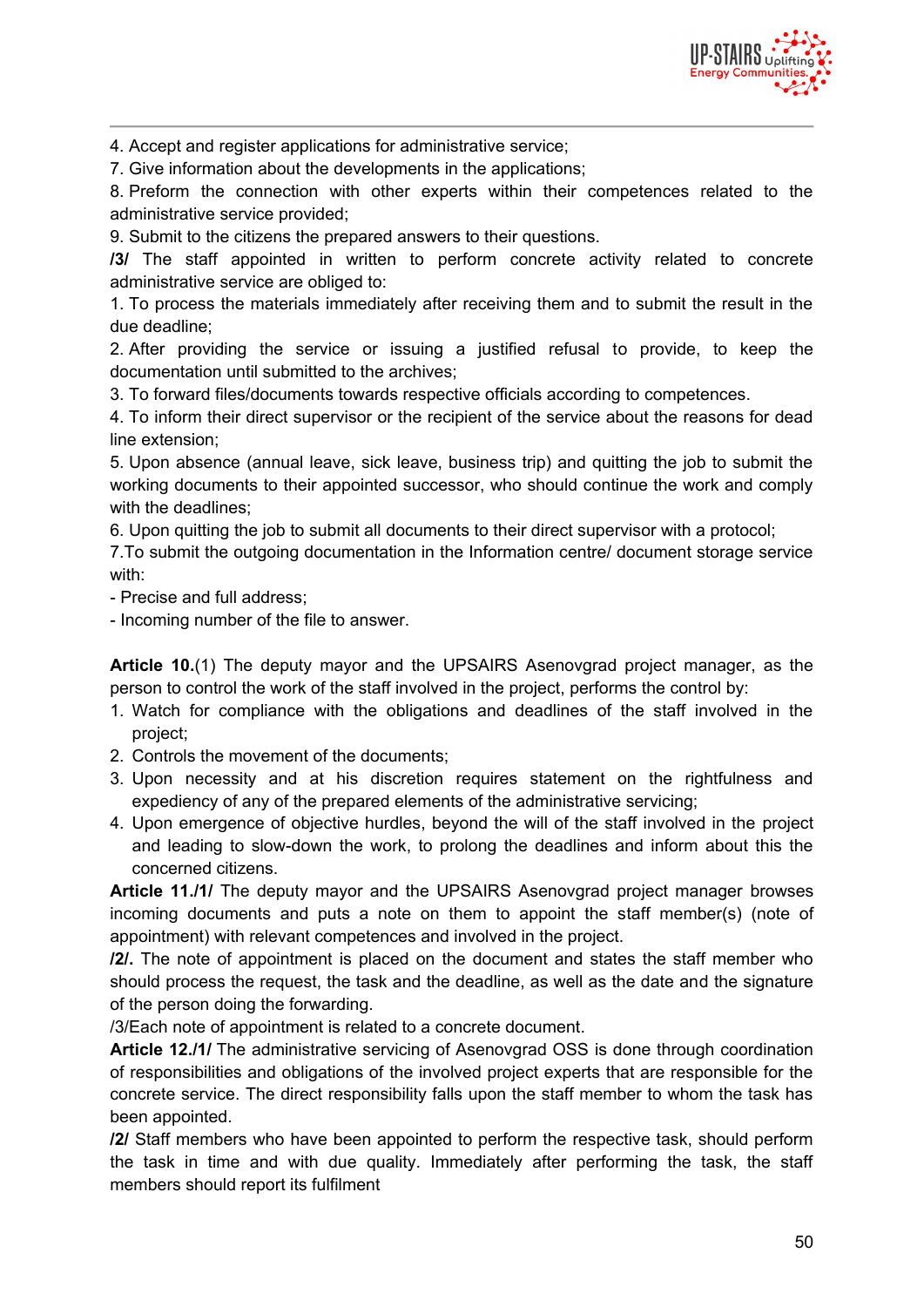4. Accept and register applications for administrative service;

7. Give information about the developments in the applications;

8. Preform the connection with other experts within their competences related to the administrative service provided;

9. Submit to the citizens the prepared answers to their questions.

**/3/** The staff appointed in written to perform concrete activity related to concrete administrative service are obliged to:

1. To process the materials immediately after receiving them and to submit the result in the due deadline;
2. After providing the service or issuing a justified refusal to provide, to keep the documentation until submitted to the archives;
3. To forward files/documents towards respective officials according to competences.
4. To inform their direct supervisor or the recipient of the service about the reasons for dead line extension;
5. Upon absence (annual leave, sick leave, business trip) and quitting the job to submit the working documents to their appointed successor, who should continue the work and comply with the deadlines;
6. Upon quitting the job to submit all documents to their direct supervisor with a protocol;
7. To submit the outgoing documentation in the Information centre/ document storage service with:

- Precise and full address;
- Incoming number of the file to answer.

**Article 10.**(1) The deputy mayor and the UPSAIRS Asenovgrad project manager, as the person to control the work of the staff involved in the project, performs the control by:

1. Watch for compliance with the obligations and deadlines of the staff involved in the project;
2. Controls the movement of the documents;
3. Upon necessity and at his discretion requires statement on the rightfulness and expediency of any of the prepared elements of the administrative servicing;
4. Upon emergence of objective hurdles, beyond the will of the staff involved in the project and leading to slow-down the work, to prolong the deadlines and inform about this the concerned citizens.

**Article 11./1/** The deputy mayor and the UPSAIRS Asenovgrad project manager browses incoming documents and puts a note on them to appoint the staff member(s) (note of appointment) with relevant competences and involved in the project.

**/2/.** The note of appointment is placed on the document and states the staff member who should process the request, the task and the deadline, as well as the date and the signature of the person doing the forwarding.

/3/Each note of appointment is related to a concrete document.

**Article 12./1/** The administrative servicing of Asenovgrad OSS is done through coordination of responsibilities and obligations of the involved project experts that are responsible for the concrete service. The direct responsibility falls upon the staff member to whom the task has been appointed.

**/2/** Staff members who have been appointed to perform the respective task, should perform the task in time and with due quality. Immediately after performing the task, the staff members should report its fulfilment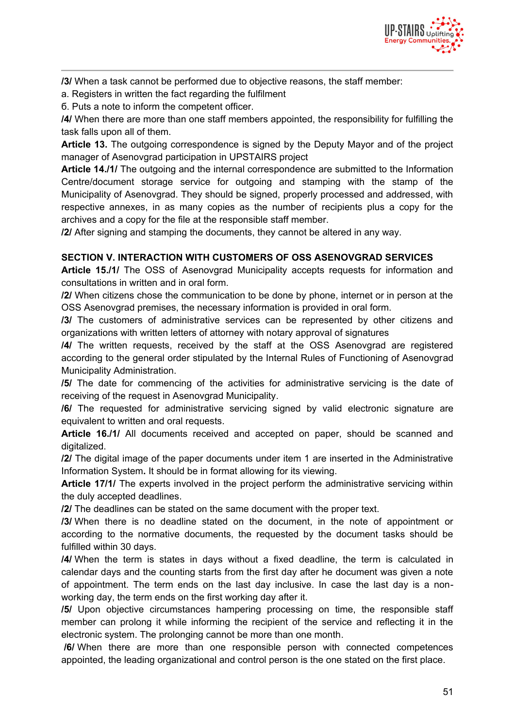**/3/** When a task cannot be performed due to objective reasons, the staff member:

a. Registers in written the fact regarding the fulfilment

б. Puts a note to inform the competent officer.

**/4/** When there are more than one staff members appointed, the responsibility for fulfilling the task falls upon all of them.

**Article 13.** The outgoing correspondence is signed by the Deputy Mayor and of the project manager of Asenovgrad participation in UPSTAIRS project

**Article 14./1/** The outgoing and the internal correspondence are submitted to the Information Centre/document storage service for outgoing and stamping with the stamp of the Municipality of Asenovgrad. They should be signed, properly processed and addressed, with respective annexes, in as many copies as the number of recipients plus a copy for the archives and a copy for the file at the responsible staff member.

**/2/** After signing and stamping the documents, they cannot be altered in any way.

**SECTION V. INTERACTION WITH CUSTOMERS OF OSS ASENOVGRAD SERVICES**

**Article 15./1/** The OSS of Asenovgrad Municipality accepts requests for information and consultations in written and in oral form.

**/2/** When citizens chose the communication to be done by phone, internet or in person at the OSS Asenovgrad premises, the necessary information is provided in oral form.

**/3/** The customers of administrative services can be represented by other citizens and organizations with written letters of attorney with notary approval of signatures

**/4/** The written requests, received by the staff at the OSS Asenovgrad are registered according to the general order stipulated by the Internal Rules of Functioning of Asenovgrad Municipality Administration.

**/5/** The date for commencing of the activities for administrative servicing is the date of receiving of the request in Asenovgrad Municipality.

**/6/** The requested for administrative servicing signed by valid electronic signature are equivalent to written and oral requests.

**Article 16./1/** All documents received and accepted on paper, should be scanned and digitalized.

**/2/** The digital image of the paper documents under item 1 are inserted in the Administrative Information System. It should be in format allowing for its viewing.

**Article 17/1/** The experts involved in the project perform the administrative servicing within the duly accepted deadlines.

**/2/** The deadlines can be stated on the same document with the proper text.

**/3/** When there is no deadline stated on the document, in the note of appointment or according to the normative documents, the requested by the document tasks should be fulfilled within 30 days.

**/4/** When the term is states in days without a fixed deadline, the term is calculated in calendar days and the counting starts from the first day after he document was given a note of appointment. The term ends on the last day inclusive. In case the last day is a non-working day, the term ends on the first working day after it.

**/5/** Upon objective circumstances hampering processing on time, the responsible staff member can prolong it while informing the recipient of the service and reflecting it in the electronic system. The prolonging cannot be more than one month.

**/6/** When there are more than one responsible person with connected competences appointed, the leading organizational and control person is the one stated on the first place.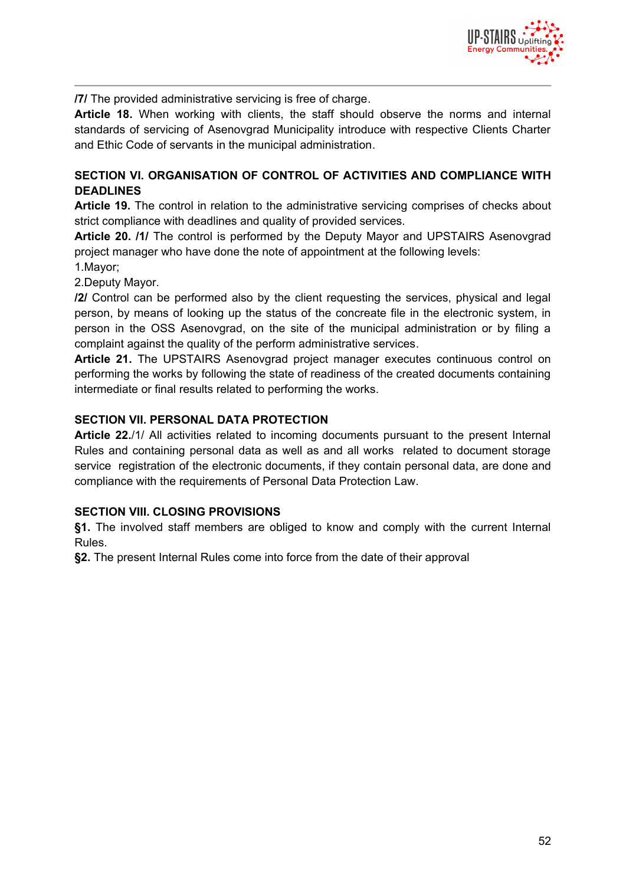**/7/** The provided administrative servicing is free of charge.

**Article 18.** When working with clients, the staff should observe the norms and internal standards of servicing of Asenovgrad Municipality introduce with respective Clients Charter and Ethic Code of servants in the municipal administration.

## SECTION VI. ORGANISATION OF CONTROL OF ACTIVITIES AND COMPLIANCE WITH DEADLINES

**Article 19.** The control in relation to the administrative servicing comprises of checks about strict compliance with deadlines and quality of provided services.

**Article 20. /1/** The control is performed by the Deputy Mayor and UPSTAIRS Asenovgrad project manager who have done the note of appointment at the following levels:

1.Mayor;

2.Deputy Mayor.

**/2/** Control can be performed also by the client requesting the services, physical and legal person, by means of looking up the status of the concreate file in the electronic system, in person in the OSS Asenovgrad, on the site of the municipal administration or by filing a complaint against the quality of the perform administrative services.

**Article 21.** The UPSTAIRS Asenovgrad project manager executes continuous control on performing the works by following the state of readiness of the created documents containing intermediate or final results related to performing the works.

## SECTION VII. PERSONAL DATA PROTECTION

**Article 22.**/1/ All activities related to incoming documents pursuant to the present Internal Rules and containing personal data as well as and all works related to document storage service registration of the electronic documents, if they contain personal data, are done and compliance with the requirements of Personal Data Protection Law.

## SECTION VIII. CLOSING PROVISIONS

**§1.** The involved staff members are obliged to know and comply with the current Internal Rules.

**§2.** The present Internal Rules come into force from the date of their approval